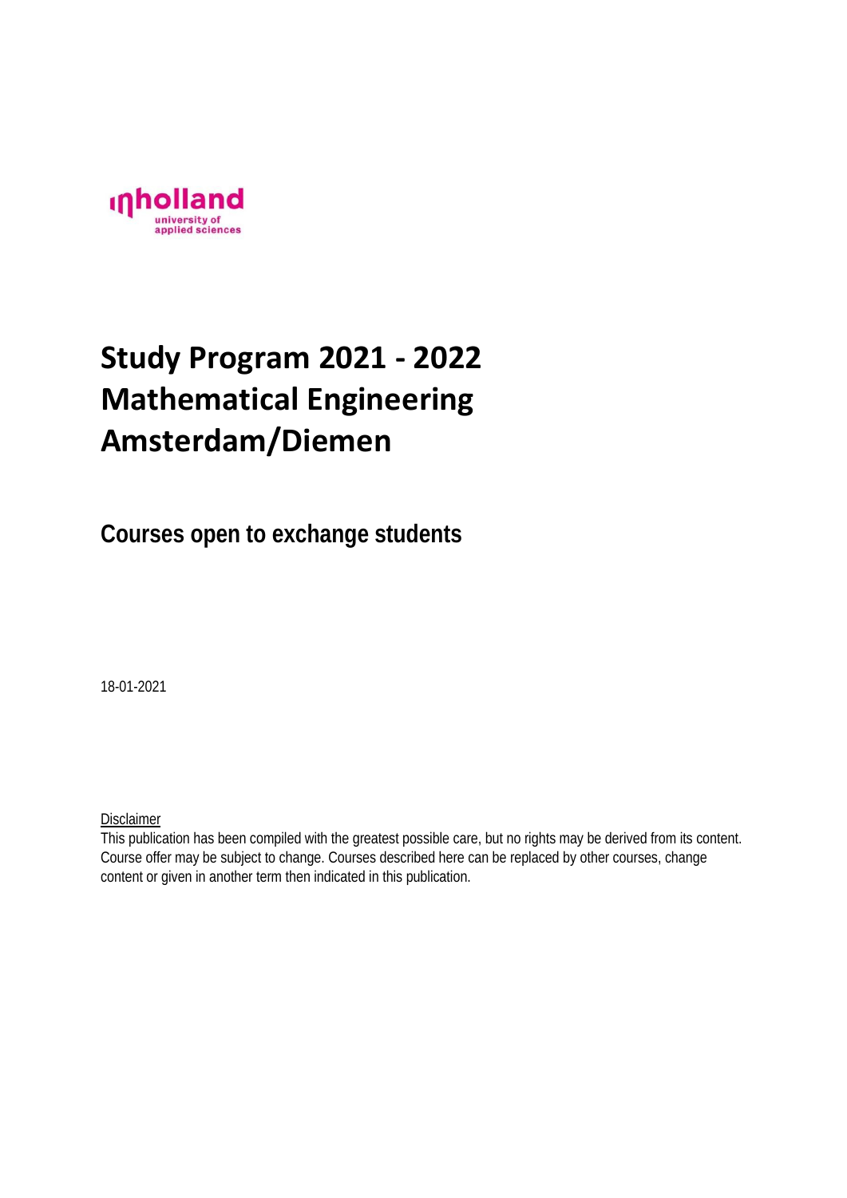inholland
university of
applied sciences

# Study Program 2021 - 2022
# Mathematical Engineering
# Amsterdam/Diemen

## Courses open to exchange students

18-01-2021

Disclaimer

This publication has been compiled with the greatest possible care, but no rights may be derived from its content. Course offer may be subject to change. Courses described here can be replaced by other courses, change content or given in another term then indicated in this publication.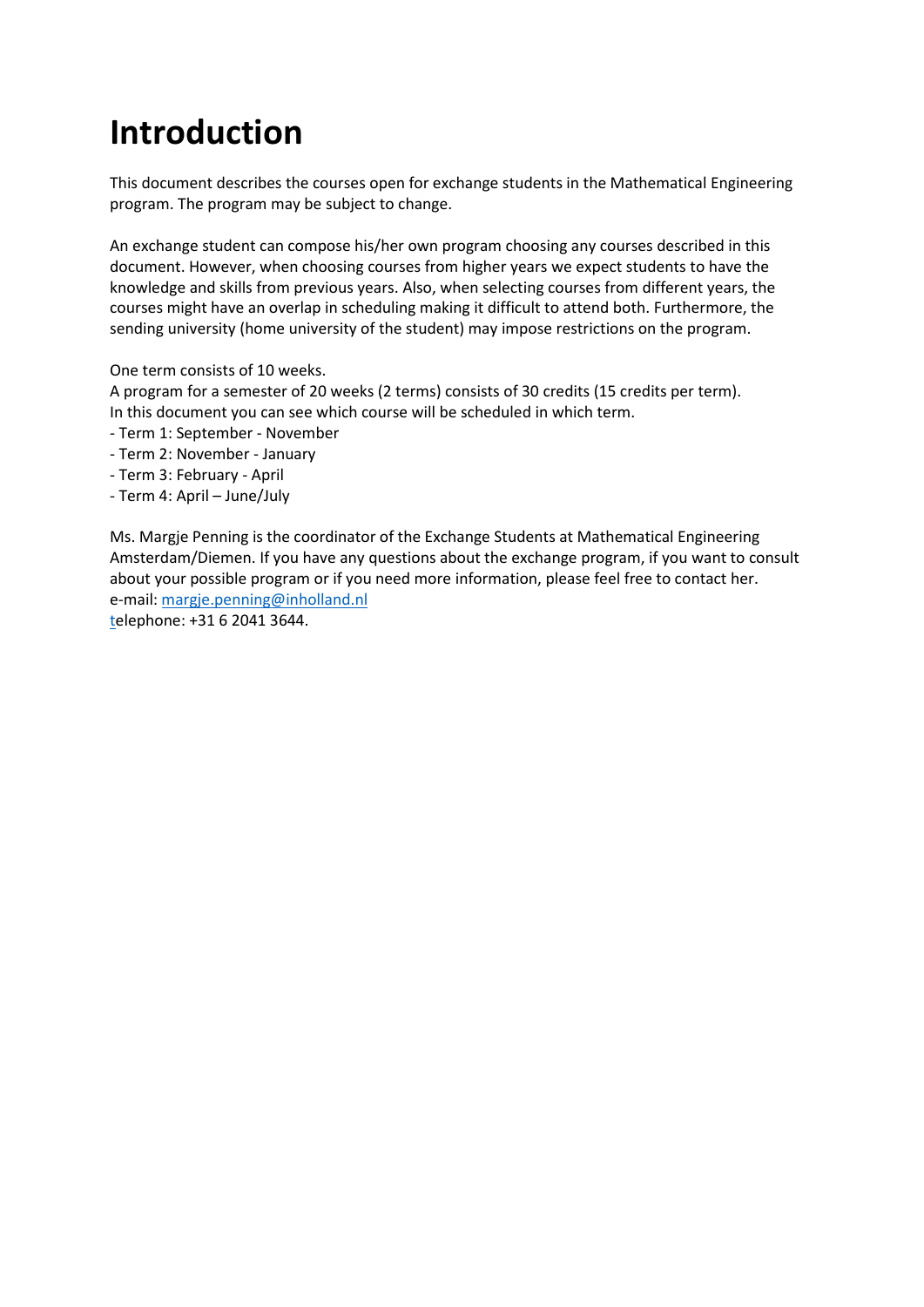# Introduction

This document describes the courses open for exchange students in the Mathematical Engineering program. The program may be subject to change.

An exchange student can compose his/her own program choosing any courses described in this document. However, when choosing courses from higher years we expect students to have the knowledge and skills from previous years. Also, when selecting courses from different years, the courses might have an overlap in scheduling making it difficult to attend both. Furthermore, the sending university (home university of the student) may impose restrictions on the program.

One term consists of 10 weeks.
A program for a semester of 20 weeks (2 terms) consists of 30 credits (15 credits per term).
In this document you can see which course will be scheduled in which term.

- Term 1: September - November
- Term 2: November - January
- Term 3: February - April
- Term 4: April – June/July

Ms. Margje Penning is the coordinator of the Exchange Students at Mathematical Engineering Amsterdam/Diemen. If you have any questions about the exchange program, if you want to consult about your possible program or if you need more information, please feel free to contact her.
e-mail: margje.penning@inholland.nl
telephone: +31 6 2041 3644.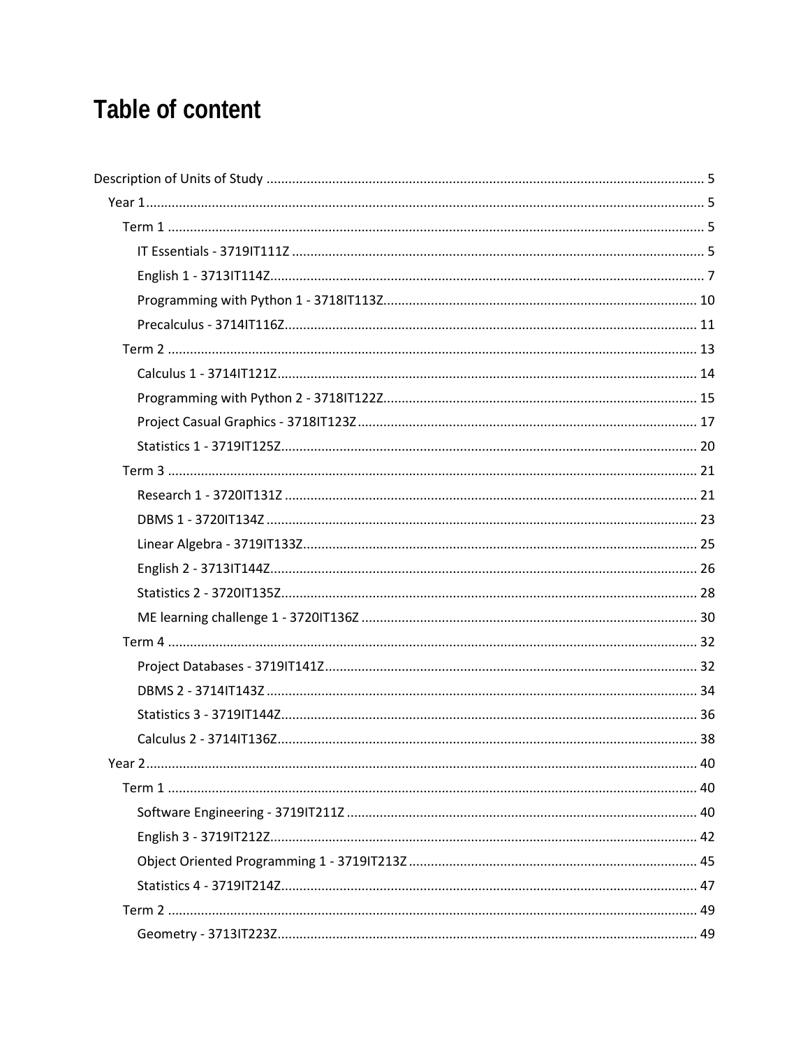# Table of content

- Description of Units of Study ..... 5
  - Year 1 ..... 5
    - Term 1 ..... 5
      - IT Essentials - 3719IT111Z ..... 5
      - English 1 - 3713IT114Z ..... 7
      - Programming with Python 1 - 3718IT113Z ..... 10
      - Precalculus - 3714IT116Z ..... 11
    - Term 2 ..... 13
      - Calculus 1 - 3714IT121Z ..... 14
      - Programming with Python 2 - 3718IT122Z ..... 15
      - Project Casual Graphics - 3718IT123Z ..... 17
      - Statistics 1 - 3719IT125Z ..... 20
    - Term 3 ..... 21
      - Research 1 - 3720IT131Z ..... 21
      - DBMS 1 - 3720IT134Z ..... 23
      - Linear Algebra - 3719IT133Z ..... 25
      - English 2 - 3713IT144Z ..... 26
      - Statistics 2 - 3720IT135Z ..... 28
      - ME learning challenge 1 - 3720IT136Z ..... 30
    - Term 4 ..... 32
      - Project Databases - 3719IT141Z ..... 32
      - DBMS 2 - 3714IT143Z ..... 34
      - Statistics 3 - 3719IT144Z ..... 36
      - Calculus 2 - 3714IT136Z ..... 38
  - Year 2 ..... 40
    - Term 1 ..... 40
      - Software Engineering - 3719IT211Z ..... 40
      - English 3 - 3719IT212Z ..... 42
      - Object Oriented Programming 1 - 3719IT213Z ..... 45
      - Statistics 4 - 3719IT214Z ..... 47
    - Term 2 ..... 49
      - Geometry - 3713IT223Z ..... 49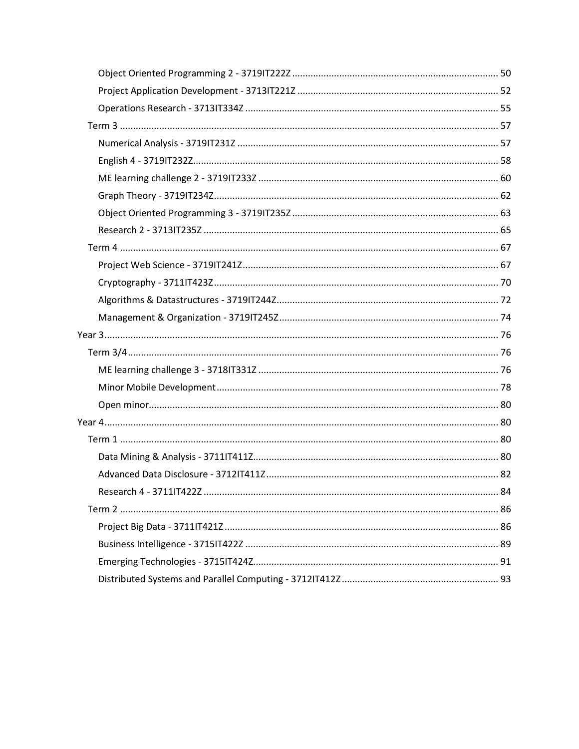- Object Oriented Programming 2 - 3719IT222Z ........ 50
- Project Application Development - 3713IT221Z ........ 52
- Operations Research - 3713IT334Z ........ 55

Term 3 ........ 57

- Numerical Analysis - 3719IT231Z ........ 57
- English 4 - 3719IT232Z ........ 58
- ME learning challenge 2 - 3719IT233Z ........ 60
- Graph Theory - 3719IT234Z ........ 62
- Object Oriented Programming 3 - 3719IT235Z ........ 63
- Research 2 - 3713IT235Z ........ 65

Term 4 ........ 67

- Project Web Science - 3719IT241Z ........ 67
- Cryptography - 3711IT423Z ........ 70
- Algorithms & Datastructures - 3719IT244Z ........ 72
- Management & Organization - 3719IT245Z ........ 74

Year 3 ........ 76

Term 3/4 ........ 76

- ME learning challenge 3 - 3718IT331Z ........ 76
- Minor Mobile Development ........ 78
- Open minor ........ 80

Year 4 ........ 80

Term 1 ........ 80

- Data Mining & Analysis - 3711IT411Z ........ 80
- Advanced Data Disclosure - 3712IT411Z ........ 82
- Research 4 - 3711IT422Z ........ 84

Term 2 ........ 86

- Project Big Data - 3711IT421Z ........ 86
- Business Intelligence - 3715IT422Z ........ 89
- Emerging Technologies - 3715IT424Z ........ 91
- Distributed Systems and Parallel Computing - 3712IT412Z ........ 93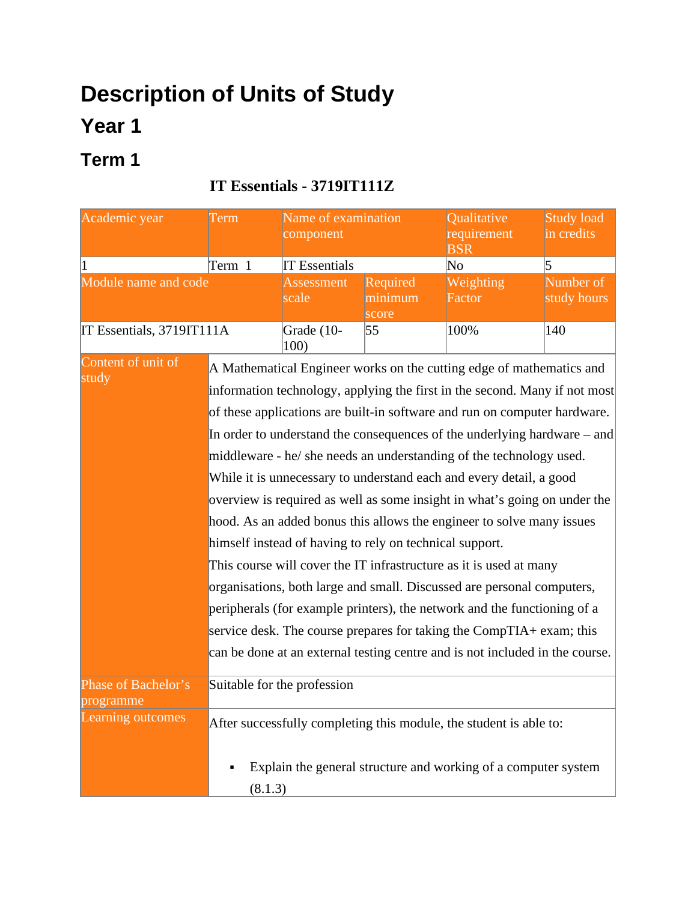# Description of Units of Study

## Year 1

### Term 1

**IT Essentials - 3719IT111Z**

| Academic year | Term | Name of examination component | | Qualitative requirement BSR | Study load in credits |
|---|---|---|---|---|---|
| 1 | Term 1 | IT Essentials | | No | 5 |
| Module name and code | | Assessment scale | Required minimum score | Weighting Factor | Number of study hours |
| IT Essentials, 3719IT111A | | Grade (10-100) | 55 | 100% | 140 |
| Content of unit of study | A Mathematical Engineer works on the cutting edge of mathematics and information technology, applying the first in the second. Many if not most of these applications are built-in software and run on computer hardware. In order to understand the consequences of the underlying hardware – and middleware - he/ she needs an understanding of the technology used. While it is unnecessary to understand each and every detail, a good overview is required as well as some insight in what's going on under the hood. As an added bonus this allows the engineer to solve many issues himself instead of having to rely on technical support.<br>This course will cover the IT infrastructure as it is used at many organisations, both large and small. Discussed are personal computers, peripherals (for example printers), the network and the functioning of a service desk. The course prepares for taking the CompTIA+ exam; this can be done at an external testing centre and is not included in the course. | | | | |
| Phase of Bachelor's programme | Suitable for the profession | | | | |
| Learning outcomes | After successfully completing this module, the student is able to:<br>▪ Explain the general structure and working of a computer system (8.1.3) | | | | |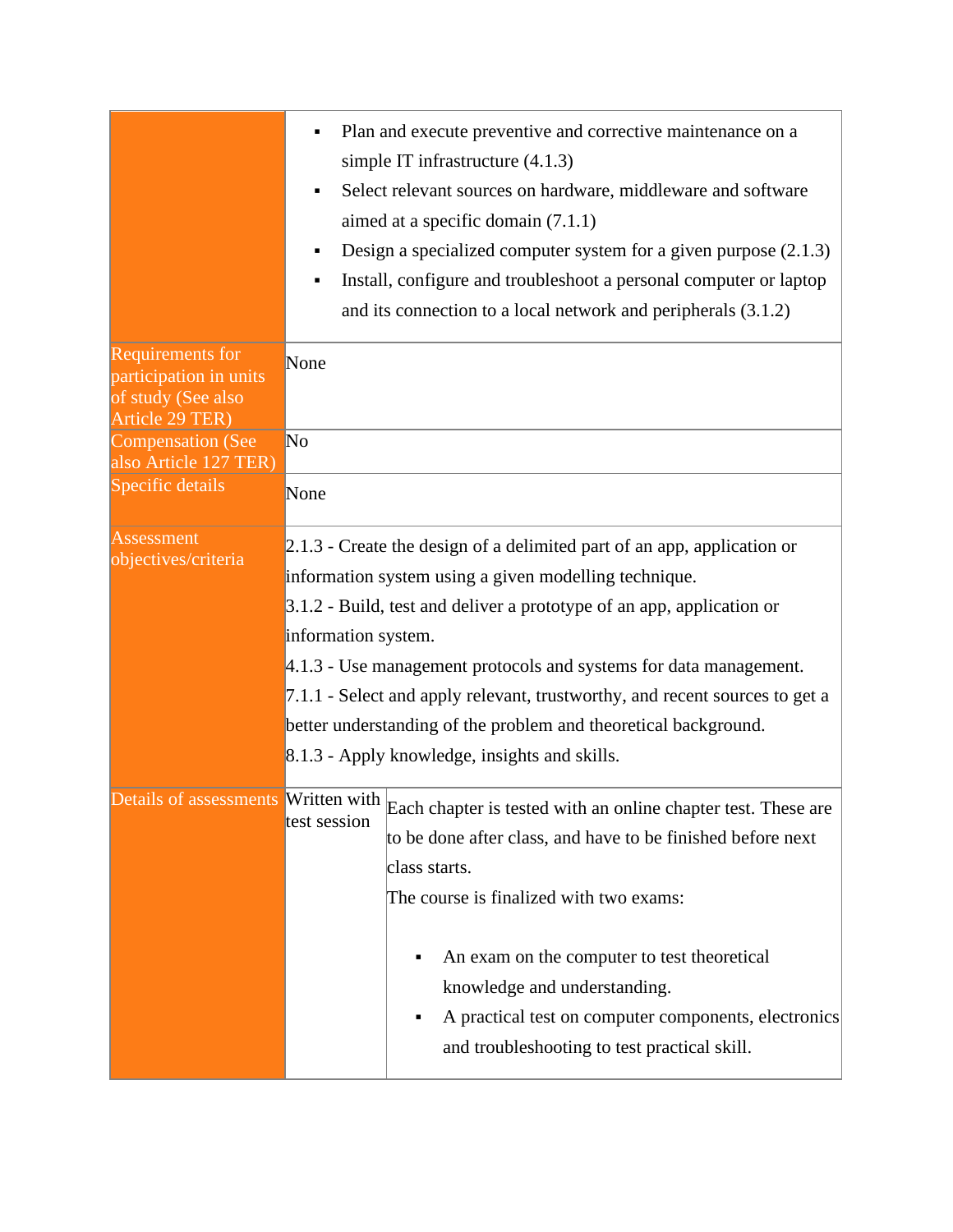| | | |
|---|---|---|
| | ▪ Plan and execute preventive and corrective maintenance on a simple IT infrastructure (4.1.3)<br>▪ Select relevant sources on hardware, middleware and software aimed at a specific domain (7.1.1)<br>▪ Design a specialized computer system for a given purpose (2.1.3)<br>▪ Install, configure and troubleshoot a personal computer or laptop and its connection to a local network and peripherals (3.1.2) | |
| Requirements for participation in units of study (See also Article 29 TER) | None | |
| Compensation (See also Article 127 TER) | No | |
| Specific details | None | |
| Assessment objectives/criteria | 2.1.3 - Create the design of a delimited part of an app, application or information system using a given modelling technique.<br>3.1.2 - Build, test and deliver a prototype of an app, application or information system.<br>4.1.3 - Use management protocols and systems for data management.<br>7.1.1 - Select and apply relevant, trustworthy, and recent sources to get a better understanding of the problem and theoretical background.<br>8.1.3 - Apply knowledge, insights and skills. | |
| Details of assessments | Written with test session | Each chapter is tested with an online chapter test. These are to be done after class, and have to be finished before next class starts.<br>The course is finalized with two exams:<br>▪ An exam on the computer to test theoretical knowledge and understanding.<br>▪ A practical test on computer components, electronics and troubleshooting to test practical skill. |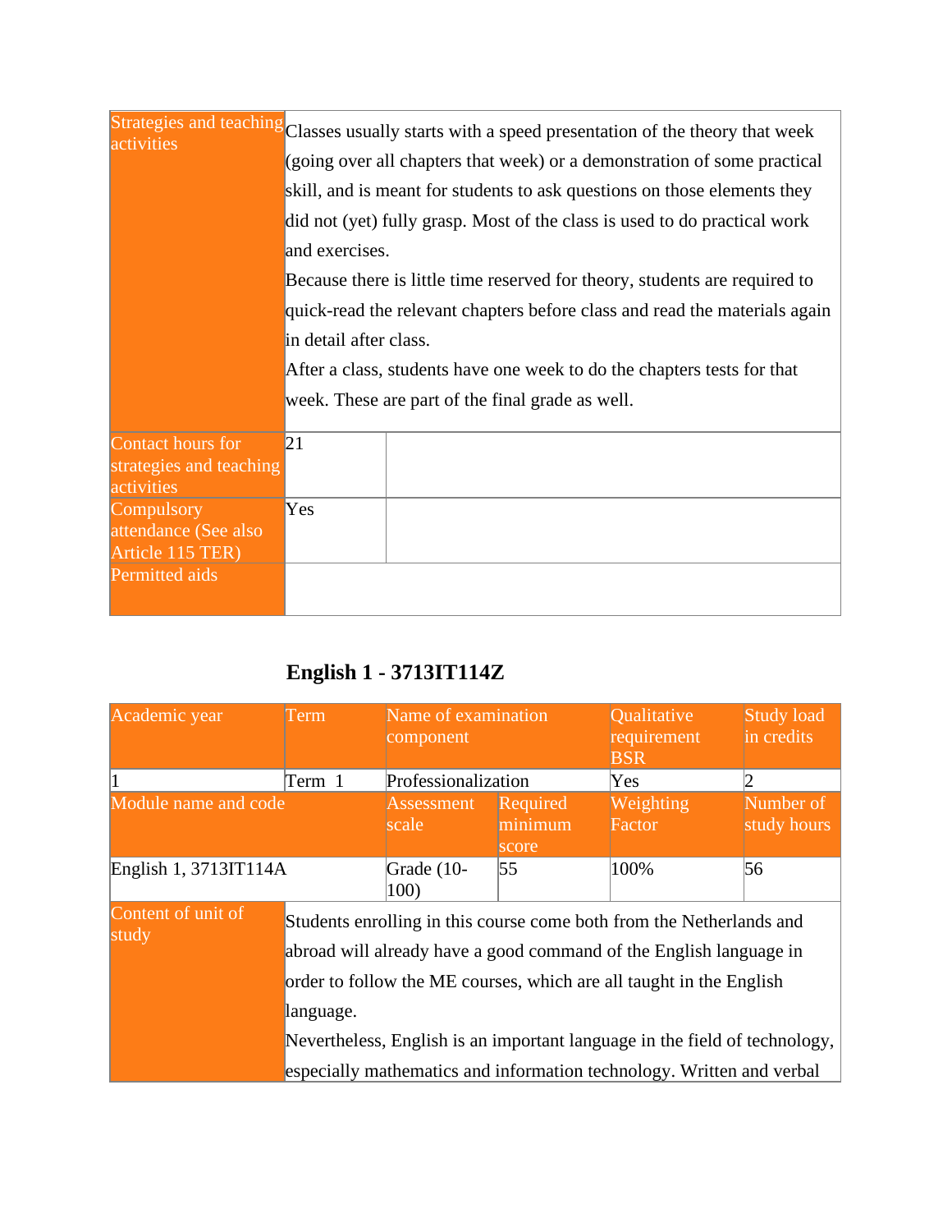| | | |
|---|---|---|
| Strategies and teaching activities | Classes usually starts with a speed presentation of the theory that week (going over all chapters that week) or a demonstration of some practical skill, and is meant for students to ask questions on those elements they did not (yet) fully grasp. Most of the class is used to do practical work and exercises.<br>Because there is little time reserved for theory, students are required to quick-read the relevant chapters before class and read the materials again in detail after class.<br>After a class, students have one week to do the chapters tests for that week. These are part of the final grade as well. | |
| Contact hours for strategies and teaching activities | 21 | |
| Compulsory attendance (See also Article 115 TER) | Yes | |
| Permitted aids | | |

## English 1 - 3713IT114Z

| Academic year | Term | Name of examination component | | Qualitative requirement BSR | Study load in credits |
|---|---|---|---|---|---|
| 1 | Term 1 | Professionalization | | Yes | 2 |
| Module name and code | | Assessment scale | Required minimum score | Weighting Factor | Number of study hours |
| English 1, 3713IT114A | | Grade (10-100) | 55 | 100% | 56 |
| Content of unit of study | Students enrolling in this course come both from the Netherlands and abroad will already have a good command of the English language in order to follow the ME courses, which are all taught in the English language.<br>Nevertheless, English is an important language in the field of technology, especially mathematics and information technology. Written and verbal | | | | |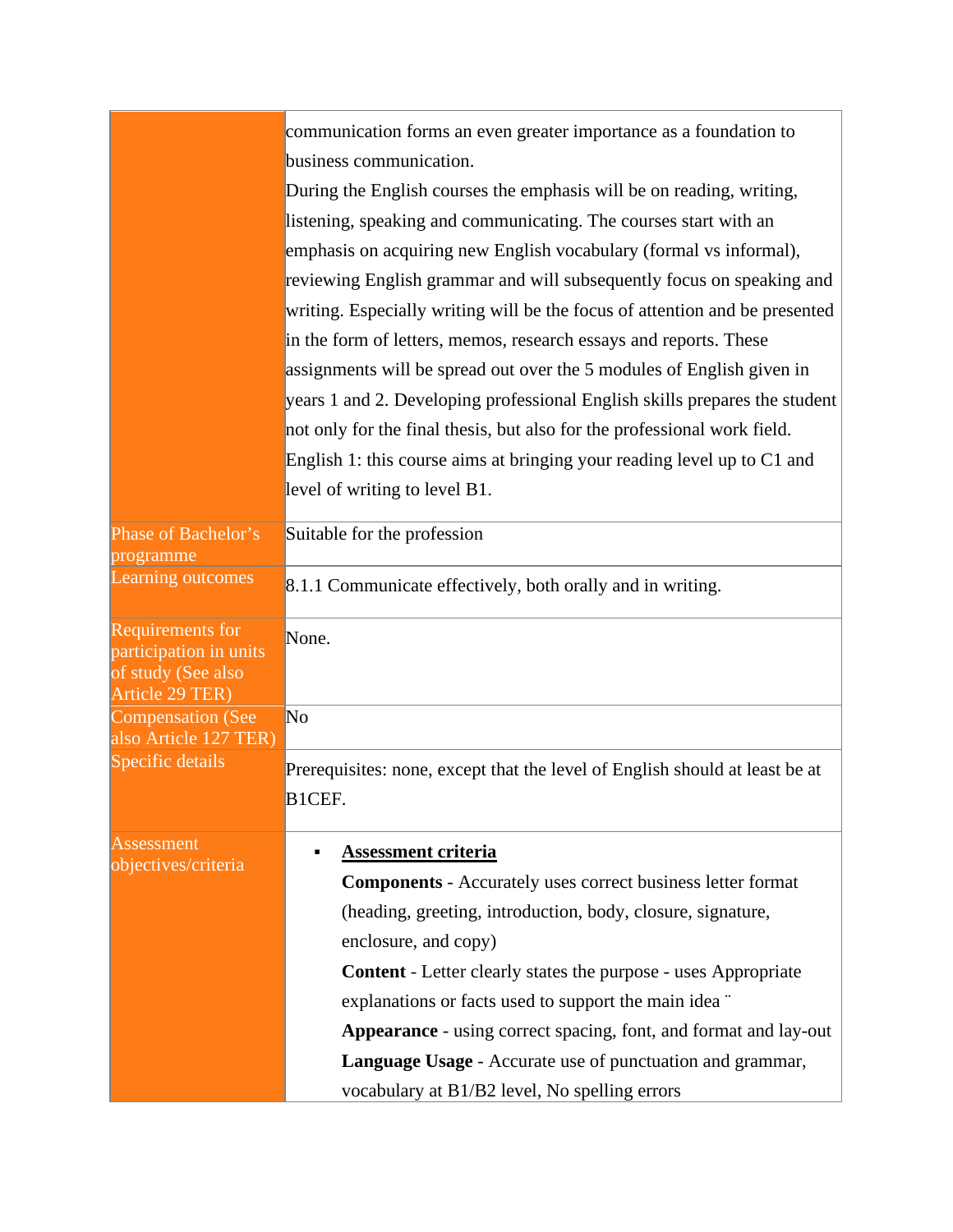| | |
|---|---|
| | communication forms an even greater importance as a foundation to business communication.<br>During the English courses the emphasis will be on reading, writing, listening, speaking and communicating. The courses start with an emphasis on acquiring new English vocabulary (formal vs informal), reviewing English grammar and will subsequently focus on speaking and writing. Especially writing will be the focus of attention and be presented in the form of letters, memos, research essays and reports. These assignments will be spread out over the 5 modules of English given in years 1 and 2. Developing professional English skills prepares the student not only for the final thesis, but also for the professional work field.<br>English 1: this course aims at bringing your reading level up to C1 and level of writing to level B1. |
| Phase of Bachelor's programme | Suitable for the profession |
| Learning outcomes | 8.1.1 Communicate effectively, both orally and in writing. |
| Requirements for participation in units of study (See also Article 29 TER) | None. |
| Compensation (See also Article 127 TER) | No |
| Specific details | Prerequisites: none, except that the level of English should at least be at B1CEF. |
| Assessment objectives/criteria | ▪ **Assessment criteria**<br>**Components** - Accurately uses correct business letter format (heading, greeting, introduction, body, closure, signature, enclosure, and copy)<br>**Content** - Letter clearly states the purpose - uses Appropriate explanations or facts used to support the main idea ¨<br>**Appearance** - using correct spacing, font, and format and lay-out<br>**Language Usage** - Accurate use of punctuation and grammar, vocabulary at B1/B2 level, No spelling errors |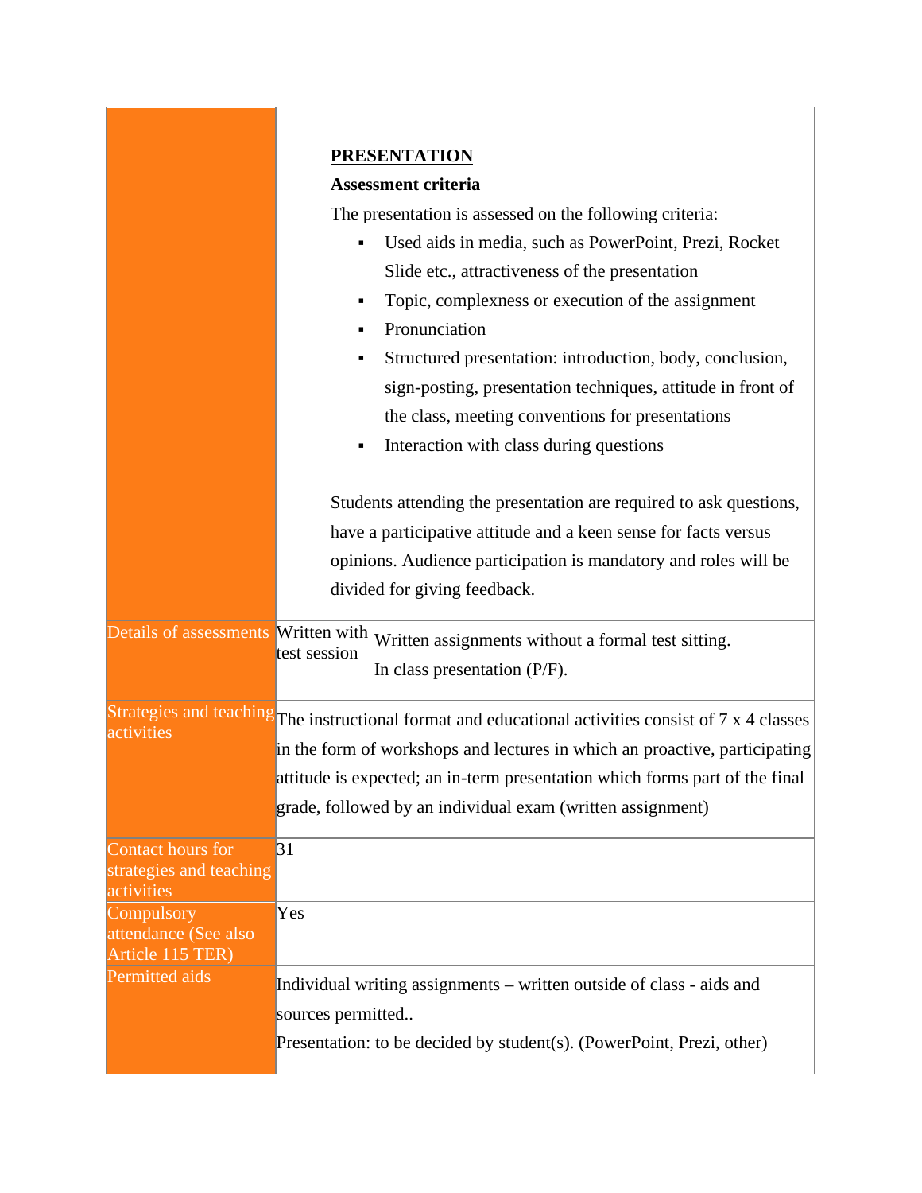| | | |
|---|---|---|
| | **PRESENTATION**<br>**Assessment criteria**<br>The presentation is assessed on the following criteria:<br>▪ Used aids in media, such as PowerPoint, Prezi, Rocket Slide etc., attractiveness of the presentation<br>▪ Topic, complexness or execution of the assignment<br>▪ Pronunciation<br>▪ Structured presentation: introduction, body, conclusion, sign-posting, presentation techniques, attitude in front of the class, meeting conventions for presentations<br>▪ Interaction with class during questions<br><br>Students attending the presentation are required to ask questions, have a participative attitude and a keen sense for facts versus opinions. Audience participation is mandatory and roles will be divided for giving feedback. | |
| Details of assessments | Written with test session | Written assignments without a formal test sitting.<br>In class presentation (P/F). |
| Strategies and teaching activities | The instructional format and educational activities consist of 7 x 4 classes in the form of workshops and lectures in which an proactive, participating attitude is expected; an in-term presentation which forms part of the final grade, followed by an individual exam (written assignment) | |
| Contact hours for strategies and teaching activities | 31 | |
| Compulsory attendance (See also Article 115 TER) | Yes | |
| Permitted aids | Individual writing assignments – written outside of class - aids and sources permitted..<br>Presentation: to be decided by student(s). (PowerPoint, Prezi, other) | |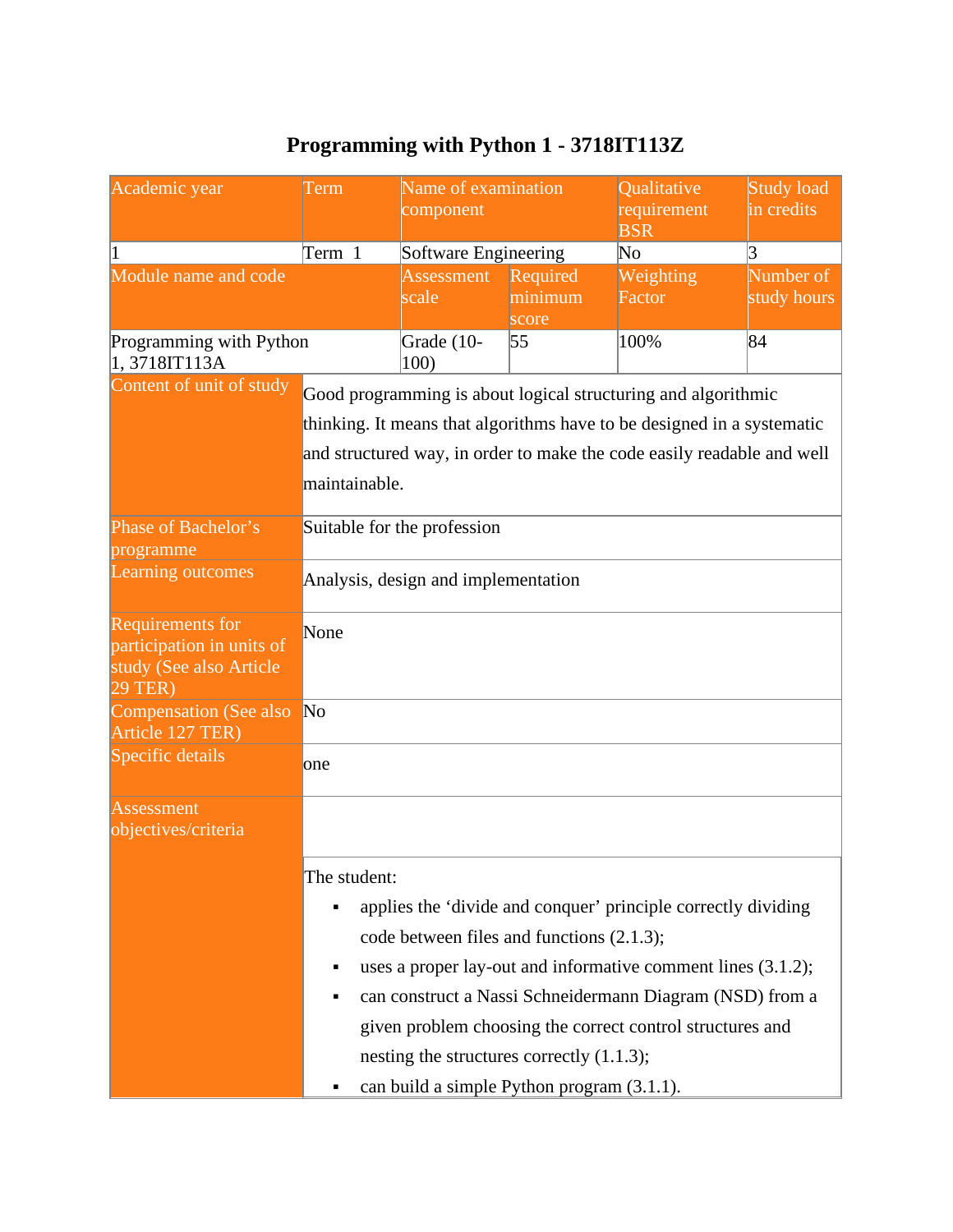# Programming with Python 1 - 3718IT113Z

| Academic year | Term | Name of examination component | | Qualitative requirement BSR | Study load in credits |
|---|---|---|---|---|---|
| 1 | Term 1 | Software Engineering | | No | 3 |
| Module name and code | | Assessment scale | Required minimum score | Weighting Factor | Number of study hours |
| Programming with Python 1, 3718IT113A | | Grade (10-100) | 55 | 100% | 84 |
| Content of unit of study | Good programming is about logical structuring and algorithmic thinking. It means that algorithms have to be designed in a systematic and structured way, in order to make the code easily readable and well maintainable. | | | | |
| Phase of Bachelor's programme | Suitable for the profession | | | | |
| Learning outcomes | Analysis, design and implementation | | | | |
| Requirements for participation in units of study (See also Article 29 TER) | None | | | | |
| Compensation (See also Article 127 TER) | No | | | | |
| Specific details | one | | | | |
| Assessment objectives/criteria | The student:<br>▪ applies the 'divide and conquer' principle correctly dividing code between files and functions (2.1.3);<br>▪ uses a proper lay-out and informative comment lines (3.1.2);<br>▪ can construct a Nassi Schneidermann Diagram (NSD) from a given problem choosing the correct control structures and nesting the structures correctly (1.1.3);<br>▪ can build a simple Python program (3.1.1). | | | | |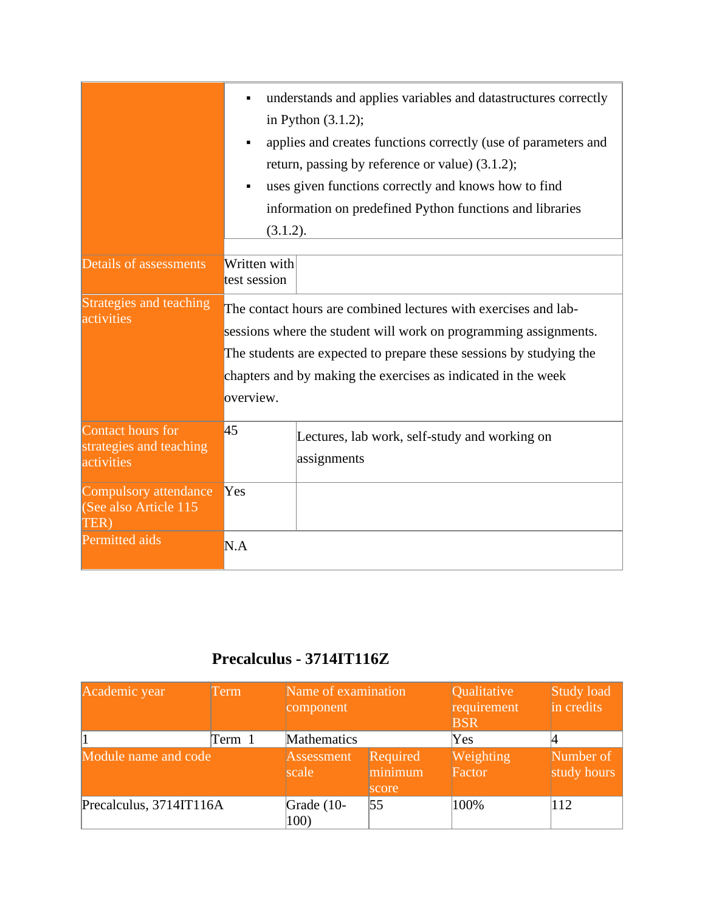| | |
|---|---|
| | ▪ understands and applies variables and datastructures correctly in Python (3.1.2);<br>▪ applies and creates functions correctly (use of parameters and return, passing by reference or value) (3.1.2);<br>▪ uses given functions correctly and knows how to find information on predefined Python functions and libraries (3.1.2). |
| Details of assessments | Written with test session |
| Strategies and teaching activities | The contact hours are combined lectures with exercises and lab-sessions where the student will work on programming assignments. The students are expected to prepare these sessions by studying the chapters and by making the exercises as indicated in the week overview. |
| Contact hours for strategies and teaching activities | 45 — Lectures, lab work, self-study and working on assignments |
| Compulsory attendance (See also Article 115 TER) | Yes |
| Permitted aids | N.A |

## Precalculus - 3714IT116Z

| Academic year | Term | Name of examination component | | Qualitative requirement BSR | Study load in credits |
|---|---|---|---|---|---|
| 1 | Term 1 | Mathematics | | Yes | 4 |
| Module name and code | | Assessment scale | Required minimum score | Weighting Factor | Number of study hours |
| Precalculus, 3714IT116A | | Grade (10-100) | 55 | 100% | 112 |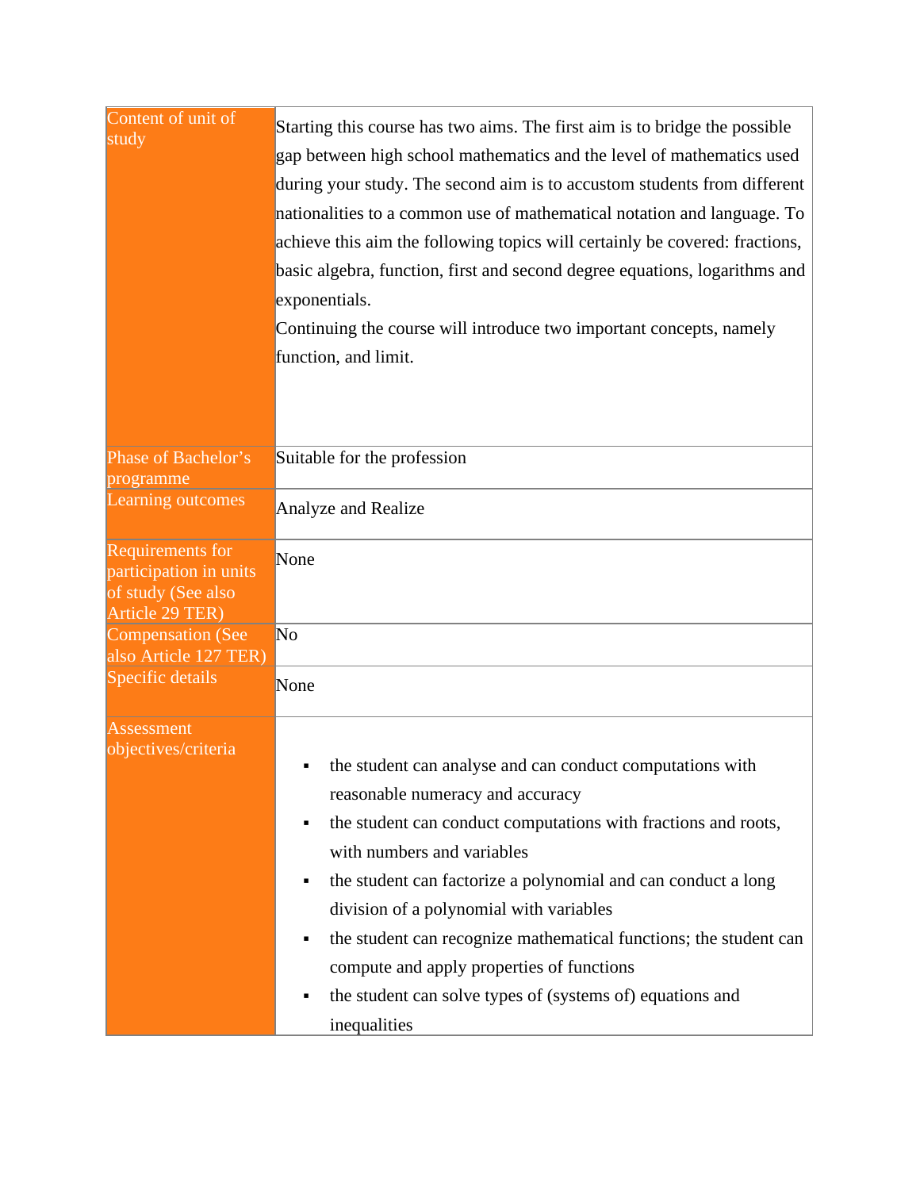| | |
|---|---|
| Content of unit of study | Starting this course has two aims. The first aim is to bridge the possible gap between high school mathematics and the level of mathematics used during your study. The second aim is to accustom students from different nationalities to a common use of mathematical notation and language. To achieve this aim the following topics will certainly be covered: fractions, basic algebra, function, first and second degree equations, logarithms and exponentials.<br>Continuing the course will introduce two important concepts, namely function, and limit. |
| Phase of Bachelor's programme | Suitable for the profession |
| Learning outcomes | Analyze and Realize |
| Requirements for participation in units of study (See also Article 29 TER) | None |
| Compensation (See also Article 127 TER) | No |
| Specific details | None |
| Assessment objectives/criteria | ▪ the student can analyse and can conduct computations with reasonable numeracy and accuracy<br>▪ the student can conduct computations with fractions and roots, with numbers and variables<br>▪ the student can factorize a polynomial and can conduct a long division of a polynomial with variables<br>▪ the student can recognize mathematical functions; the student can compute and apply properties of functions<br>▪ the student can solve types of (systems of) equations and inequalities |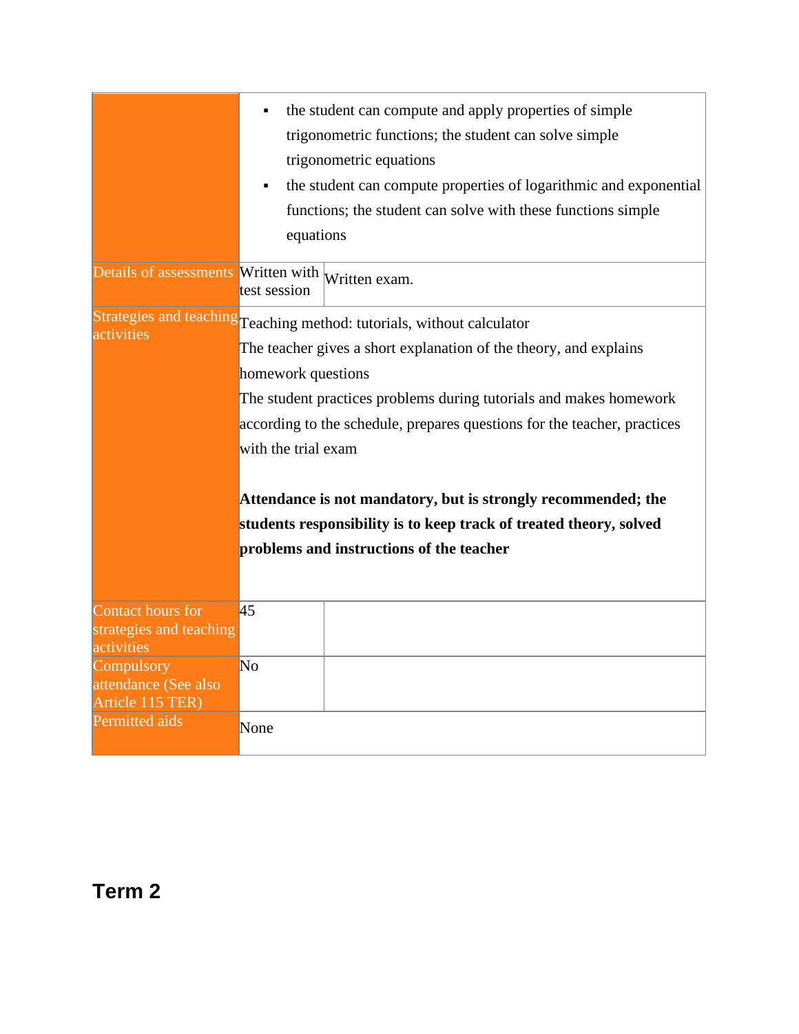| | | |
|---|---|---|
| | ▪ the student can compute and apply properties of simple trigonometric functions; the student can solve simple trigonometric equations<br>▪ the student can compute properties of logarithmic and exponential functions; the student can solve with these functions simple equations | |
| Details of assessments | Written with test session | Written exam. |
| Strategies and teaching activities | Teaching method: tutorials, without calculator<br>The teacher gives a short explanation of the theory, and explains homework questions<br>The student practices problems during tutorials and makes homework according to the schedule, prepares questions for the teacher, practices with the trial exam<br><br>**Attendance is not mandatory, but is strongly recommended; the students responsibility is to keep track of treated theory, solved problems and instructions of the teacher** | |
| Contact hours for strategies and teaching activities | 45 | |
| Compulsory attendance (See also Article 115 TER) | No | |
| Permitted aids | None | |

## Term 2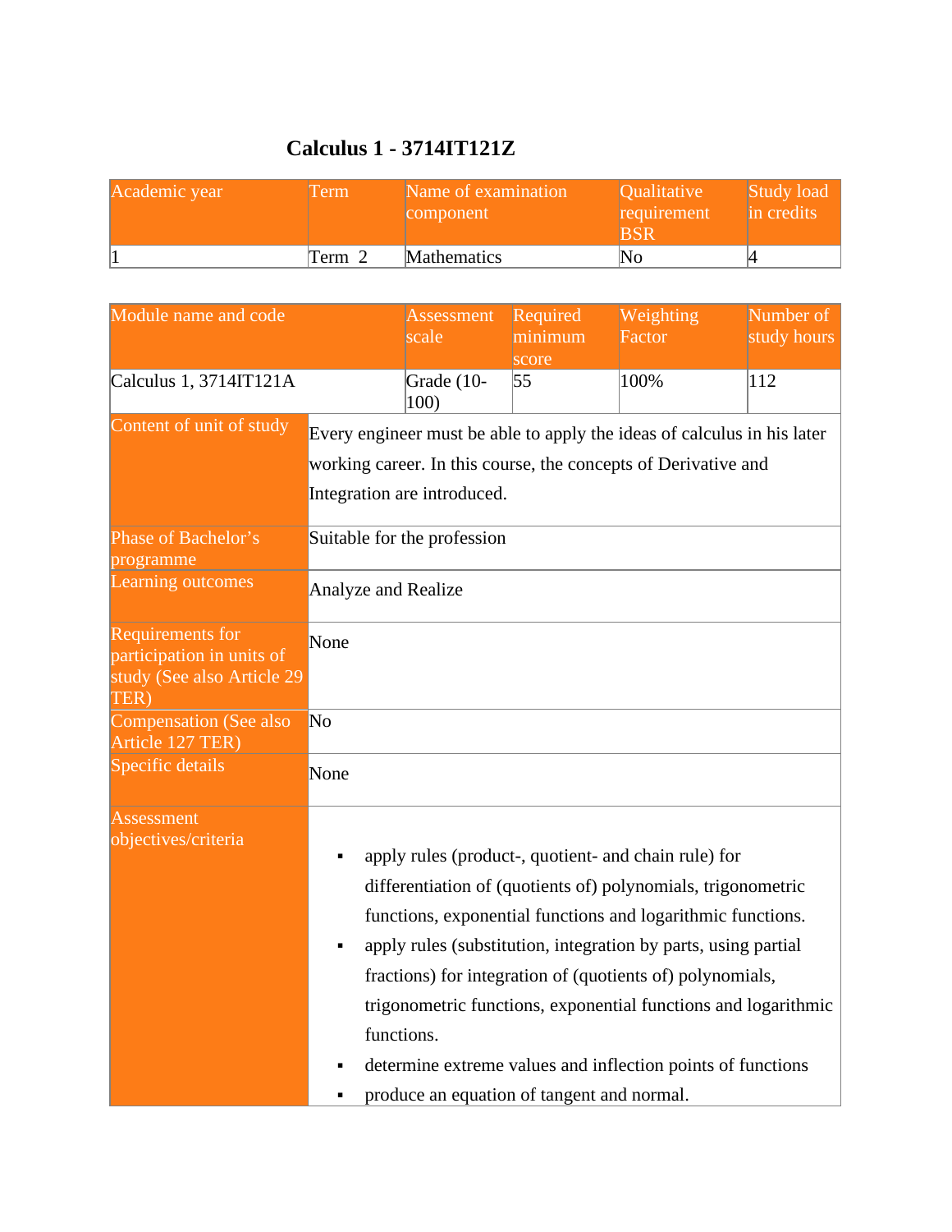# Calculus 1 - 3714IT121Z

| Academic year | Term | Name of examination component | Qualitative requirement BSR | Study load in credits |
| --- | --- | --- | --- | --- |
| 1 | Term 2 | Mathematics | No | 4 |

| Module name and code | Assessment scale | Required minimum score | Weighting Factor | Number of study hours |
| --- | --- | --- | --- | --- |
| Calculus 1, 3714IT121A | Grade (10-100) | 55 | 100% | 112 |

| | |
| --- | --- |
| Content of unit of study | Every engineer must be able to apply the ideas of calculus in his later working career. In this course, the concepts of Derivative and Integration are introduced. |
| Phase of Bachelor's programme | Suitable for the profession |
| Learning outcomes | Analyze and Realize |
| Requirements for participation in units of study (See also Article 29 TER) | None |
| Compensation (See also Article 127 TER) | No |
| Specific details | None |
| Assessment objectives/criteria | ▪ apply rules (product-, quotient- and chain rule) for differentiation of (quotients of) polynomials, trigonometric functions, exponential functions and logarithmic functions.<br>▪ apply rules (substitution, integration by parts, using partial fractions) for integration of (quotients of) polynomials, trigonometric functions, exponential functions and logarithmic functions.<br>▪ determine extreme values and inflection points of functions<br>▪ produce an equation of tangent and normal. |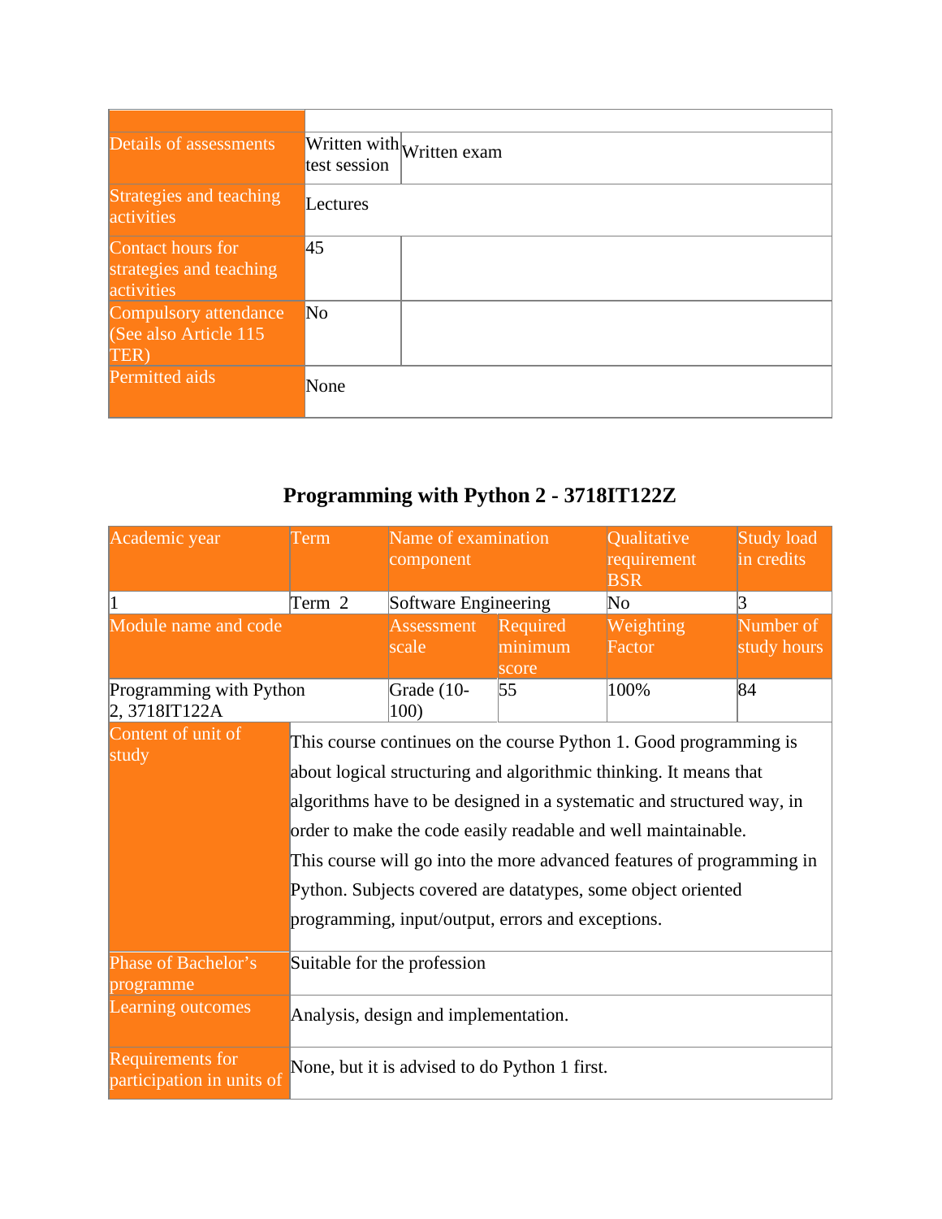| | | |
|---|---|---|
| Details of assessments | Written with test session | Written exam |
| Strategies and teaching activities | Lectures | |
| Contact hours for strategies and teaching activities | 45 | |
| Compulsory attendance (See also Article 115 TER) | No | |
| Permitted aids | None | |

## Programming with Python 2 - 3718IT122Z

| Academic year | Term | Name of examination component | | Qualitative requirement BSR | Study load in credits |
|---|---|---|---|---|---|
| 1 | Term 2 | Software Engineering | | No | 3 |
| Module name and code | | Assessment scale | Required minimum score | Weighting Factor | Number of study hours |
| Programming with Python 2, 3718IT122A | | Grade (10-100) | 55 | 100% | 84 |
| Content of unit of study | This course continues on the course Python 1. Good programming is about logical structuring and algorithmic thinking. It means that algorithms have to be designed in a systematic and structured way, in order to make the code easily readable and well maintainable.<br>This course will go into the more advanced features of programming in Python. Subjects covered are datatypes, some object oriented programming, input/output, errors and exceptions. | | | | |
| Phase of Bachelor's programme | Suitable for the profession | | | | |
| Learning outcomes | Analysis, design and implementation. | | | | |
| Requirements for participation in units of | None, but it is advised to do Python 1 first. | | | | |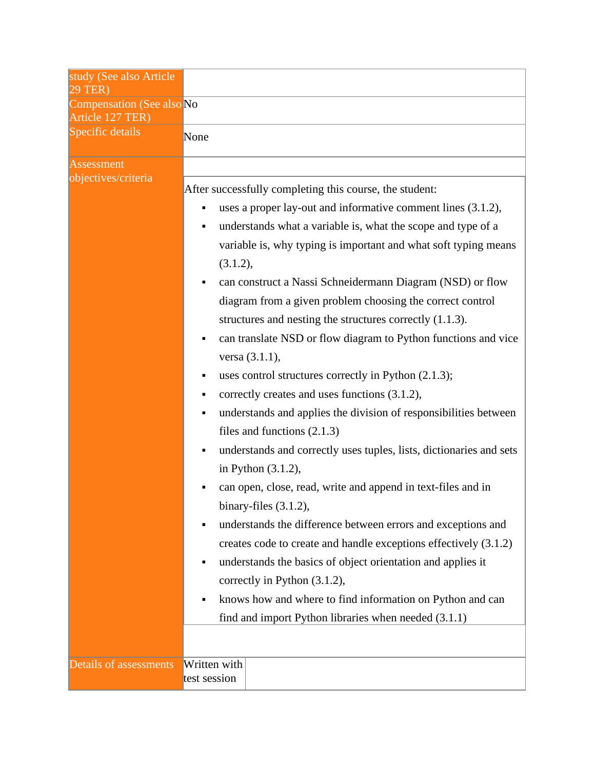| | |
|---|---|
| study (See also Article 29 TER) | |
| Compensation (See also Article 127 TER) | No |
| Specific details | None |
| Assessment objectives/criteria | After successfully completing this course, the student:<br>▪ uses a proper lay-out and informative comment lines (3.1.2),<br>▪ understands what a variable is, what the scope and type of a variable is, why typing is important and what soft typing means (3.1.2),<br>▪ can construct a Nassi Schneidermann Diagram (NSD) or flow diagram from a given problem choosing the correct control structures and nesting the structures correctly (1.1.3).<br>▪ can translate NSD or flow diagram to Python functions and vice versa (3.1.1),<br>▪ uses control structures correctly in Python (2.1.3);<br>▪ correctly creates and uses functions (3.1.2),<br>▪ understands and applies the division of responsibilities between files and functions (2.1.3)<br>▪ understands and correctly uses tuples, lists, dictionaries and sets in Python (3.1.2),<br>▪ can open, close, read, write and append in text-files and in binary-files (3.1.2),<br>▪ understands the difference between errors and exceptions and creates code to create and handle exceptions effectively (3.1.2)<br>▪ understands the basics of object orientation and applies it correctly in Python (3.1.2),<br>▪ knows how and where to find information on Python and can find and import Python libraries when needed (3.1.1) |
| Details of assessments | Written with test session |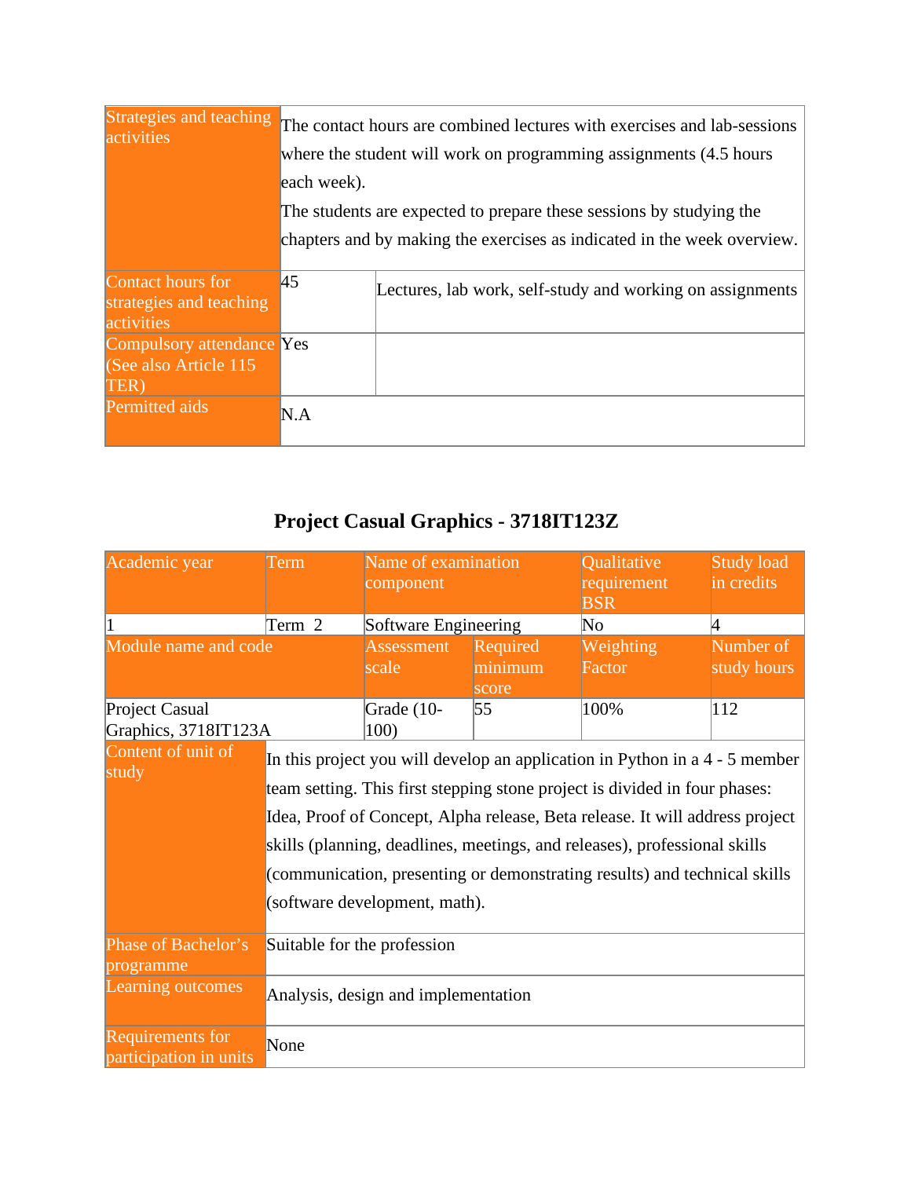| | | |
|---|---|---|
| Strategies and teaching activities | The contact hours are combined lectures with exercises and lab-sessions where the student will work on programming assignments (4.5 hours each week).<br>The students are expected to prepare these sessions by studying the chapters and by making the exercises as indicated in the week overview. | |
| Contact hours for strategies and teaching activities | 45 | Lectures, lab work, self-study and working on assignments |
| Compulsory attendance (See also Article 115 TER) | Yes | |
| Permitted aids | N.A | |

## Project Casual Graphics - 3718IT123Z

| Academic year | Term | Name of examination component | | Qualitative requirement BSR | Study load in credits |
|---|---|---|---|---|---|
| 1 | Term 2 | Software Engineering | | No | 4 |
| Module name and code | | Assessment scale | Required minimum score | Weighting Factor | Number of study hours |
| Project Casual Graphics, 3718IT123A | | Grade (10-100) | 55 | 100% | 112 |
| Content of unit of study | In this project you will develop an application in Python in a 4 - 5 member team setting. This first stepping stone project is divided in four phases: Idea, Proof of Concept, Alpha release, Beta release. It will address project skills (planning, deadlines, meetings, and releases), professional skills (communication, presenting or demonstrating results) and technical skills (software development, math). | | | | |
| Phase of Bachelor's programme | Suitable for the profession | | | | |
| Learning outcomes | Analysis, design and implementation | | | | |
| Requirements for participation in units | None | | | | |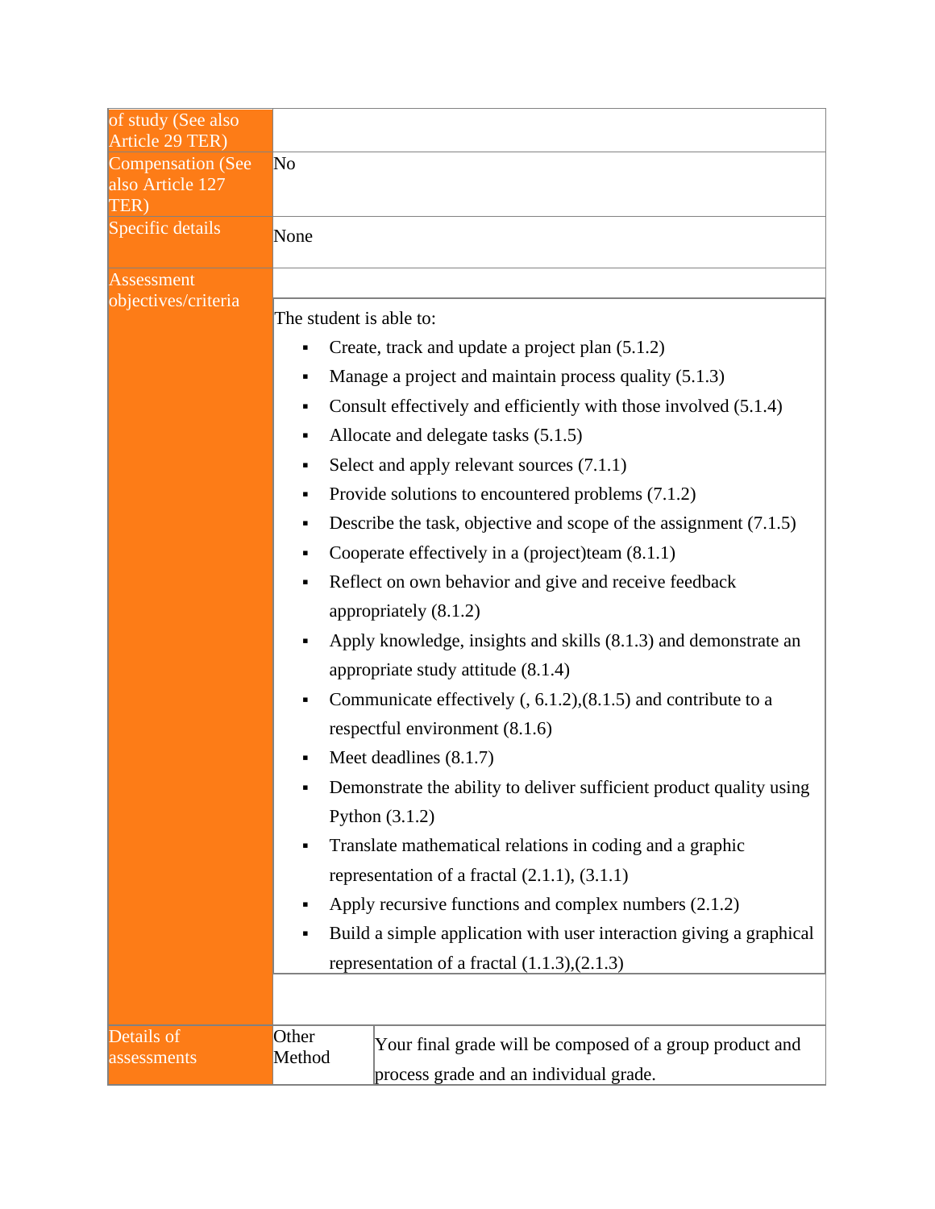| | | |
|---|---|---|
| of study (See also Article 29 TER) | | |
| Compensation (See also Article 127 TER) | No | |
| Specific details | None | |
| Assessment objectives/criteria | The student is able to:<br>▪ Create, track and update a project plan (5.1.2)<br>▪ Manage a project and maintain process quality (5.1.3)<br>▪ Consult effectively and efficiently with those involved (5.1.4)<br>▪ Allocate and delegate tasks (5.1.5)<br>▪ Select and apply relevant sources (7.1.1)<br>▪ Provide solutions to encountered problems (7.1.2)<br>▪ Describe the task, objective and scope of the assignment (7.1.5)<br>▪ Cooperate effectively in a (project)team (8.1.1)<br>▪ Reflect on own behavior and give and receive feedback appropriately (8.1.2)<br>▪ Apply knowledge, insights and skills (8.1.3) and demonstrate an appropriate study attitude (8.1.4)<br>▪ Communicate effectively (, 6.1.2),(8.1.5) and contribute to a respectful environment (8.1.6)<br>▪ Meet deadlines (8.1.7)<br>▪ Demonstrate the ability to deliver sufficient product quality using Python (3.1.2)<br>▪ Translate mathematical relations in coding and a graphic representation of a fractal (2.1.1), (3.1.1)<br>▪ Apply recursive functions and complex numbers (2.1.2)<br>▪ Build a simple application with user interaction giving a graphical representation of a fractal (1.1.3),(2.1.3) | |
| Details of assessments | Other Method | Your final grade will be composed of a group product and process grade and an individual grade. |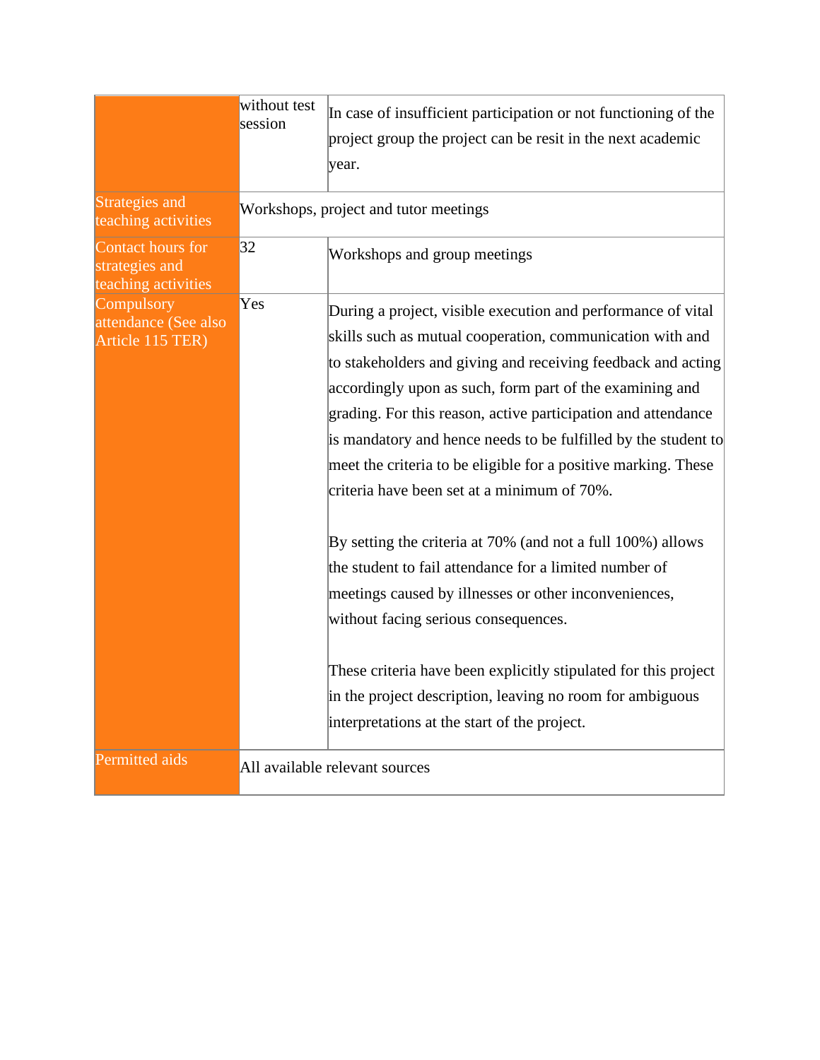| | | |
|---|---|---|
| | without test session | In case of insufficient participation or not functioning of the project group the project can be resit in the next academic year. |
| Strategies and teaching activities | Workshops, project and tutor meetings | |
| Contact hours for strategies and teaching activities | 32 | Workshops and group meetings |
| Compulsory attendance (See also Article 115 TER) | Yes | During a project, visible execution and performance of vital skills such as mutual cooperation, communication with and to stakeholders and giving and receiving feedback and acting accordingly upon as such, form part of the examining and grading. For this reason, active participation and attendance is mandatory and hence needs to be fulfilled by the student to meet the criteria to be eligible for a positive marking. These criteria have been set at a minimum of 70%.<br><br>By setting the criteria at 70% (and not a full 100%) allows the student to fail attendance for a limited number of meetings caused by illnesses or other inconveniences, without facing serious consequences.<br><br>These criteria have been explicitly stipulated for this project in the project description, leaving no room for ambiguous interpretations at the start of the project. |
| Permitted aids | All available relevant sources | |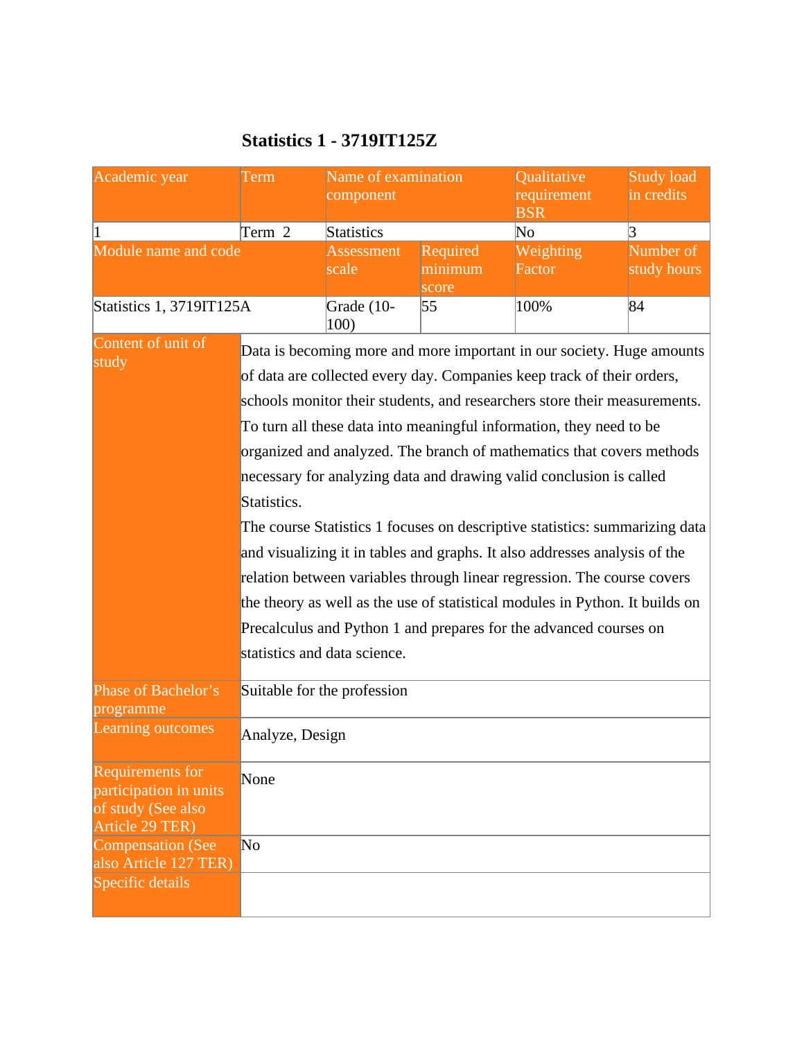# Statistics 1 - 3719IT125Z

| Academic year | Term | Name of examination component | | Qualitative requirement BSR | Study load in credits |
|---|---|---|---|---|---|
| 1 | Term 2 | Statistics | | No | 3 |
| Module name and code | | Assessment scale | Required minimum score | Weighting Factor | Number of study hours |
| Statistics 1, 3719IT125A | | Grade (10-100) | 55 | 100% | 84 |
| Content of unit of study | Data is becoming more and more important in our society. Huge amounts of data are collected every day. Companies keep track of their orders, schools monitor their students, and researchers store their measurements. To turn all these data into meaningful information, they need to be organized and analyzed. The branch of mathematics that covers methods necessary for analyzing data and drawing valid conclusion is called Statistics.<br>The course Statistics 1 focuses on descriptive statistics: summarizing data and visualizing it in tables and graphs. It also addresses analysis of the relation between variables through linear regression. The course covers the theory as well as the use of statistical modules in Python. It builds on Precalculus and Python 1 and prepares for the advanced courses on statistics and data science. | | | | |
| Phase of Bachelor's programme | Suitable for the profession | | | | |
| Learning outcomes | Analyze, Design | | | | |
| Requirements for participation in units of study (See also Article 29 TER) | None | | | | |
| Compensation (See also Article 127 TER) | No | | | | |
| Specific details | | | | | |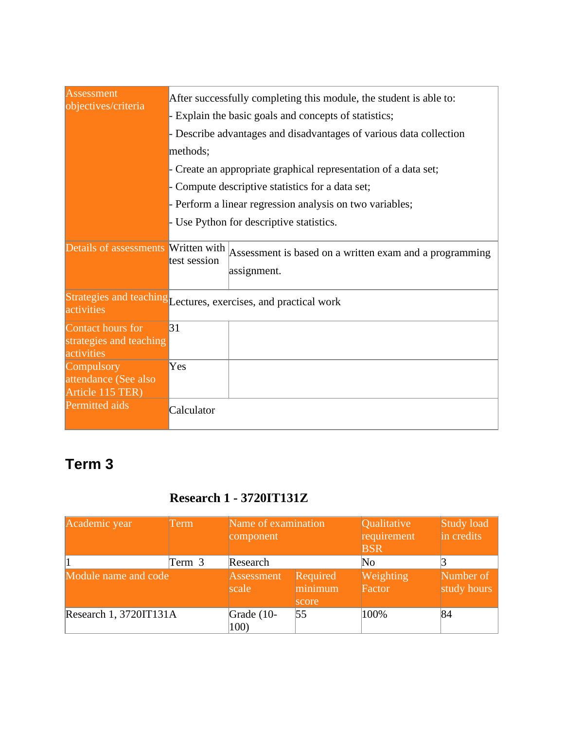| | | |
|---|---|---|
| Assessment objectives/criteria | After successfully completing this module, the student is able to:<br>- Explain the basic goals and concepts of statistics;<br>- Describe advantages and disadvantages of various data collection methods;<br>- Create an appropriate graphical representation of a data set;<br>- Compute descriptive statistics for a data set;<br>- Perform a linear regression analysis on two variables;<br>- Use Python for descriptive statistics. | |
| Details of assessments | Written with test session | Assessment is based on a written exam and a programming assignment. |
| Strategies and teaching activities | Lectures, exercises, and practical work | |
| Contact hours for strategies and teaching activities | 31 | |
| Compulsory attendance (See also Article 115 TER) | Yes | |
| Permitted aids | Calculator | |

## Term 3

### Research 1 - 3720IT131Z

| Academic year | Term | Name of examination component | | Qualitative requirement BSR | Study load in credits |
|---|---|---|---|---|---|
| 1 | Term 3 | Research | | No | 3 |
| **Module name and code** | | **Assessment scale** | **Required minimum score** | **Weighting Factor** | **Number of study hours** |
| Research 1, 3720IT131A | | Grade (10-100) | 55 | 100% | 84 |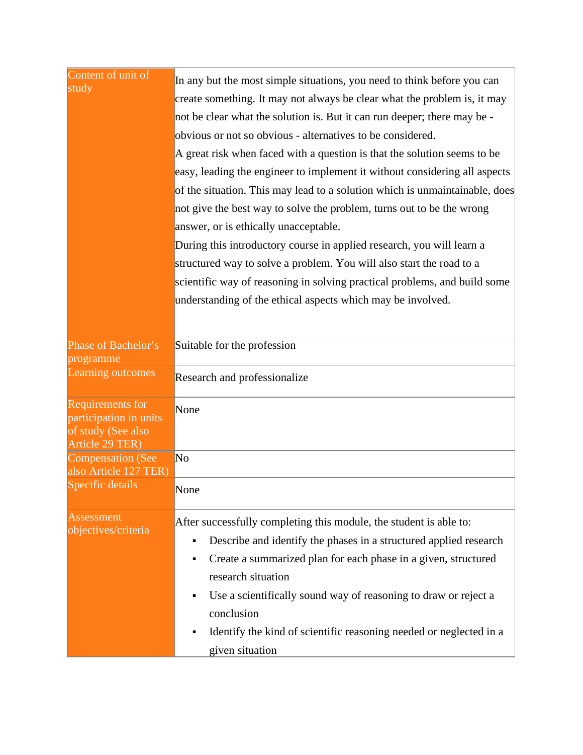| | |
|---|---|
| Content of unit of study | In any but the most simple situations, you need to think before you can create something. It may not always be clear what the problem is, it may not be clear what the solution is. But it can run deeper; there may be - obvious or not so obvious - alternatives to be considered.<br>A great risk when faced with a question is that the solution seems to be easy, leading the engineer to implement it without considering all aspects of the situation. This may lead to a solution which is unmaintainable, does not give the best way to solve the problem, turns out to be the wrong answer, or is ethically unacceptable.<br>During this introductory course in applied research, you will learn a structured way to solve a problem. You will also start the road to a scientific way of reasoning in solving practical problems, and build some understanding of the ethical aspects which may be involved. |
| Phase of Bachelor's programme | Suitable for the profession |
| Learning outcomes | Research and professionalize |
| Requirements for participation in units of study (See also Article 29 TER) | None |
| Compensation (See also Article 127 TER) | No |
| Specific details | None |
| Assessment objectives/criteria | After successfully completing this module, the student is able to:<br>▪ Describe and identify the phases in a structured applied research<br>▪ Create a summarized plan for each phase in a given, structured research situation<br>▪ Use a scientifically sound way of reasoning to draw or reject a conclusion<br>▪ Identify the kind of scientific reasoning needed or neglected in a given situation |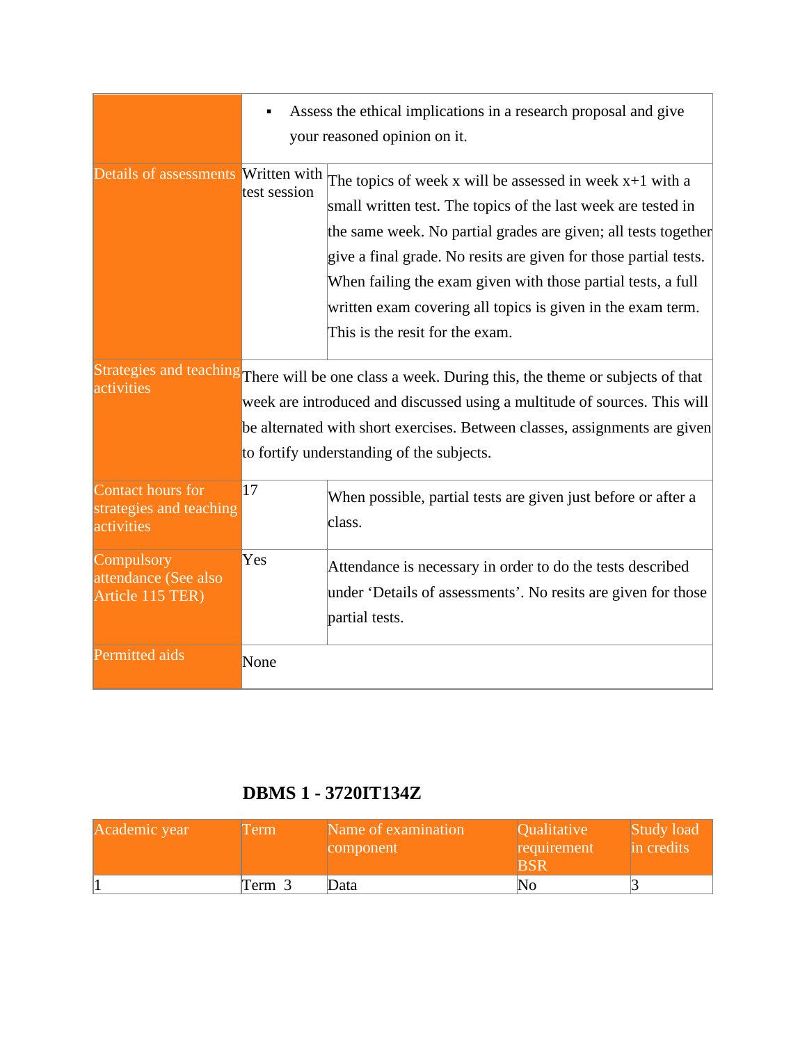| | | |
|---|---|---|
| | ▪ Assess the ethical implications in a research proposal and give your reasoned opinion on it. | |
| Details of assessments | Written with test session | The topics of week x will be assessed in week x+1 with a small written test. The topics of the last week are tested in the same week. No partial grades are given; all tests together give a final grade. No resits are given for those partial tests. When failing the exam given with those partial tests, a full written exam covering all topics is given in the exam term. This is the resit for the exam. |
| Strategies and teaching activities | There will be one class a week. During this, the theme or subjects of that week are introduced and discussed using a multitude of sources. This will be alternated with short exercises. Between classes, assignments are given to fortify understanding of the subjects. | |
| Contact hours for strategies and teaching activities | 17 | When possible, partial tests are given just before or after a class. |
| Compulsory attendance (See also Article 115 TER) | Yes | Attendance is necessary in order to do the tests described under 'Details of assessments'. No resits are given for those partial tests. |
| Permitted aids | None | |

### DBMS 1 - 3720IT134Z

| Academic year | Term | Name of examination component | Qualitative requirement BSR | Study load in credits |
|---|---|---|---|---|
| 1 | Term 3 | Data | No | 3 |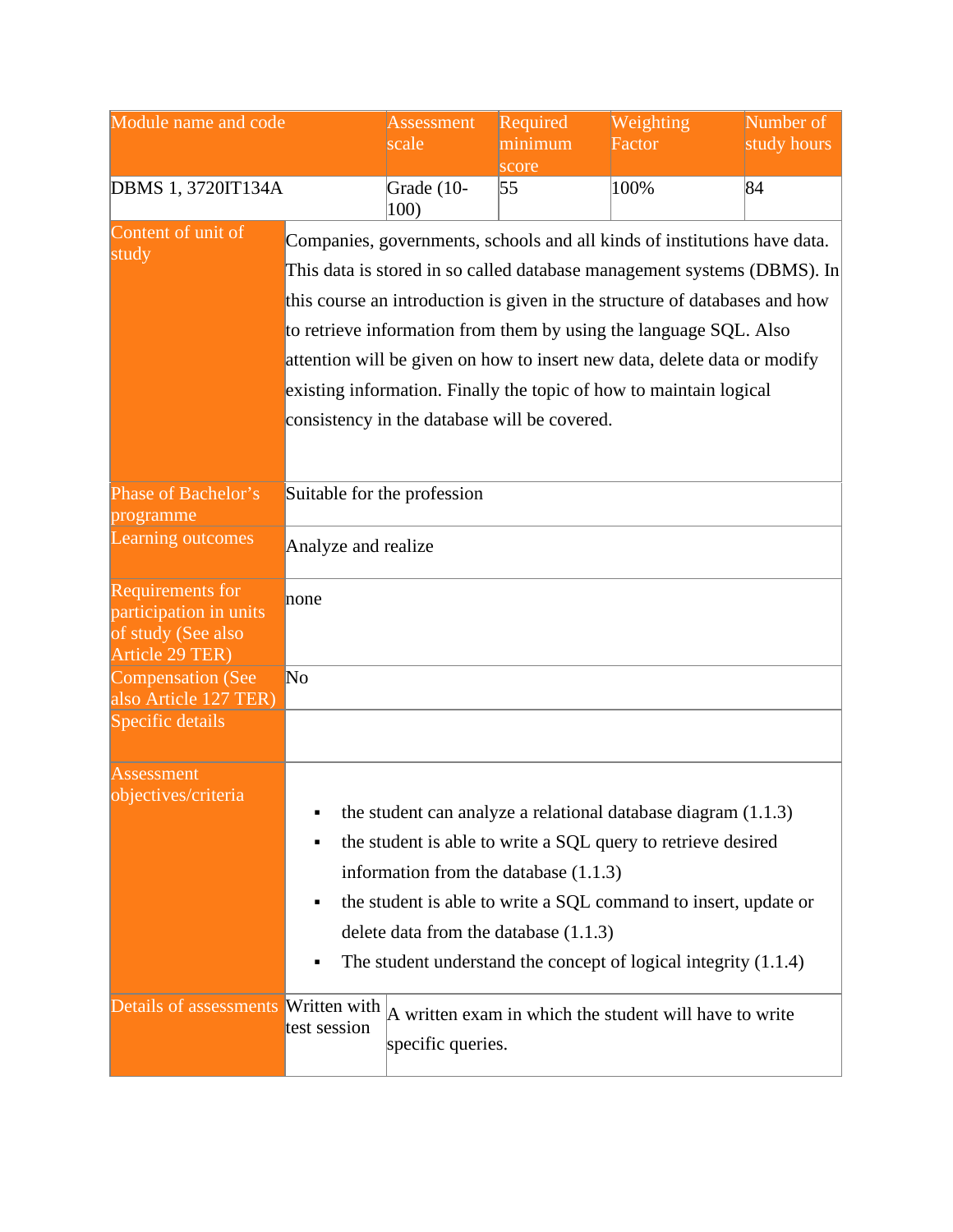| Module name and code | Assessment scale | Required minimum score | Weighting Factor | Number of study hours |
|---|---|---|---|---|
| DBMS 1, 3720IT134A | Grade (10-100) | 55 | 100% | 84 |

| | | |
|---|---|---|
| Content of unit of study | Companies, governments, schools and all kinds of institutions have data. This data is stored in so called database management systems (DBMS). In this course an introduction is given in the structure of databases and how to retrieve information from them by using the language SQL. Also attention will be given on how to insert new data, delete data or modify existing information. Finally the topic of how to maintain logical consistency in the database will be covered. | |
| Phase of Bachelor's programme | Suitable for the profession | |
| Learning outcomes | Analyze and realize | |
| Requirements for participation in units of study (See also Article 29 TER) | none | |
| Compensation (See also Article 127 TER) | No | |
| Specific details | | |
| Assessment objectives/criteria | ▪ the student can analyze a relational database diagram (1.1.3)<br>▪ the student is able to write a SQL query to retrieve desired information from the database (1.1.3)<br>▪ the student is able to write a SQL command to insert, update or delete data from the database (1.1.3)<br>▪ The student understand the concept of logical integrity (1.1.4) | |
| Details of assessments | Written with test session | A written exam in which the student will have to write specific queries. |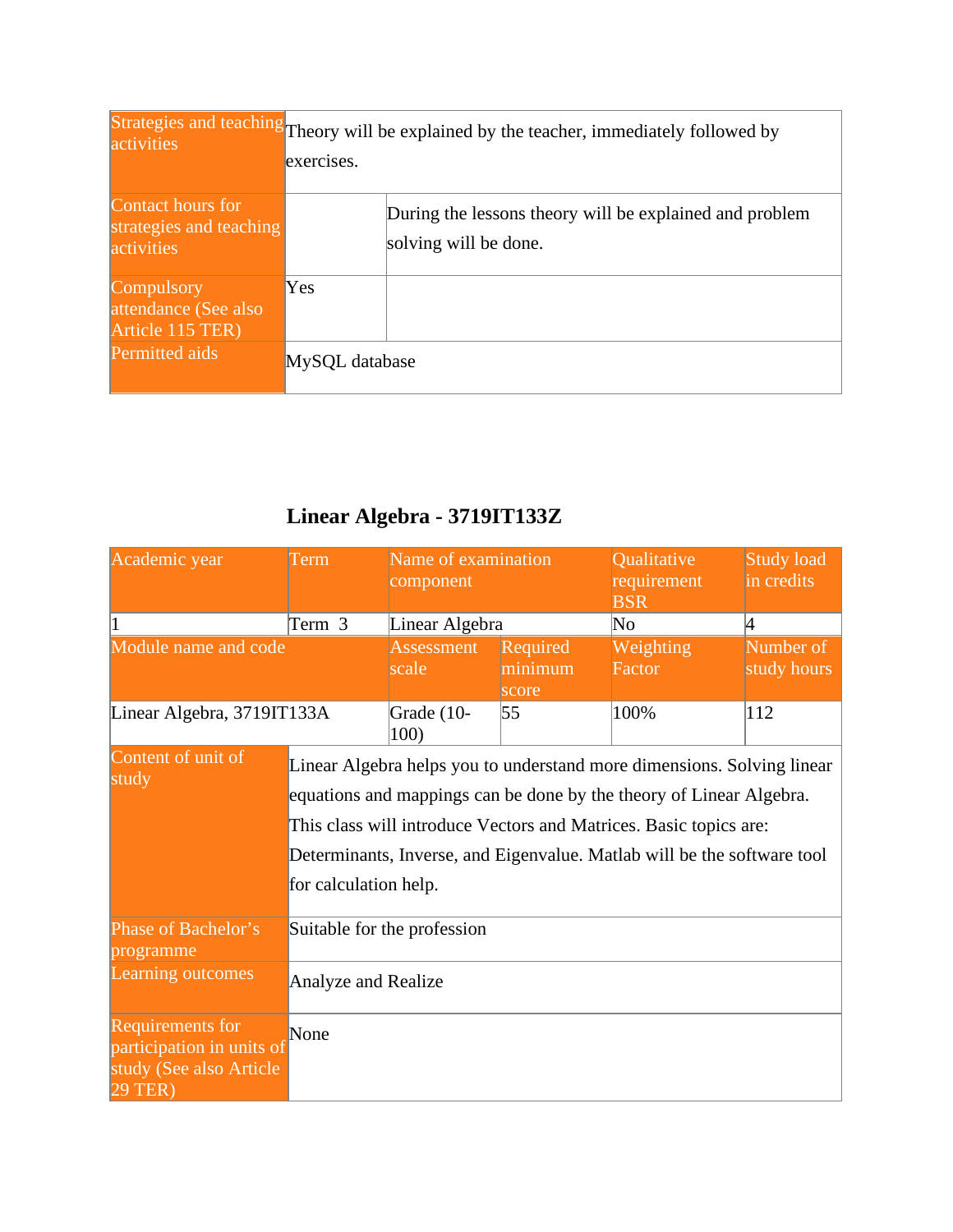| | | |
|---|---|---|
| Strategies and teaching activities | Theory will be explained by the teacher, immediately followed by exercises. | |
| Contact hours for strategies and teaching activities | | During the lessons theory will be explained and problem solving will be done. |
| Compulsory attendance (See also Article 115 TER) | Yes | |
| Permitted aids | MySQL database | |

## Linear Algebra - 3719IT133Z

| Academic year | Term | Name of examination component | | Qualitative requirement BSR | Study load in credits |
|---|---|---|---|---|---|
| 1 | Term 3 | Linear Algebra | | No | 4 |
| Module name and code | | Assessment scale | Required minimum score | Weighting Factor | Number of study hours |
| Linear Algebra, 3719IT133A | | Grade (10-100) | 55 | 100% | 112 |
| Content of unit of study | Linear Algebra helps you to understand more dimensions. Solving linear equations and mappings can be done by the theory of Linear Algebra. This class will introduce Vectors and Matrices. Basic topics are: Determinants, Inverse, and Eigenvalue. Matlab will be the software tool for calculation help. | | | | |
| Phase of Bachelor's programme | Suitable for the profession | | | | |
| Learning outcomes | Analyze and Realize | | | | |
| Requirements for participation in units of study (See also Article 29 TER) | None | | | | |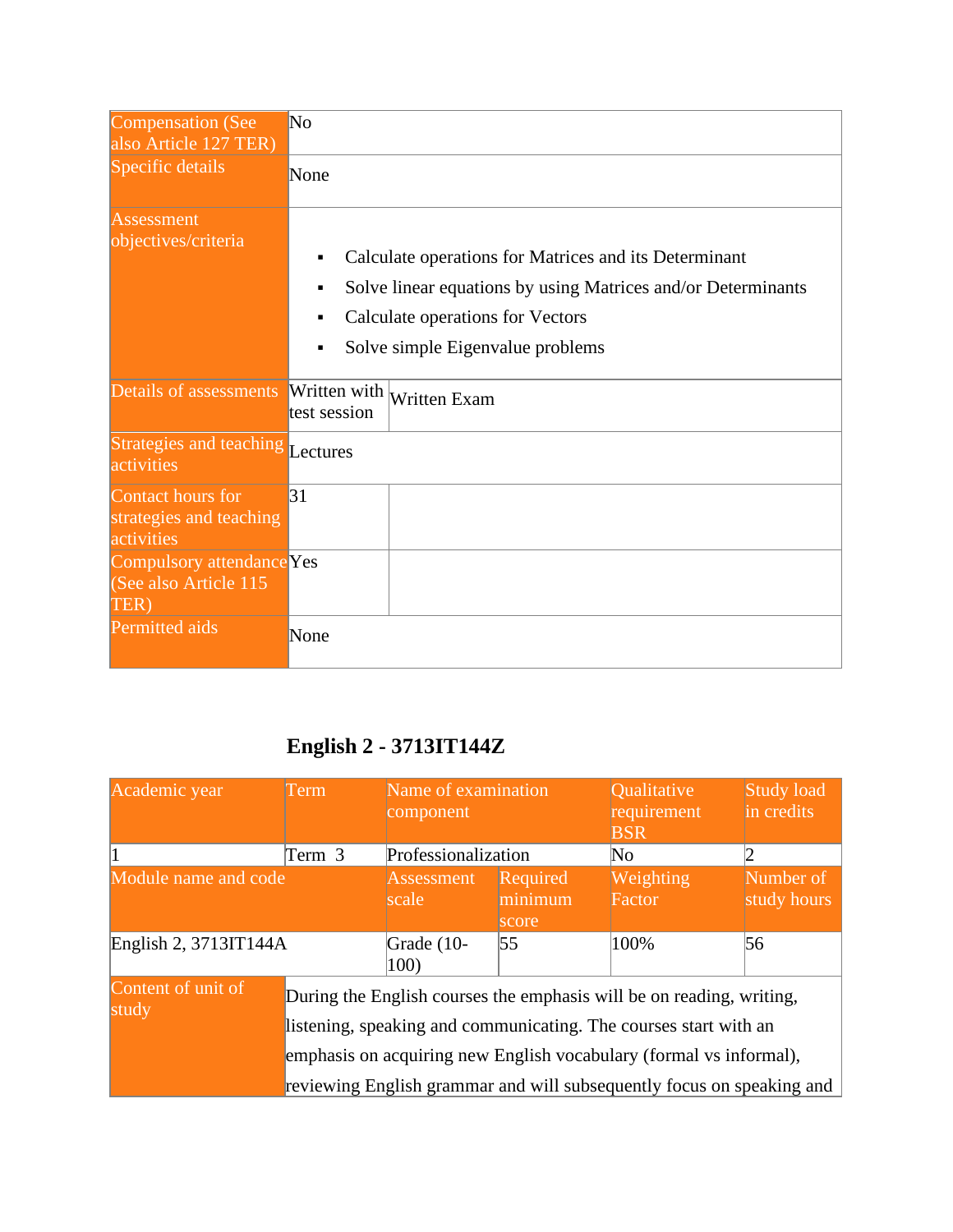| | | |
|---|---|---|
| Compensation (See also Article 127 TER) | No | |
| Specific details | None | |
| Assessment objectives/criteria | ▪ Calculate operations for Matrices and its Determinant<br>▪ Solve linear equations by using Matrices and/or Determinants<br>▪ Calculate operations for Vectors<br>▪ Solve simple Eigenvalue problems | |
| Details of assessments | Written with test session | Written Exam |
| Strategies and teaching activities | Lectures | |
| Contact hours for strategies and teaching activities | 31 | |
| Compulsory attendance (See also Article 115 TER) | Yes | |
| Permitted aids | None | |

## English 2 - 3713IT144Z

| Academic year | Term | Name of examination component | | Qualitative requirement BSR | Study load in credits |
|---|---|---|---|---|---|
| 1 | Term 3 | Professionalization | | No | 2 |
| Module name and code | | Assessment scale | Required minimum score | Weighting Factor | Number of study hours |
| English 2, 3713IT144A | | Grade (10-100) | 55 | 100% | 56 |
| Content of unit of study | During the English courses the emphasis will be on reading, writing, listening, speaking and communicating. The courses start with an emphasis on acquiring new English vocabulary (formal vs informal), reviewing English grammar and will subsequently focus on speaking and | | | | |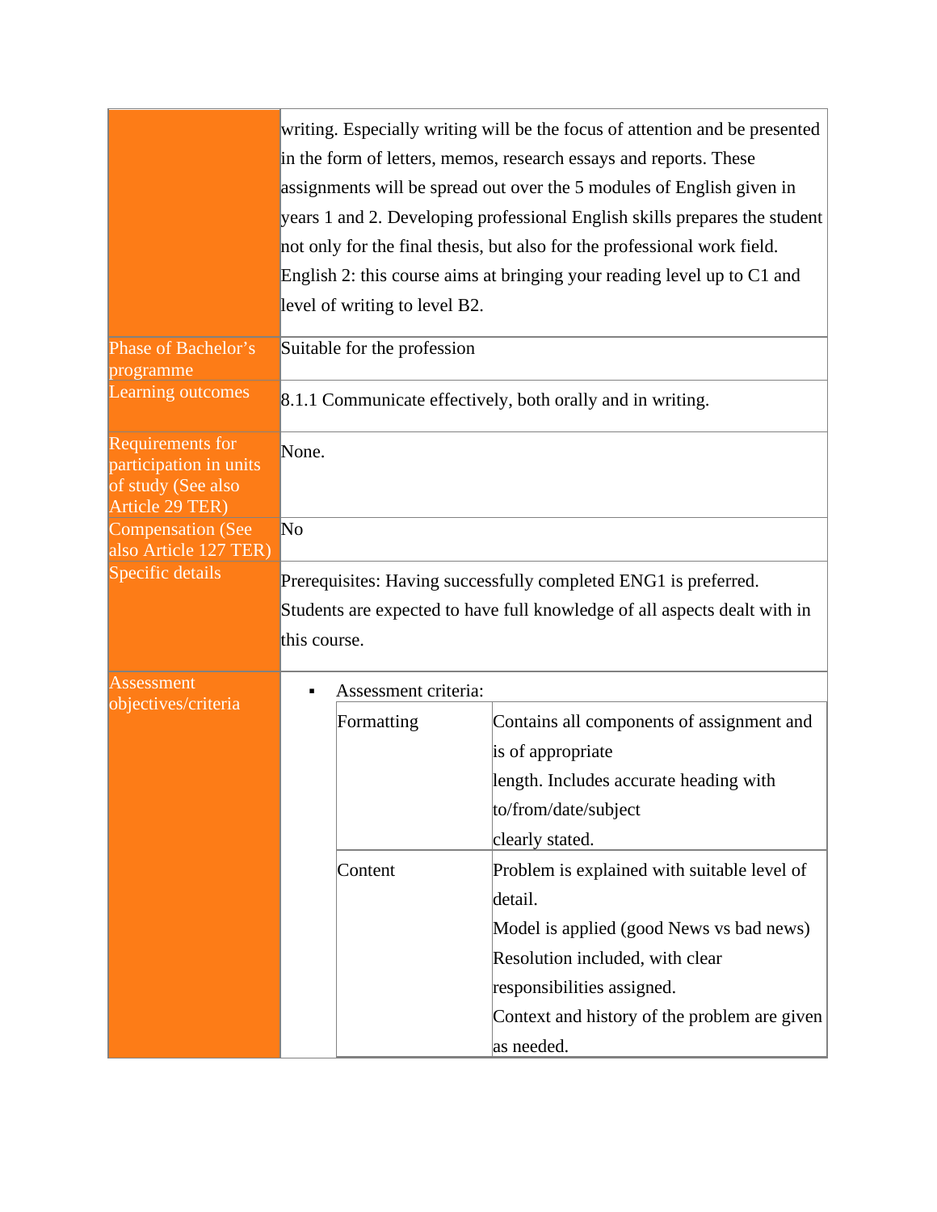| | |
|---|---|
| | writing. Especially writing will be the focus of attention and be presented in the form of letters, memos, research essays and reports. These assignments will be spread out over the 5 modules of English given in years 1 and 2. Developing professional English skills prepares the student not only for the final thesis, but also for the professional work field. English 2: this course aims at bringing your reading level up to C1 and level of writing to level B2. |
| Phase of Bachelor's programme | Suitable for the profession |
| Learning outcomes | 8.1.1 Communicate effectively, both orally and in writing. |
| Requirements for participation in units of study (See also Article 29 TER) | None. |
| Compensation (See also Article 127 TER) | No |
| Specific details | Prerequisites: Having successfully completed ENG1 is preferred. Students are expected to have full knowledge of all aspects dealt with in this course. |
| Assessment objectives/criteria | ▪ Assessment criteria:<br>**Formatting**: Contains all components of assignment and is of appropriate length. Includes accurate heading with to/from/date/subject clearly stated.<br>**Content**: Problem is explained with suitable level of detail. Model is applied (good News vs bad news) Resolution included, with clear responsibilities assigned. Context and history of the problem are given as needed. |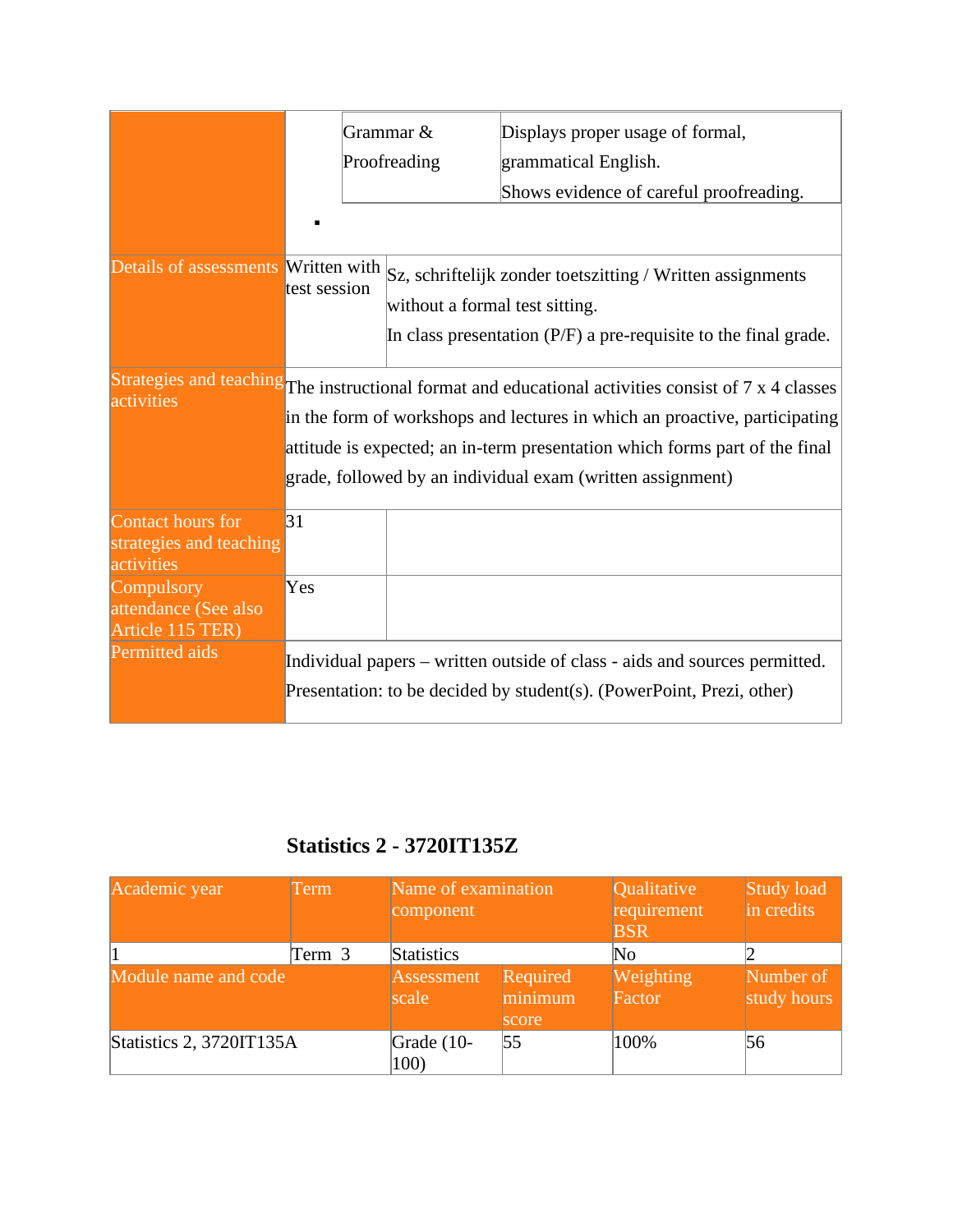| | | | |
|---|---|---|---|
| | | Grammar & Proofreading | Displays proper usage of formal, grammatical English. Shows evidence of careful proofreading. |
| | ▪ | | |
| Details of assessments | Written with test session | Sz, schriftelijk zonder toetszitting / Written assignments without a formal test sitting. In class presentation (P/F) a pre-requisite to the final grade. | |
| Strategies and teaching activities | The instructional format and educational activities consist of 7 x 4 classes in the form of workshops and lectures in which an proactive, participating attitude is expected; an in-term presentation which forms part of the final grade, followed by an individual exam (written assignment) | | |
| Contact hours for strategies and teaching activities | 31 | | |
| Compulsory attendance (See also Article 115 TER) | Yes | | |
| Permitted aids | Individual papers – written outside of class - aids and sources permitted. Presentation: to be decided by student(s). (PowerPoint, Prezi, other) | | |

### Statistics 2 - 3720IT135Z

| Academic year | Term | Name of examination component | | Qualitative requirement BSR | Study load in credits |
|---|---|---|---|---|---|
| 1 | Term 3 | Statistics | | No | 2 |
| Module name and code | | Assessment scale | Required minimum score | Weighting Factor | Number of study hours |
| Statistics 2, 3720IT135A | | Grade (10-100) | 55 | 100% | 56 |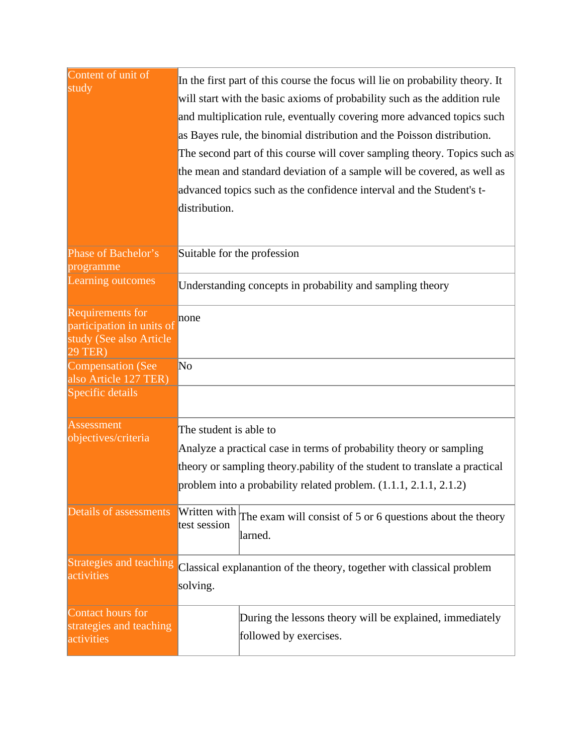| | | |
|---|---|---|
| Content of unit of study | In the first part of this course the focus will lie on probability theory. It will start with the basic axioms of probability such as the addition rule and multiplication rule, eventually covering more advanced topics such as Bayes rule, the binomial distribution and the Poisson distribution. The second part of this course will cover sampling theory. Topics such as the mean and standard deviation of a sample will be covered, as well as advanced topics such as the confidence interval and the Student's t-distribution. | |
| Phase of Bachelor's programme | Suitable for the profession | |
| Learning outcomes | Understanding concepts in probability and sampling theory | |
| Requirements for participation in units of study (See also Article 29 TER) | none | |
| Compensation (See also Article 127 TER) | No | |
| Specific details | | |
| Assessment objectives/criteria | The student is able to<br>Analyze a practical case in terms of probability theory or sampling theory or sampling theory.pability of the student to translate a practical problem into a probability related problem. (1.1.1, 2.1.1, 2.1.2) | |
| Details of assessments | Written with test session | The exam will consist of 5 or 6 questions about the theory larned. |
| Strategies and teaching activities | Classical explanantion of the theory, together with classical problem solving. | |
| Contact hours for strategies and teaching activities | | During the lessons theory will be explained, immediately followed by exercises. |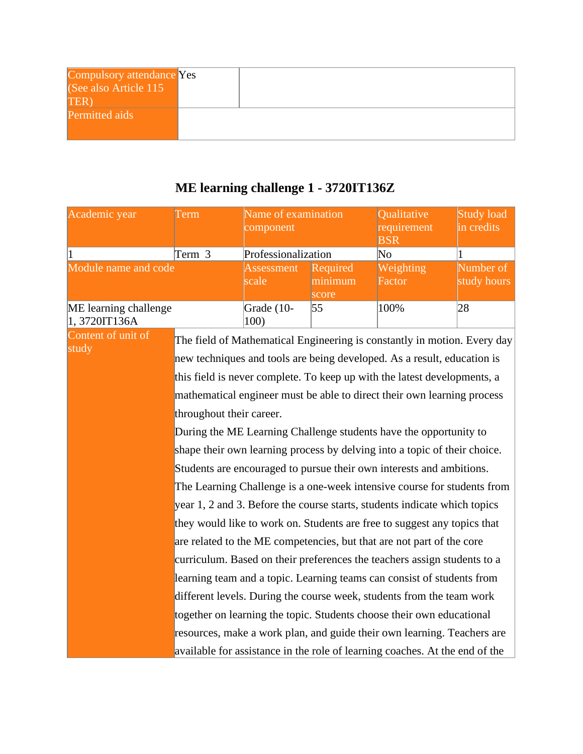| | | |
|---|---|---|
| Compulsory attendance (See also Article 115 TER) | Yes | |
| Permitted aids | | |

## ME learning challenge 1 - 3720IT136Z

| Academic year | Term | Name of examination component | | Qualitative requirement BSR | Study load in credits |
|---|---|---|---|---|---|
| 1 | Term 3 | Professionalization | | No | 1 |
| Module name and code | | Assessment scale | Required minimum score | Weighting Factor | Number of study hours |
| ME learning challenge 1, 3720IT136A | | Grade (10-100) | 55 | 100% | 28 |
| Content of unit of study | The field of Mathematical Engineering is constantly in motion. Every day new techniques and tools are being developed. As a result, education is this field is never complete. To keep up with the latest developments, a mathematical engineer must be able to direct their own learning process throughout their career. During the ME Learning Challenge students have the opportunity to shape their own learning process by delving into a topic of their choice. Students are encouraged to pursue their own interests and ambitions. The Learning Challenge is a one-week intensive course for students from year 1, 2 and 3. Before the course starts, students indicate which topics they would like to work on. Students are free to suggest any topics that are related to the ME competencies, but that are not part of the core curriculum. Based on their preferences the teachers assign students to a learning team and a topic. Learning teams can consist of students from different levels. During the course week, students from the team work together on learning the topic. Students choose their own educational resources, make a work plan, and guide their own learning. Teachers are available for assistance in the role of learning coaches. At the end of the | | | | |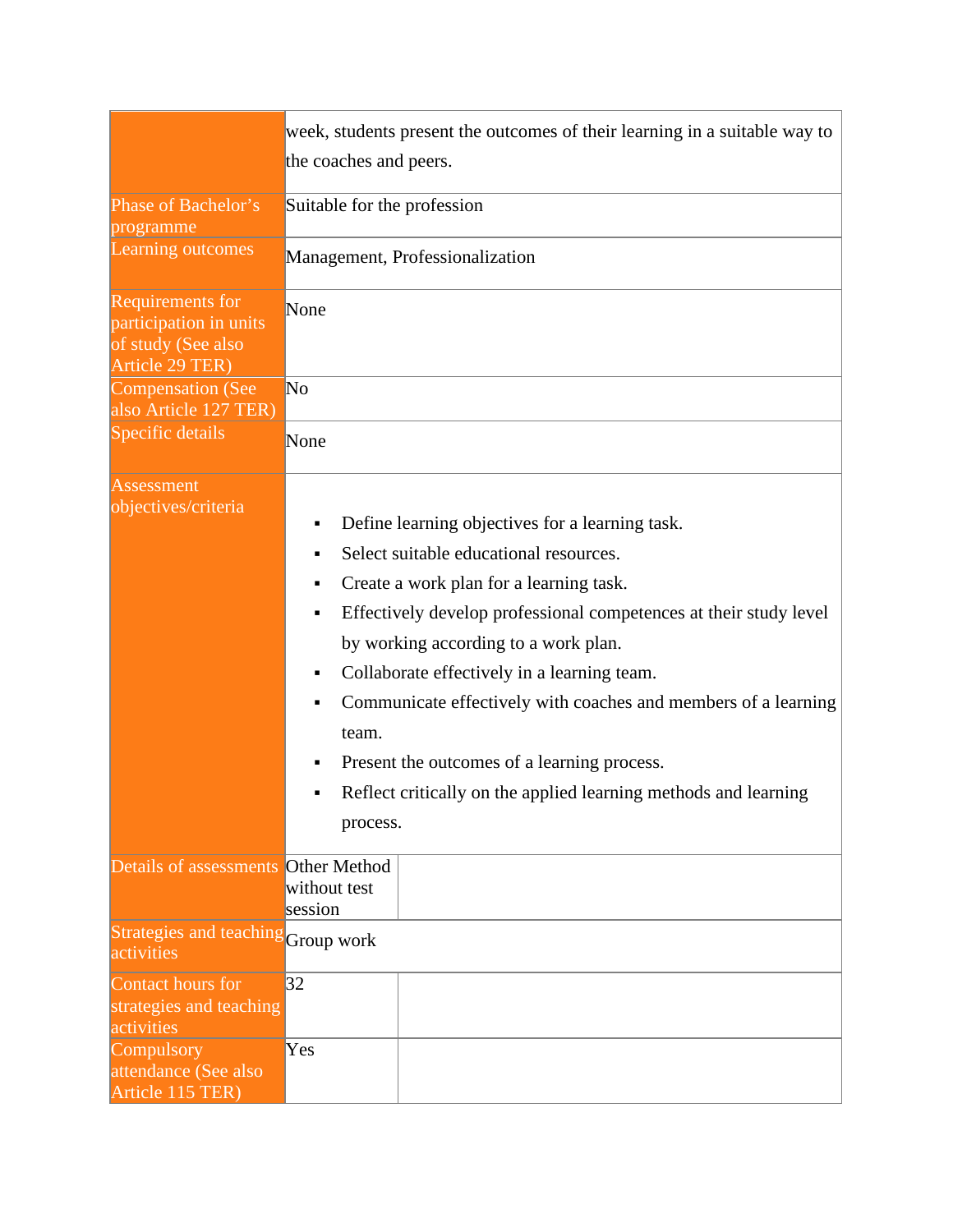| | | |
|---|---|---|
| | week, students present the outcomes of their learning in a suitable way to the coaches and peers. | |
| Phase of Bachelor's programme | Suitable for the profession | |
| Learning outcomes | Management, Professionalization | |
| Requirements for participation in units of study (See also Article 29 TER) | None | |
| Compensation (See also Article 127 TER) | No | |
| Specific details | None | |
| Assessment objectives/criteria | ▪ Define learning objectives for a learning task.<br>▪ Select suitable educational resources.<br>▪ Create a work plan for a learning task.<br>▪ Effectively develop professional competences at their study level by working according to a work plan.<br>▪ Collaborate effectively in a learning team.<br>▪ Communicate effectively with coaches and members of a learning team.<br>▪ Present the outcomes of a learning process.<br>▪ Reflect critically on the applied learning methods and learning process. | |
| Details of assessments | Other Method without test session | |
| Strategies and teaching activities | Group work | |
| Contact hours for strategies and teaching activities | 32 | |
| Compulsory attendance (See also Article 115 TER) | Yes | |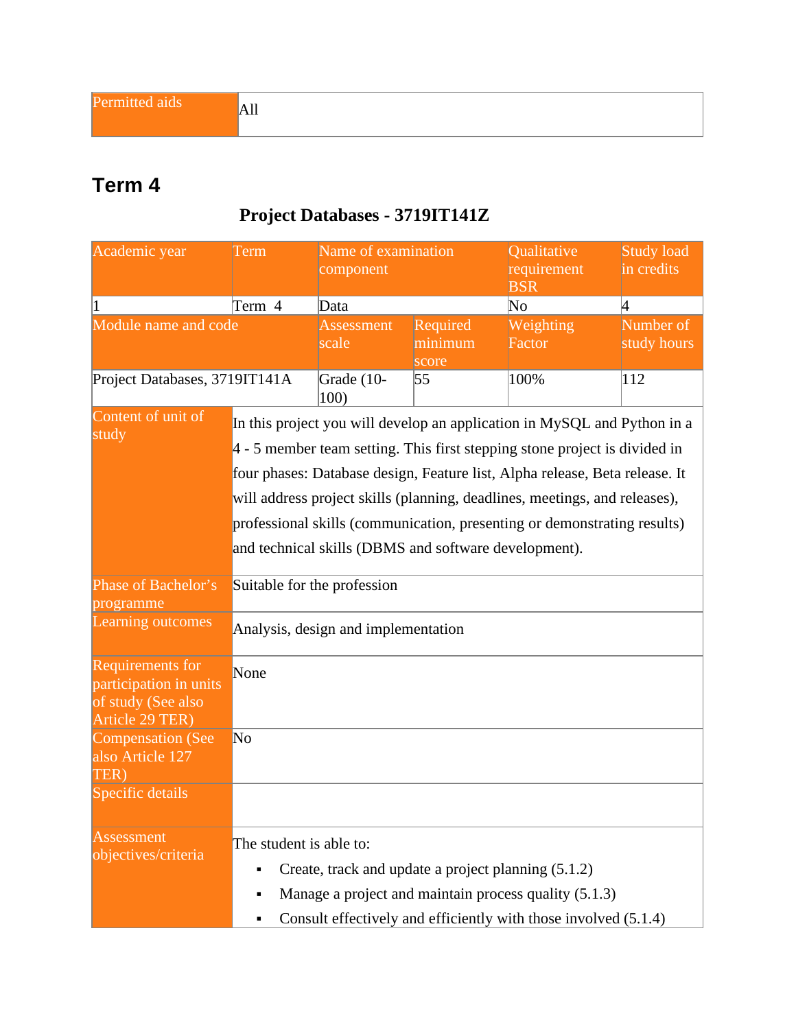| | |
|---|---|
| Permitted aids | All |

## Term 4

### Project Databases - 3719IT141Z

| Academic year | Term | Name of examination component | | Qualitative requirement BSR | Study load in credits |
|---|---|---|---|---|---|
| 1 | Term 4 | Data | | No | 4 |
| Module name and code | | Assessment scale | Required minimum score | Weighting Factor | Number of study hours |
| Project Databases, 3719IT141A | | Grade (10-100) | 55 | 100% | 112 |

| | |
|---|---|
| Content of unit of study | In this project you will develop an application in MySQL and Python in a 4 - 5 member team setting. This first stepping stone project is divided in four phases: Database design, Feature list, Alpha release, Beta release. It will address project skills (planning, deadlines, meetings, and releases), professional skills (communication, presenting or demonstrating results) and technical skills (DBMS and software development). |
| Phase of Bachelor's programme | Suitable for the profession |
| Learning outcomes | Analysis, design and implementation |
| Requirements for participation in units of study (See also Article 29 TER) | None |
| Compensation (See also Article 127 TER) | No |
| Specific details | |
| Assessment objectives/criteria | The student is able to:<br>▪ Create, track and update a project planning (5.1.2)<br>▪ Manage a project and maintain process quality (5.1.3)<br>▪ Consult effectively and efficiently with those involved (5.1.4) |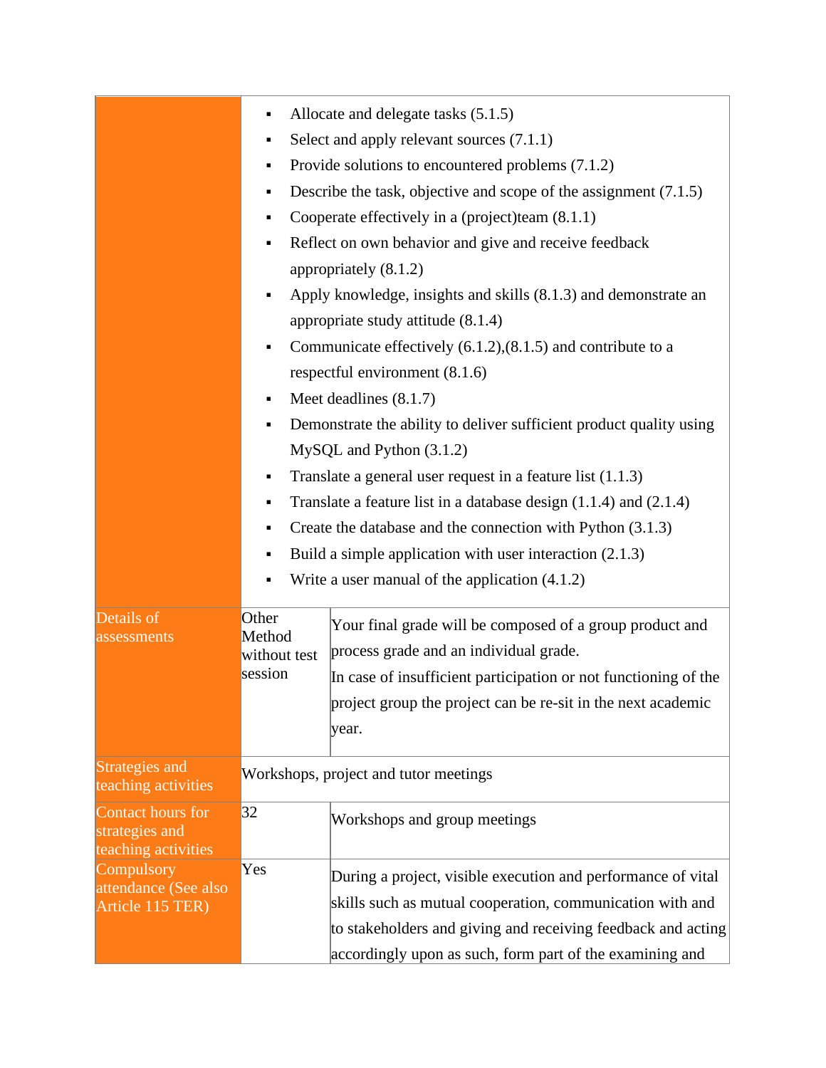| | | |
|---|---|---|
| | ▪ Allocate and delegate tasks (5.1.5)<br>▪ Select and apply relevant sources (7.1.1)<br>▪ Provide solutions to encountered problems (7.1.2)<br>▪ Describe the task, objective and scope of the assignment (7.1.5)<br>▪ Cooperate effectively in a (project)team (8.1.1)<br>▪ Reflect on own behavior and give and receive feedback appropriately (8.1.2)<br>▪ Apply knowledge, insights and skills (8.1.3) and demonstrate an appropriate study attitude (8.1.4)<br>▪ Communicate effectively (6.1.2),(8.1.5) and contribute to a respectful environment (8.1.6)<br>▪ Meet deadlines (8.1.7)<br>▪ Demonstrate the ability to deliver sufficient product quality using MySQL and Python (3.1.2)<br>▪ Translate a general user request in a feature list (1.1.3)<br>▪ Translate a feature list in a database design (1.1.4) and (2.1.4)<br>▪ Create the database and the connection with Python (3.1.3)<br>▪ Build a simple application with user interaction (2.1.3)<br>▪ Write a user manual of the application (4.1.2) | |
| Details of assessments | Other Method without test session | Your final grade will be composed of a group product and process grade and an individual grade.<br>In case of insufficient participation or not functioning of the project group the project can be re-sit in the next academic year. |
| Strategies and teaching activities | Workshops, project and tutor meetings | |
| Contact hours for strategies and teaching activities | 32 | Workshops and group meetings |
| Compulsory attendance (See also Article 115 TER) | Yes | During a project, visible execution and performance of vital skills such as mutual cooperation, communication with and to stakeholders and giving and receiving feedback and acting accordingly upon as such, form part of the examining and |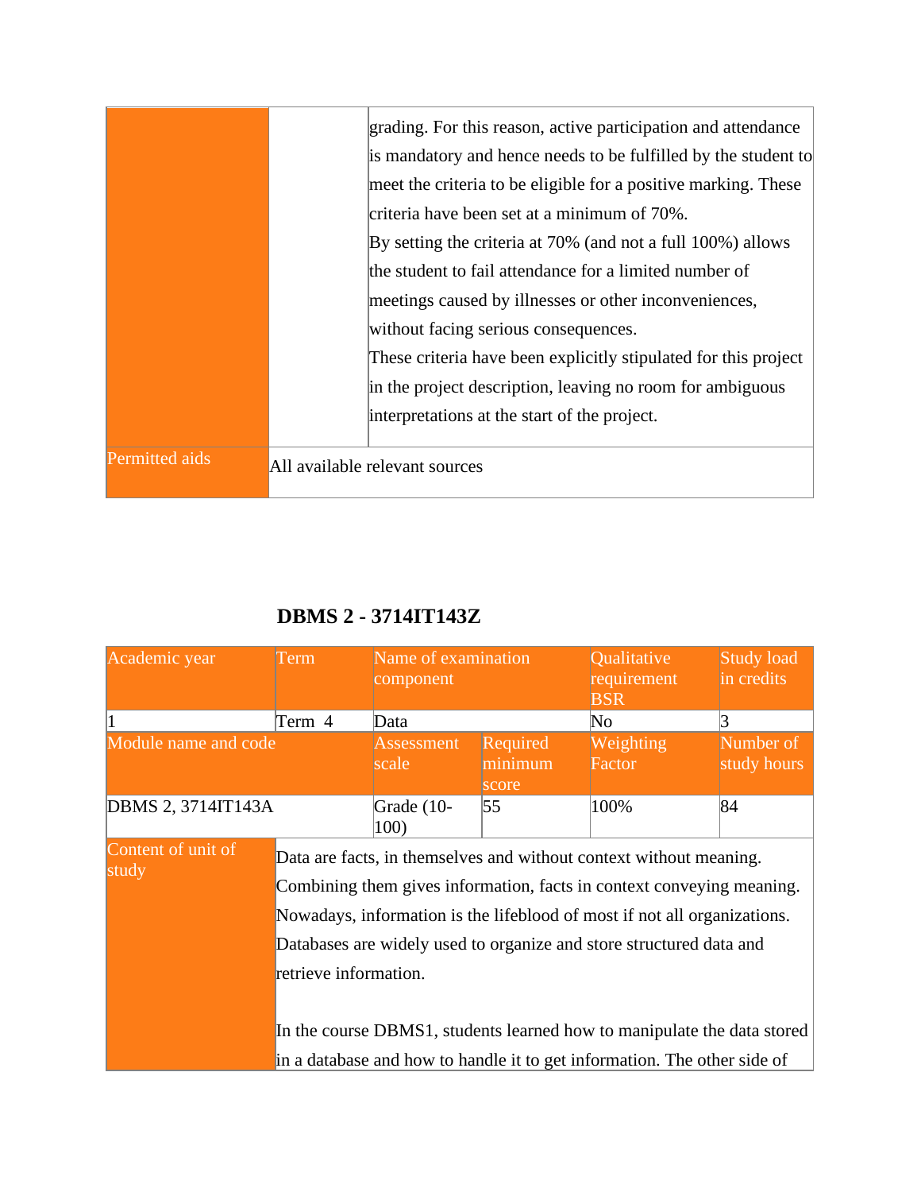| | | |
|---|---|---|
| | | grading. For this reason, active participation and attendance is mandatory and hence needs to be fulfilled by the student to meet the criteria to be eligible for a positive marking. These criteria have been set at a minimum of 70%.<br>By setting the criteria at 70% (and not a full 100%) allows the student to fail attendance for a limited number of meetings caused by illnesses or other inconveniences, without facing serious consequences.<br>These criteria have been explicitly stipulated for this project in the project description, leaving no room for ambiguous interpretations at the start of the project. |
| Permitted aids | All available relevant sources | |

## DBMS 2 - 3714IT143Z

| Academic year | Term | Name of examination component | | Qualitative requirement BSR | Study load in credits |
|---|---|---|---|---|---|
| 1 | Term 4 | Data | | No | 3 |
| Module name and code | | Assessment scale | Required minimum score | Weighting Factor | Number of study hours |
| DBMS 2, 3714IT143A | | Grade (10-100) | 55 | 100% | 84 |
| Content of unit of study | Data are facts, in themselves and without context without meaning. Combining them gives information, facts in context conveying meaning. Nowadays, information is the lifeblood of most if not all organizations. Databases are widely used to organize and store structured data and retrieve information.<br><br>In the course DBMS1, students learned how to manipulate the data stored in a database and how to handle it to get information. The other side of | | | | |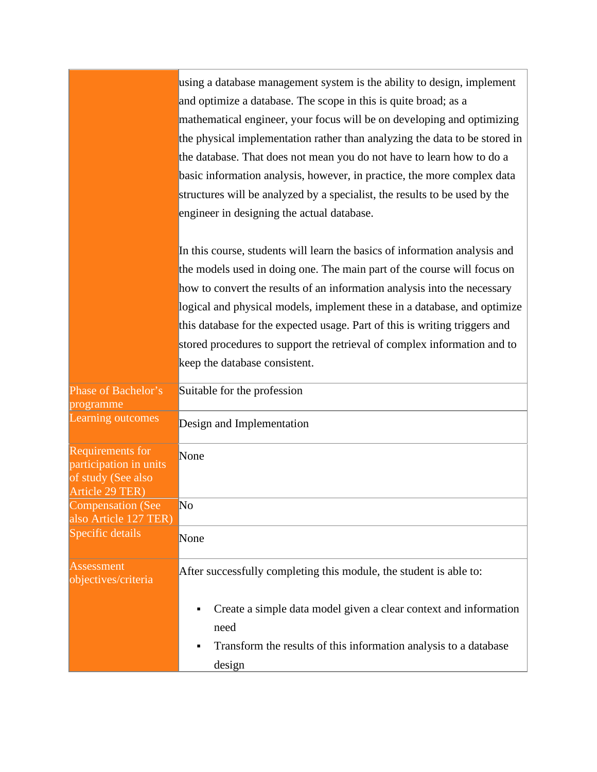| | |
|---|---|
| | using a database management system is the ability to design, implement and optimize a database. The scope in this is quite broad; as a mathematical engineer, your focus will be on developing and optimizing the physical implementation rather than analyzing the data to be stored in the database. That does not mean you do not have to learn how to do a basic information analysis, however, in practice, the more complex data structures will be analyzed by a specialist, the results to be used by the engineer in designing the actual database.<br><br>In this course, students will learn the basics of information analysis and the models used in doing one. The main part of the course will focus on how to convert the results of an information analysis into the necessary logical and physical models, implement these in a database, and optimize this database for the expected usage. Part of this is writing triggers and stored procedures to support the retrieval of complex information and to keep the database consistent. |
| Phase of Bachelor's programme | Suitable for the profession |
| Learning outcomes | Design and Implementation |
| Requirements for participation in units of study (See also Article 29 TER) | None |
| Compensation (See also Article 127 TER) | No |
| Specific details | None |
| Assessment objectives/criteria | After successfully completing this module, the student is able to:<br><br>▪ Create a simple data model given a clear context and information need<br>▪ Transform the results of this information analysis to a database design |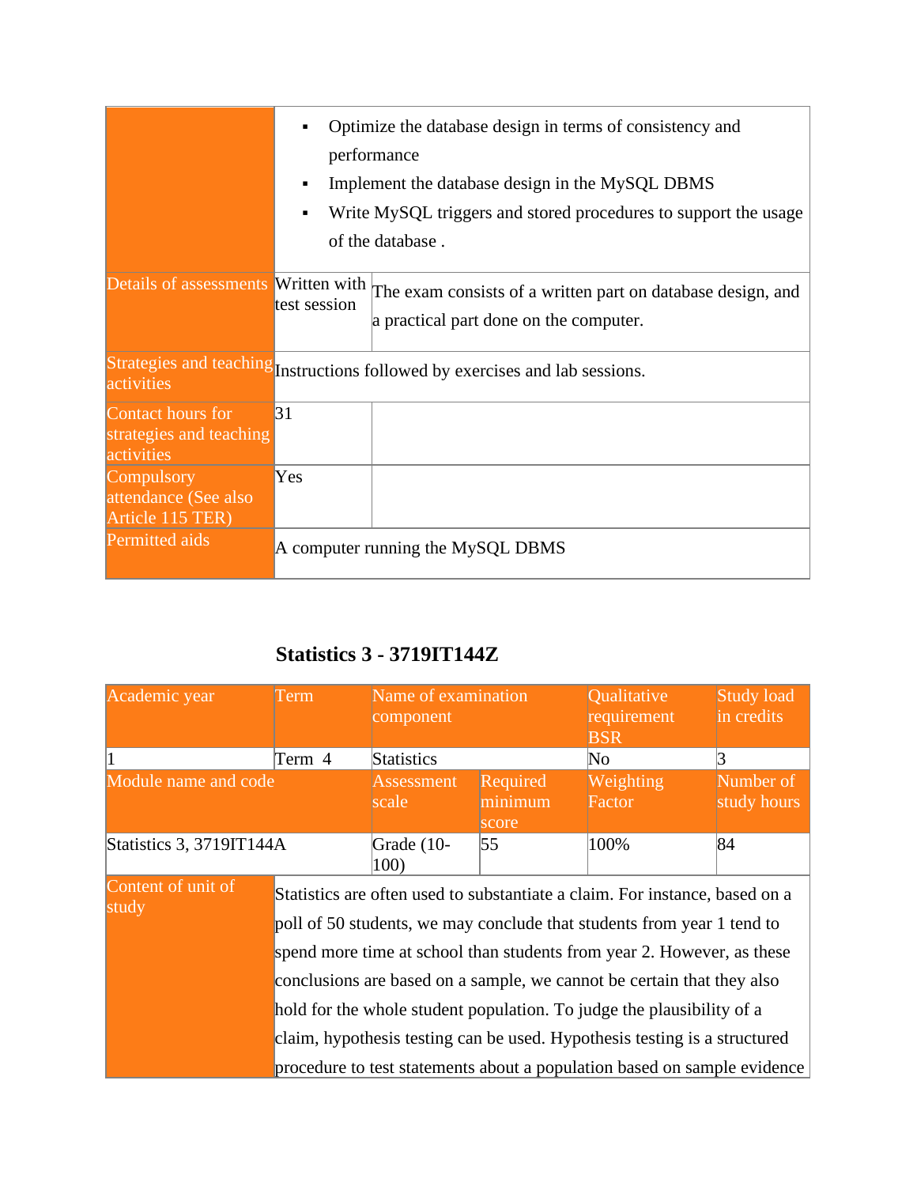| | | |
|---|---|---|
| | ▪ Optimize the database design in terms of consistency and performance<br>▪ Implement the database design in the MySQL DBMS<br>▪ Write MySQL triggers and stored procedures to support the usage of the database . | |
| Details of assessments | Written with test session | The exam consists of a written part on database design, and a practical part done on the computer. |
| Strategies and teaching activities | Instructions followed by exercises and lab sessions. | |
| Contact hours for strategies and teaching activities | 31 | |
| Compulsory attendance (See also Article 115 TER) | Yes | |
| Permitted aids | A computer running the MySQL DBMS | |

## Statistics 3 - 3719IT144Z

| Academic year | Term | Name of examination component | | Qualitative requirement BSR | Study load in credits |
|---|---|---|---|---|---|
| 1 | Term 4 | Statistics | | No | 3 |
| Module name and code | | Assessment scale | Required minimum score | Weighting Factor | Number of study hours |
| Statistics 3, 3719IT144A | | Grade (10-100) | 55 | 100% | 84 |
| Content of unit of study | Statistics are often used to substantiate a claim. For instance, based on a poll of 50 students, we may conclude that students from year 1 tend to spend more time at school than students from year 2. However, as these conclusions are based on a sample, we cannot be certain that they also hold for the whole student population. To judge the plausibility of a claim, hypothesis testing can be used. Hypothesis testing is a structured procedure to test statements about a population based on sample evidence | | | | |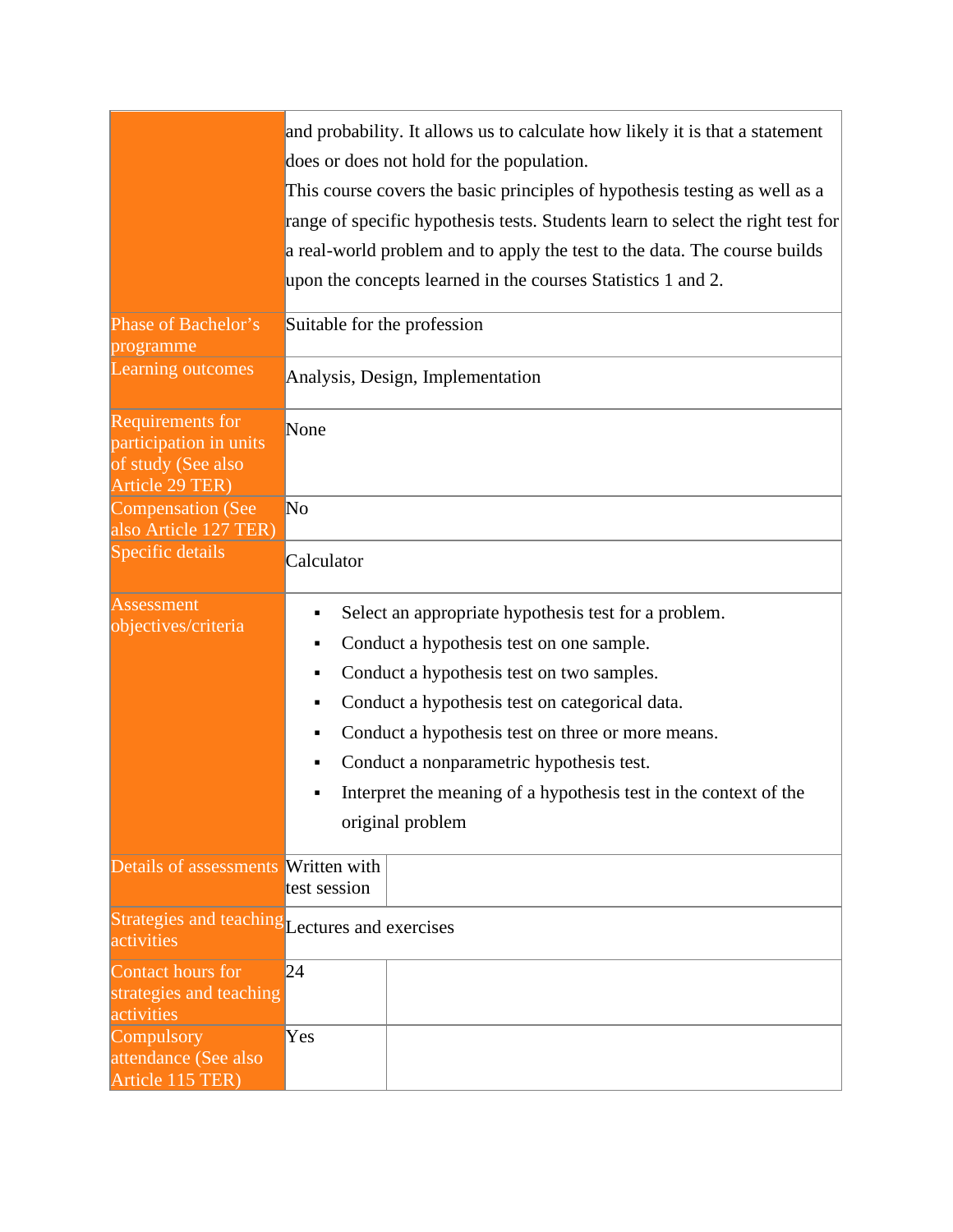| | | |
|---|---|---|
| | and probability. It allows us to calculate how likely it is that a statement does or does not hold for the population.<br>This course covers the basic principles of hypothesis testing as well as a range of specific hypothesis tests. Students learn to select the right test for a real-world problem and to apply the test to the data. The course builds upon the concepts learned in the courses Statistics 1 and 2. | |
| Phase of Bachelor's programme | Suitable for the profession | |
| Learning outcomes | Analysis, Design, Implementation | |
| Requirements for participation in units of study (See also Article 29 TER) | None | |
| Compensation (See also Article 127 TER) | No | |
| Specific details | Calculator | |
| Assessment objectives/criteria | ▪ Select an appropriate hypothesis test for a problem.<br>▪ Conduct a hypothesis test on one sample.<br>▪ Conduct a hypothesis test on two samples.<br>▪ Conduct a hypothesis test on categorical data.<br>▪ Conduct a hypothesis test on three or more means.<br>▪ Conduct a nonparametric hypothesis test.<br>▪ Interpret the meaning of a hypothesis test in the context of the original problem | |
| Details of assessments | Written with test session | |
| Strategies and teaching activities | Lectures and exercises | |
| Contact hours for strategies and teaching activities | 24 | |
| Compulsory attendance (See also Article 115 TER) | Yes | |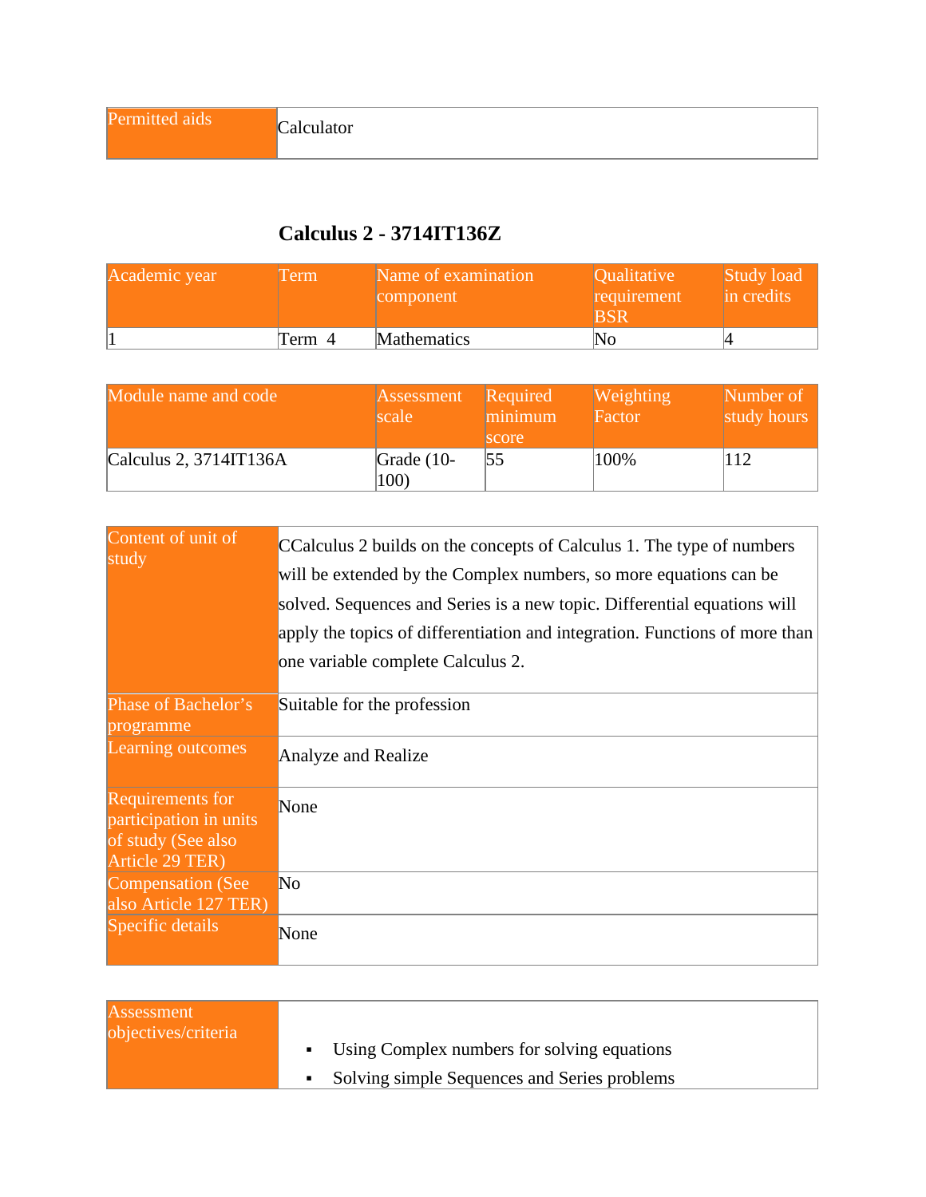| Permitted aids | Calculator |
| --- | --- |

## Calculus 2 - 3714IT136Z

| Academic year | Term | Name of examination component | Qualitative requirement BSR | Study load in credits |
| --- | --- | --- | --- | --- |
| 1 | Term 4 | Mathematics | No | 4 |

| Module name and code | Assessment scale | Required minimum score | Weighting Factor | Number of study hours |
| --- | --- | --- | --- | --- |
| Calculus 2, 3714IT136A | Grade (10-100) | 55 | 100% | 112 |

| | |
| --- | --- |
| Content of unit of study | CCalculus 2 builds on the concepts of Calculus 1. The type of numbers will be extended by the Complex numbers, so more equations can be solved. Sequences and Series is a new topic. Differential equations will apply the topics of differentiation and integration. Functions of more than one variable complete Calculus 2. |
| Phase of Bachelor's programme | Suitable for the profession |
| Learning outcomes | Analyze and Realize |
| Requirements for participation in units of study (See also Article 29 TER) | None |
| Compensation (See also Article 127 TER) | No |
| Specific details | None |

| | |
| --- | --- |
| Assessment objectives/criteria | ▪ Using Complex numbers for solving equations<br>▪ Solving simple Sequences and Series problems |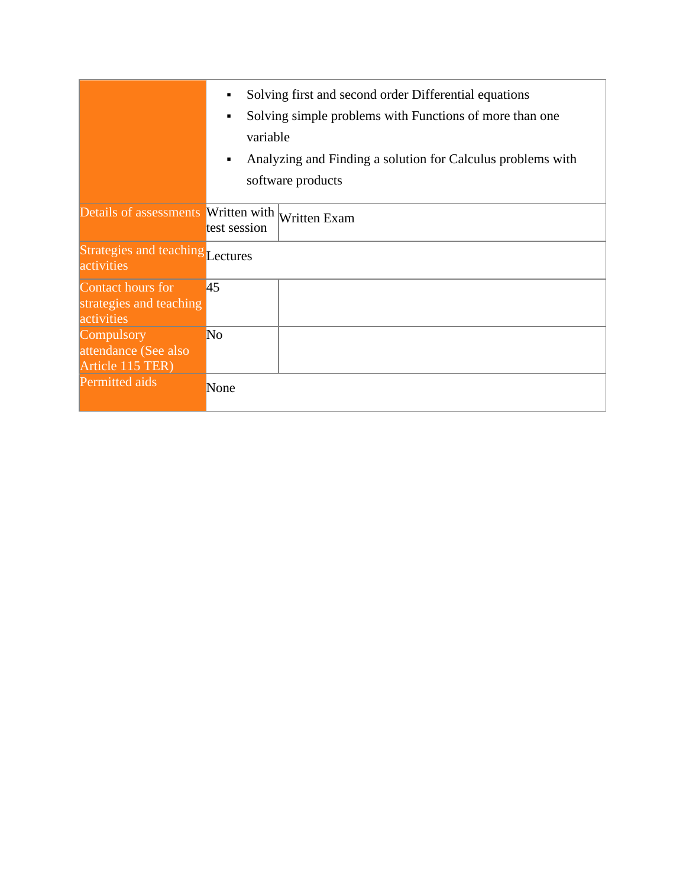| | | |
|---|---|---|
| | ▪ Solving first and second order Differential equations<br>▪ Solving simple problems with Functions of more than one variable<br>▪ Analyzing and Finding a solution for Calculus problems with software products | |
| Details of assessments | Written with test session | Written Exam |
| Strategies and teaching activities | Lectures | |
| Contact hours for strategies and teaching activities | 45 | |
| Compulsory attendance (See also Article 115 TER) | No | |
| Permitted aids | None | |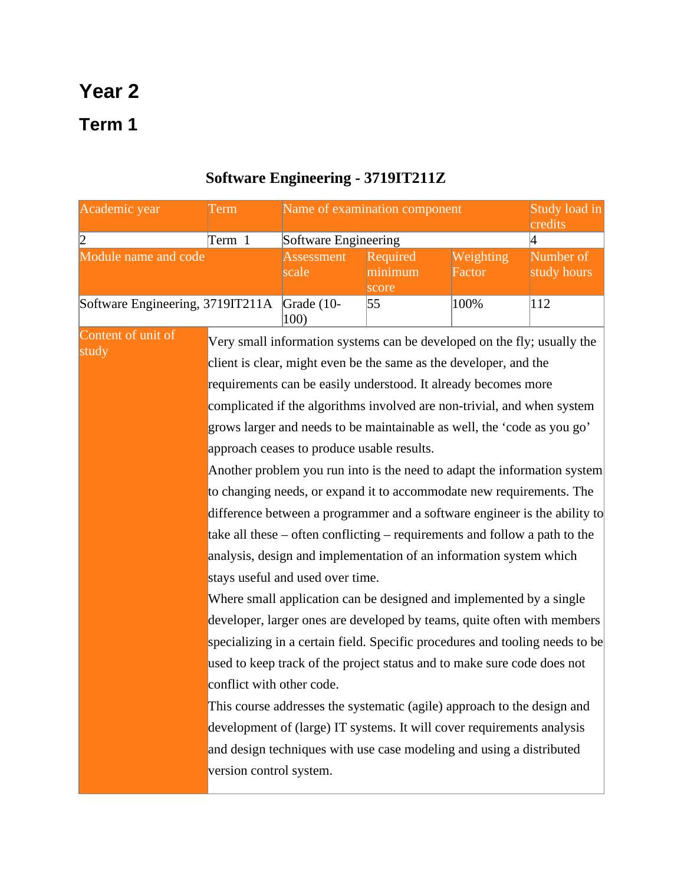# Year 2

## Term 1

### Software Engineering - 3719IT211Z

| Academic year | Term | Name of examination component | | | Study load in credits |
|---|---|---|---|---|---|
| 2 | Term 1 | Software Engineering | | | 4 |
| Module name and code | | Assessment scale | Required minimum score | Weighting Factor | Number of study hours |
| Software Engineering, 3719IT211A | | Grade (10-100) | 55 | 100% | 112 |
| Content of unit of study | Very small information systems can be developed on the fly; usually the client is clear, might even be the same as the developer, and the requirements can be easily understood. It already becomes more complicated if the algorithms involved are non-trivial, and when system grows larger and needs to be maintainable as well, the 'code as you go' approach ceases to produce usable results.<br>Another problem you run into is the need to adapt the information system to changing needs, or expand it to accommodate new requirements. The difference between a programmer and a software engineer is the ability to take all these – often conflicting – requirements and follow a path to the analysis, design and implementation of an information system which stays useful and used over time.<br>Where small application can be designed and implemented by a single developer, larger ones are developed by teams, quite often with members specializing in a certain field. Specific procedures and tooling needs to be used to keep track of the project status and to make sure code does not conflict with other code.<br>This course addresses the systematic (agile) approach to the design and development of (large) IT systems. It will cover requirements analysis and design techniques with use case modeling and using a distributed version control system. | | | | |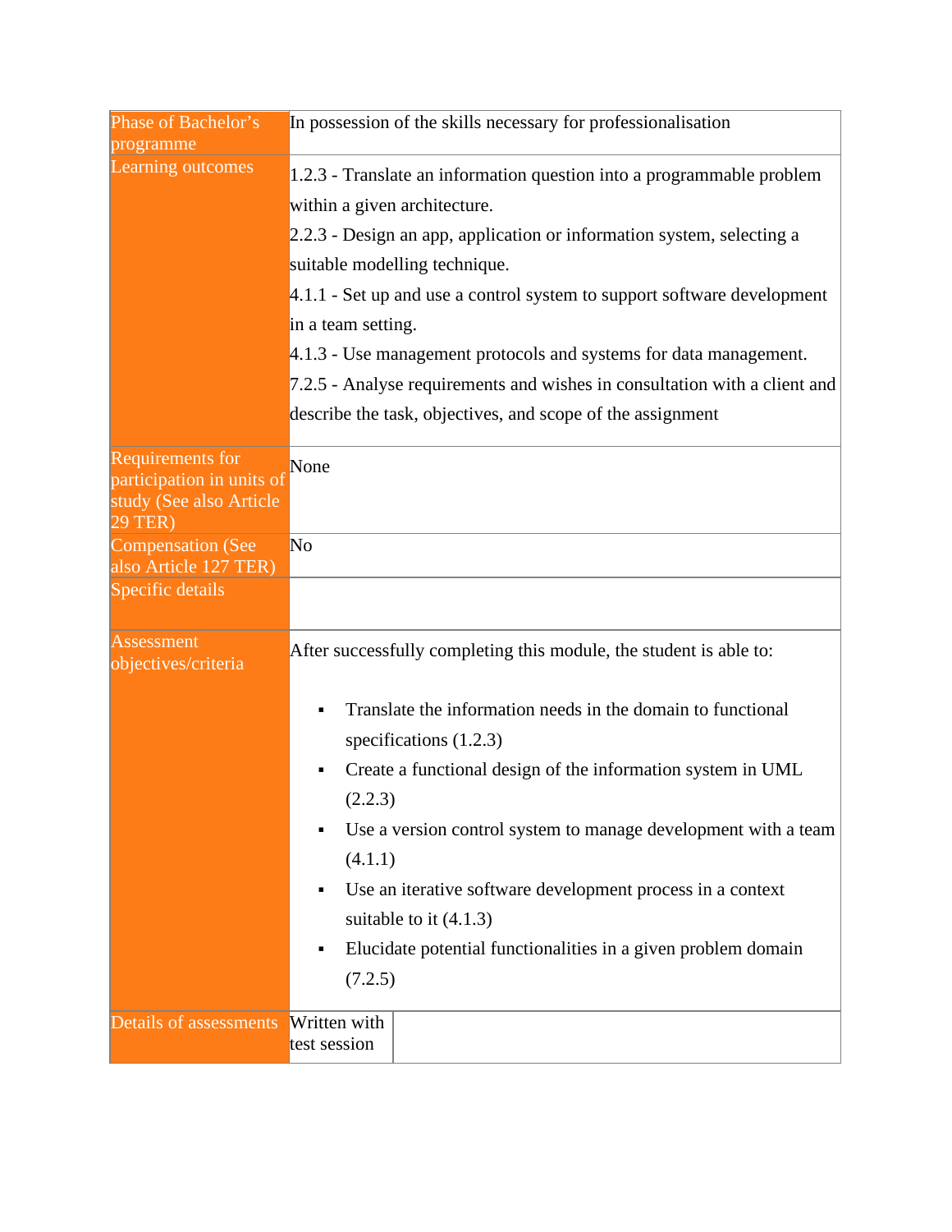| | |
|---|---|
| Phase of Bachelor's programme | In possession of the skills necessary for professionalisation |
| Learning outcomes | 1.2.3 - Translate an information question into a programmable problem within a given architecture.<br>2.2.3 - Design an app, application or information system, selecting a suitable modelling technique.<br>4.1.1 - Set up and use a control system to support software development in a team setting.<br>4.1.3 - Use management protocols and systems for data management.<br>7.2.5 - Analyse requirements and wishes in consultation with a client and describe the task, objectives, and scope of the assignment |
| Requirements for participation in units of study (See also Article 29 TER) | None |
| Compensation (See also Article 127 TER) | No |
| Specific details | |
| Assessment objectives/criteria | After successfully completing this module, the student is able to:<br><br>▪ Translate the information needs in the domain to functional specifications (1.2.3)<br>▪ Create a functional design of the information system in UML (2.2.3)<br>▪ Use a version control system to manage development with a team (4.1.1)<br>▪ Use an iterative software development process in a context suitable to it (4.1.3)<br>▪ Elucidate potential functionalities in a given problem domain (7.2.5) |
| Details of assessments | Written with test session |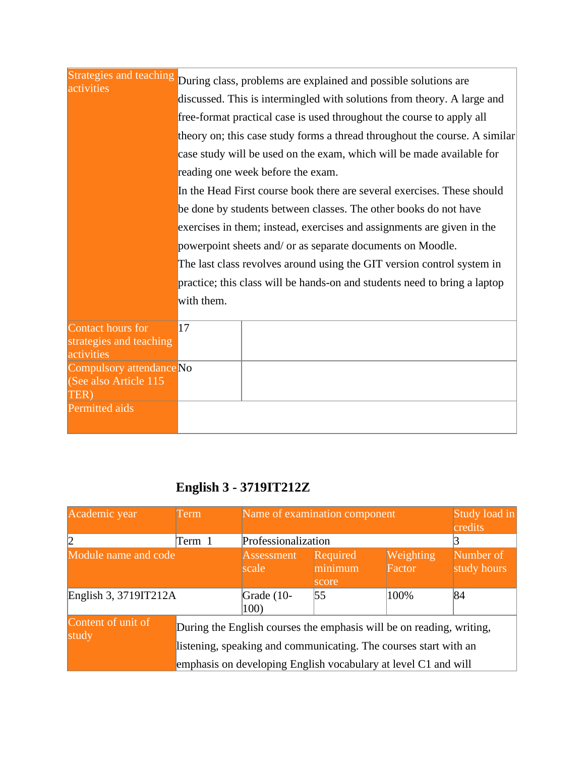| | | |
|---|---|---|
| Strategies and teaching activities | During class, problems are explained and possible solutions are discussed. This is intermingled with solutions from theory. A large and free-format practical case is used throughout the course to apply all theory on; this case study forms a thread throughout the course. A similar case study will be used on the exam, which will be made available for reading one week before the exam.<br>In the Head First course book there are several exercises. These should be done by students between classes. The other books do not have exercises in them; instead, exercises and assignments are given in the powerpoint sheets and/ or as separate documents on Moodle.<br>The last class revolves around using the GIT version control system in practice; this class will be hands-on and students need to bring a laptop with them. | |
| Contact hours for strategies and teaching activities | 17 | |
| Compulsory attendance (See also Article 115 TER) | No | |
| Permitted aids | | |

### English 3 - 3719IT212Z

| Academic year | Term | Name of examination component | | | Study load in credits |
|---|---|---|---|---|---|
| 2 | Term 1 | Professionalization | | | 3 |
| Module name and code | | Assessment scale | Required minimum score | Weighting Factor | Number of study hours |
| English 3, 3719IT212A | | Grade (10-100) | 55 | 100% | 84 |
| Content of unit of study | During the English courses the emphasis will be on reading, writing, listening, speaking and communicating. The courses start with an emphasis on developing English vocabulary at level C1 and will | | | | |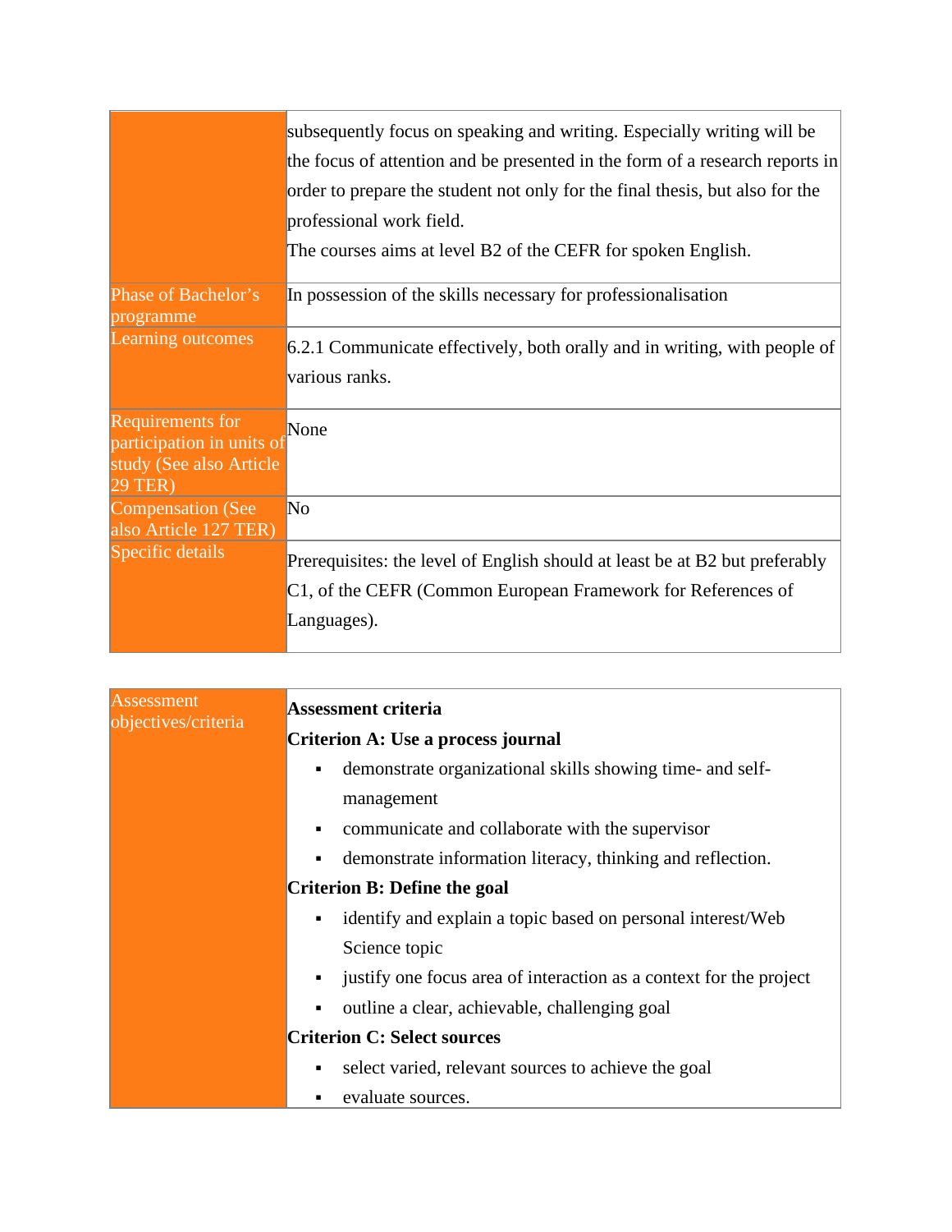| | |
|---|---|
| | subsequently focus on speaking and writing. Especially writing will be the focus of attention and be presented in the form of a research reports in order to prepare the student not only for the final thesis, but also for the professional work field.<br>The courses aims at level B2 of the CEFR for spoken English. |
| Phase of Bachelor's programme | In possession of the skills necessary for professionalisation |
| Learning outcomes | 6.2.1 Communicate effectively, both orally and in writing, with people of various ranks. |
| Requirements for participation in units of study (See also Article 29 TER) | None |
| Compensation (See also Article 127 TER) | No |
| Specific details | Prerequisites: the level of English should at least be at B2 but preferably C1, of the CEFR (Common European Framework for References of Languages). |

| | |
|---|---|
| Assessment objectives/criteria | **Assessment criteria**<br>**Criterion A: Use a process journal**<br>▪ demonstrate organizational skills showing time- and self-management<br>▪ communicate and collaborate with the supervisor<br>▪ demonstrate information literacy, thinking and reflection.<br>**Criterion B: Define the goal**<br>▪ identify and explain a topic based on personal interest/Web Science topic<br>▪ justify one focus area of interaction as a context for the project<br>▪ outline a clear, achievable, challenging goal<br>**Criterion C: Select sources**<br>▪ select varied, relevant sources to achieve the goal<br>▪ evaluate sources. |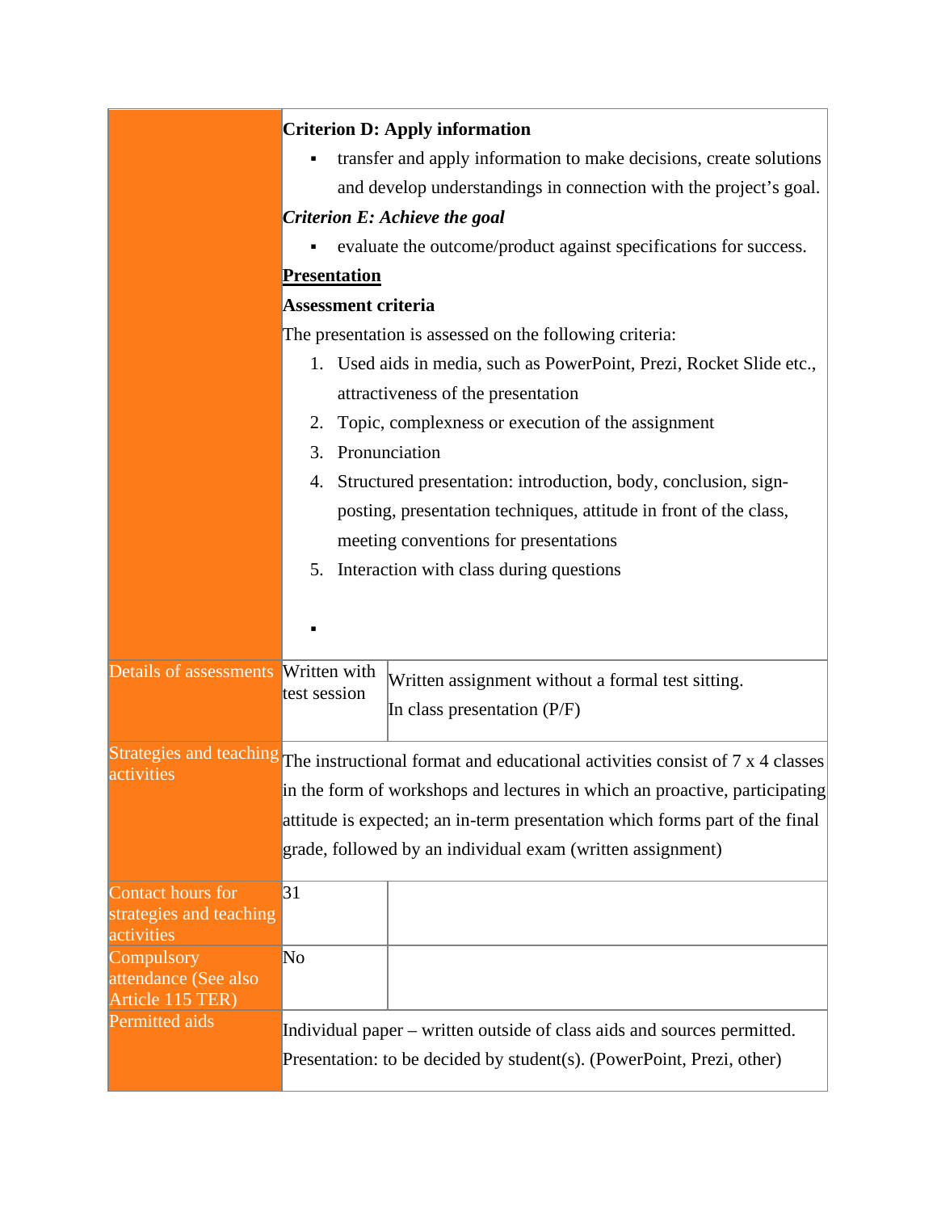| | | |
|---|---|---|
| | **Criterion D: Apply information**<br>▪ transfer and apply information to make decisions, create solutions and develop understandings in connection with the project's goal.<br>***Criterion E: Achieve the goal***<br>▪ evaluate the outcome/product against specifications for success.<br>**<u>Presentation</u>**<br>**Assessment criteria**<br>The presentation is assessed on the following criteria:<br>1. Used aids in media, such as PowerPoint, Prezi, Rocket Slide etc., attractiveness of the presentation<br>2. Topic, complexness or execution of the assignment<br>3. Pronunciation<br>4. Structured presentation: introduction, body, conclusion, sign-posting, presentation techniques, attitude in front of the class, meeting conventions for presentations<br>5. Interaction with class during questions<br><br>▪ | |
| Details of assessments | Written with test session | Written assignment without a formal test sitting.<br>In class presentation (P/F) |
| Strategies and teaching activities | The instructional format and educational activities consist of 7 x 4 classes in the form of workshops and lectures in which an proactive, participating attitude is expected; an in-term presentation which forms part of the final grade, followed by an individual exam (written assignment) | |
| Contact hours for strategies and teaching activities | 31 | |
| Compulsory attendance (See also Article 115 TER) | No | |
| Permitted aids | Individual paper – written outside of class aids and sources permitted.<br>Presentation: to be decided by student(s). (PowerPoint, Prezi, other) | |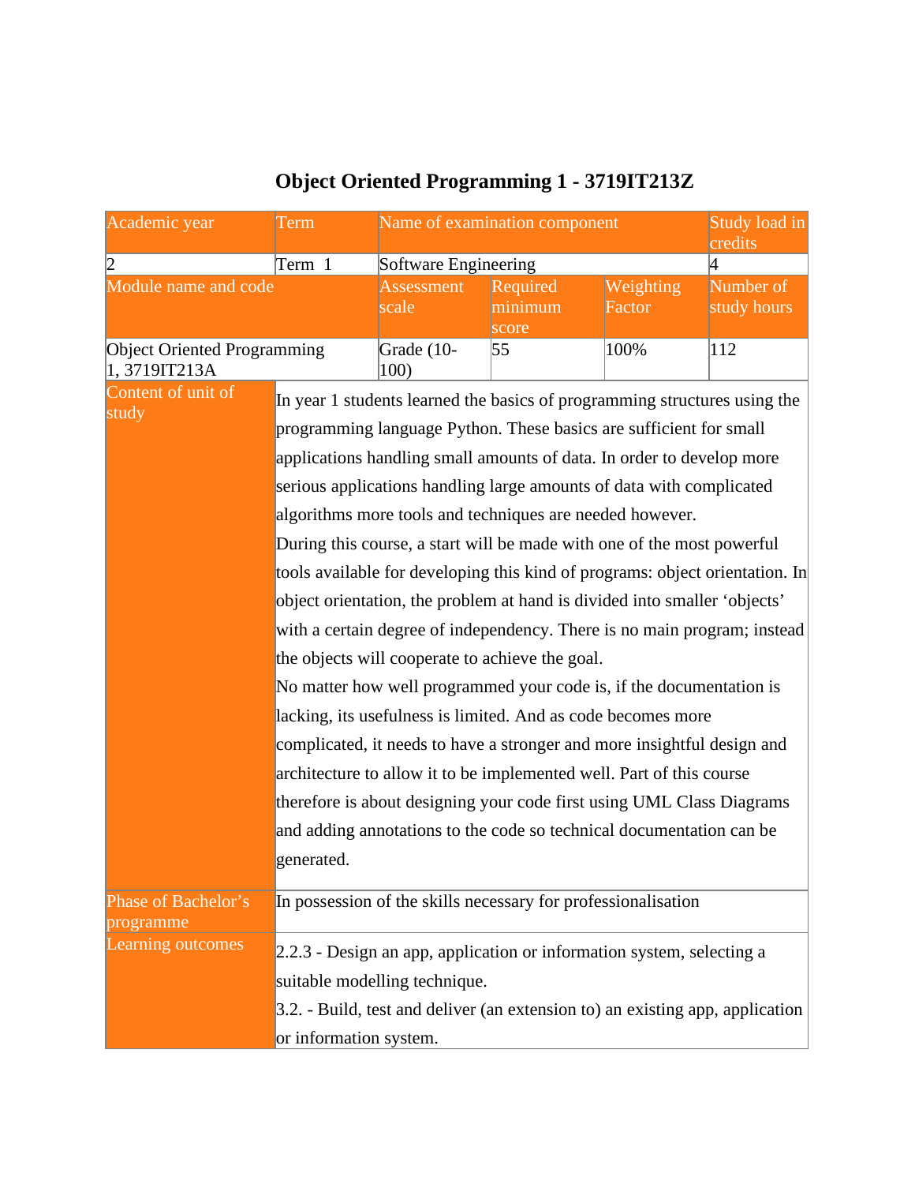# Object Oriented Programming 1 - 3719IT213Z

| Academic year | Term | Name of examination component | | | Study load in credits |
|---|---|---|---|---|---|
| 2 | Term 1 | Software Engineering | | | 4 |
| Module name and code | | Assessment scale | Required minimum score | Weighting Factor | Number of study hours |
| Object Oriented Programming 1, 3719IT213A | | Grade (10-100) | 55 | 100% | 112 |
| Content of unit of study | In year 1 students learned the basics of programming structures using the programming language Python. These basics are sufficient for small applications handling small amounts of data. In order to develop more serious applications handling large amounts of data with complicated algorithms more tools and techniques are needed however.<br>During this course, a start will be made with one of the most powerful tools available for developing this kind of programs: object orientation. In object orientation, the problem at hand is divided into smaller 'objects' with a certain degree of independency. There is no main program; instead the objects will cooperate to achieve the goal.<br>No matter how well programmed your code is, if the documentation is lacking, its usefulness is limited. And as code becomes more complicated, it needs to have a stronger and more insightful design and architecture to allow it to be implemented well. Part of this course therefore is about designing your code first using UML Class Diagrams and adding annotations to the code so technical documentation can be generated. | | | | |
| Phase of Bachelor's programme | In possession of the skills necessary for professionalisation | | | | |
| Learning outcomes | 2.2.3 - Design an app, application or information system, selecting a suitable modelling technique.<br>3.2. - Build, test and deliver (an extension to) an existing app, application or information system. | | | | |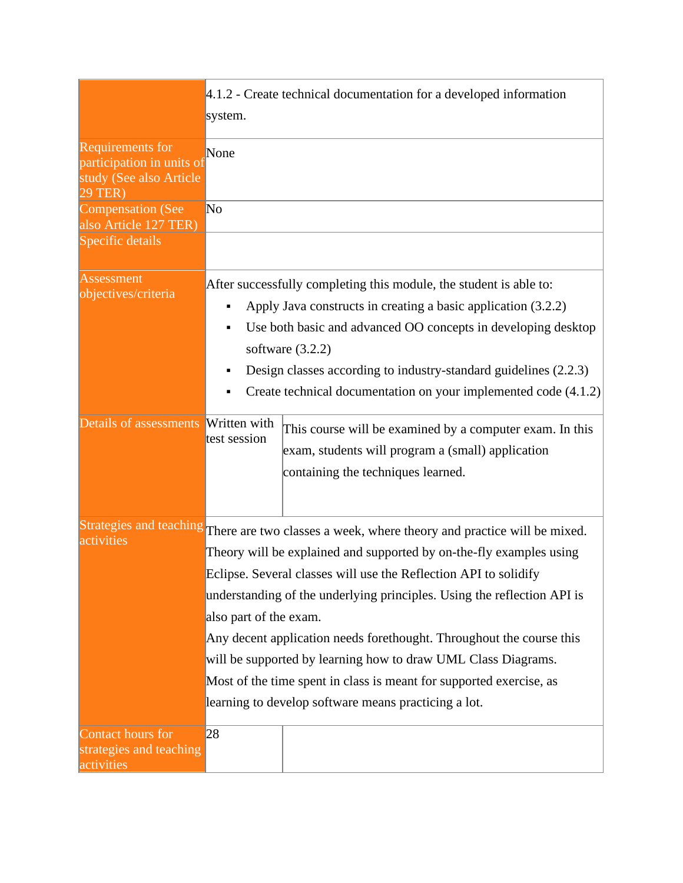| | | |
|---|---|---|
| | 4.1.2 - Create technical documentation for a developed information system. | |
| Requirements for participation in units of study (See also Article 29 TER) | None | |
| Compensation (See also Article 127 TER) | No | |
| Specific details | | |
| Assessment objectives/criteria | After successfully completing this module, the student is able to:<br>▪ Apply Java constructs in creating a basic application (3.2.2)<br>▪ Use both basic and advanced OO concepts in developing desktop software (3.2.2)<br>▪ Design classes according to industry-standard guidelines (2.2.3)<br>▪ Create technical documentation on your implemented code (4.1.2) | |
| Details of assessments | Written with test session | This course will be examined by a computer exam. In this exam, students will program a (small) application containing the techniques learned. |
| Strategies and teaching activities | There are two classes a week, where theory and practice will be mixed. Theory will be explained and supported by on-the-fly examples using Eclipse. Several classes will use the Reflection API to solidify understanding of the underlying principles. Using the reflection API is also part of the exam.<br>Any decent application needs forethought. Throughout the course this will be supported by learning how to draw UML Class Diagrams.<br>Most of the time spent in class is meant for supported exercise, as learning to develop software means practicing a lot. | |
| Contact hours for strategies and teaching activities | 28 | |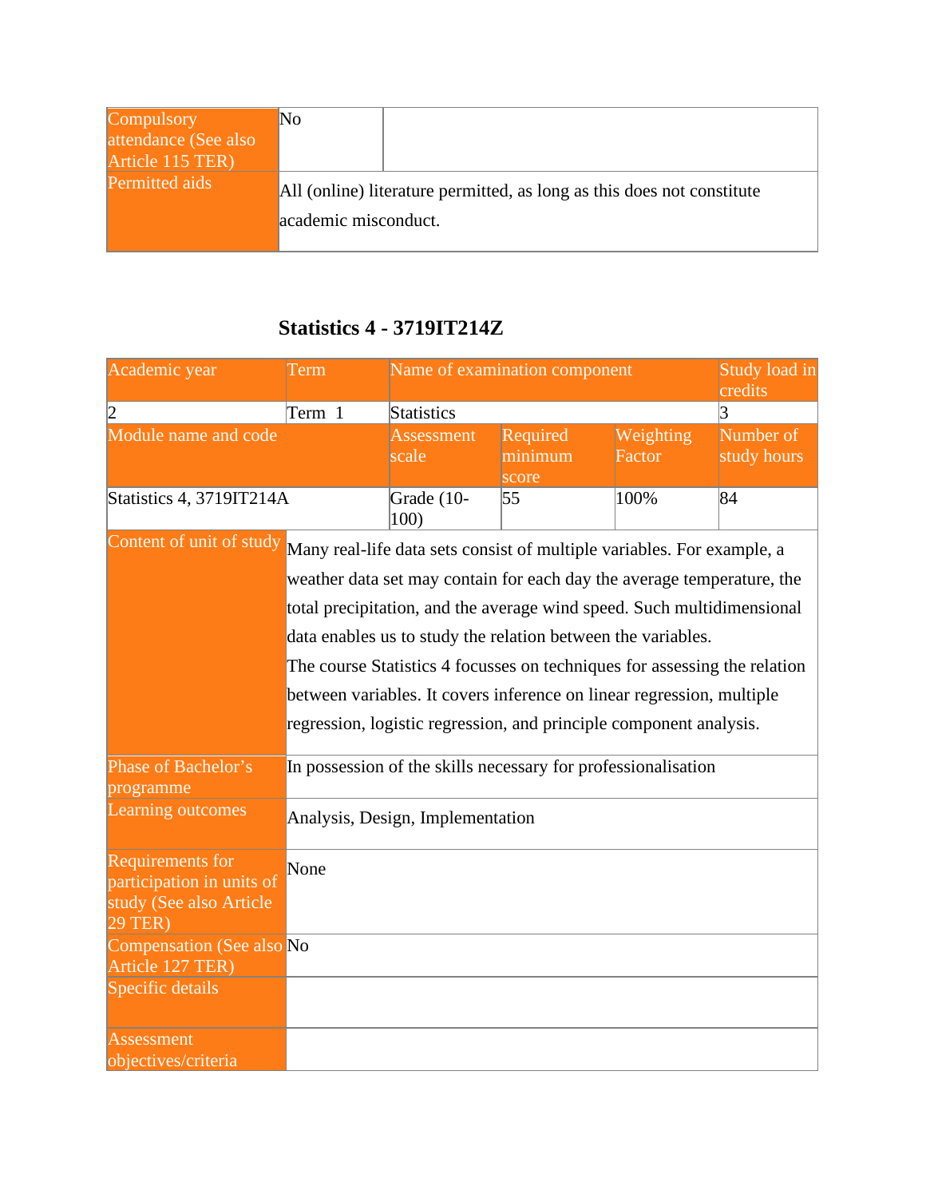| | | |
|---|---|---|
| Compulsory attendance (See also Article 115 TER) | No | |
| Permitted aids | All (online) literature permitted, as long as this does not constitute academic misconduct. | |

### Statistics 4 - 3719IT214Z

| Academic year | Term | Name of examination component | | | Study load in credits |
|---|---|---|---|---|---|
| 2 | Term 1 | Statistics | | | 3 |
| Module name and code | | Assessment scale | Required minimum score | Weighting Factor | Number of study hours |
| Statistics 4, 3719IT214A | | Grade (10-100) | 55 | 100% | 84 |

| | |
|---|---|
| Content of unit of study | Many real-life data sets consist of multiple variables. For example, a weather data set may contain for each day the average temperature, the total precipitation, and the average wind speed. Such multidimensional data enables us to study the relation between the variables. The course Statistics 4 focusses on techniques for assessing the relation between variables. It covers inference on linear regression, multiple regression, logistic regression, and principle component analysis. |
| Phase of Bachelor's programme | In possession of the skills necessary for professionalisation |
| Learning outcomes | Analysis, Design, Implementation |
| Requirements for participation in units of study (See also Article 29 TER) | None |
| Compensation (See also Article 127 TER) | No |
| Specific details | |
| Assessment objectives/criteria | |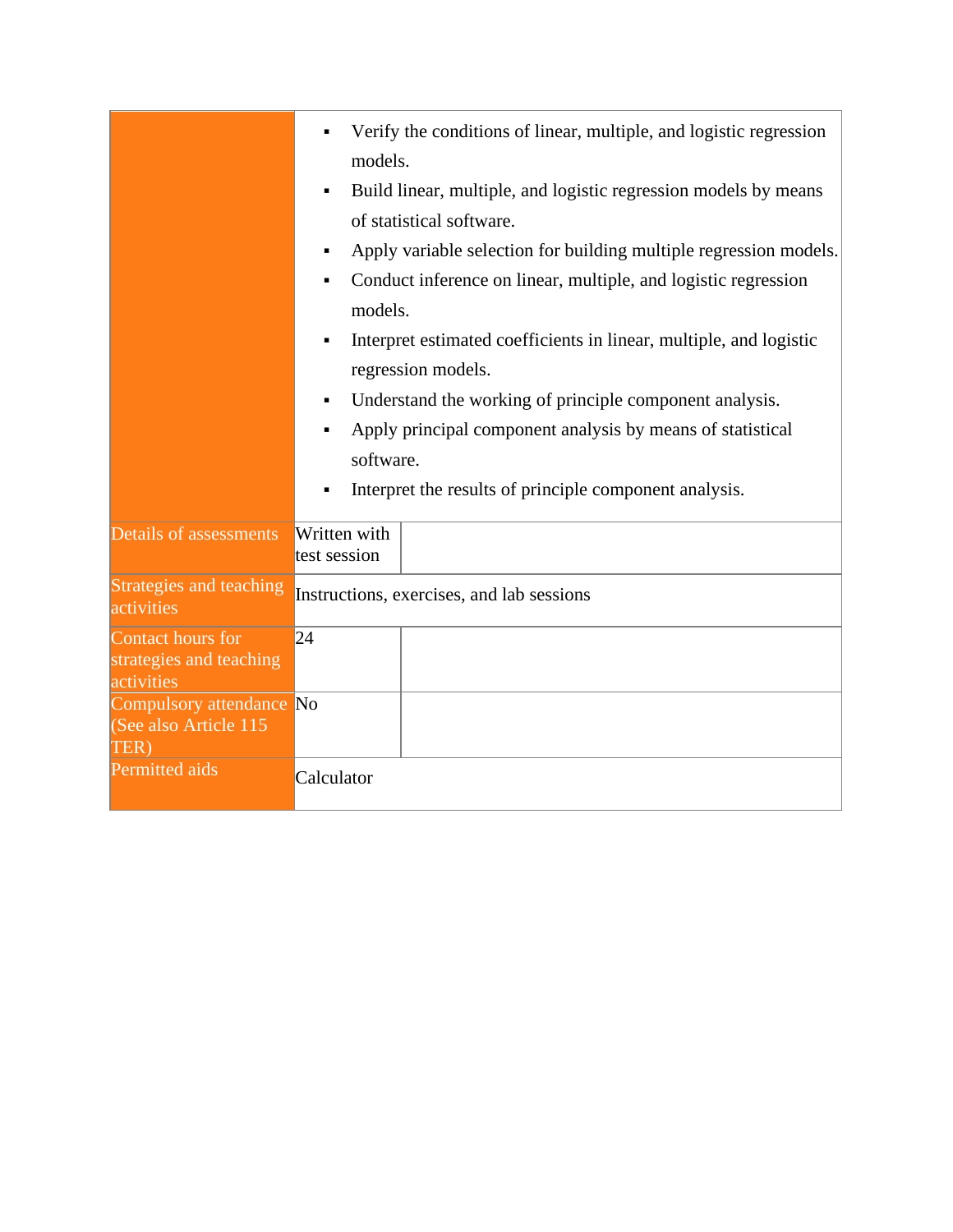| | | |
|---|---|---|
| | ▪ Verify the conditions of linear, multiple, and logistic regression models.<br>▪ Build linear, multiple, and logistic regression models by means of statistical software.<br>▪ Apply variable selection for building multiple regression models.<br>▪ Conduct inference on linear, multiple, and logistic regression models.<br>▪ Interpret estimated coefficients in linear, multiple, and logistic regression models.<br>▪ Understand the working of principle component analysis.<br>▪ Apply principal component analysis by means of statistical software.<br>▪ Interpret the results of principle component analysis. | |
| Details of assessments | Written with test session | |
| Strategies and teaching activities | Instructions, exercises, and lab sessions | |
| Contact hours for strategies and teaching activities | 24 | |
| Compulsory attendance (See also Article 115 TER) | No | |
| Permitted aids | Calculator | |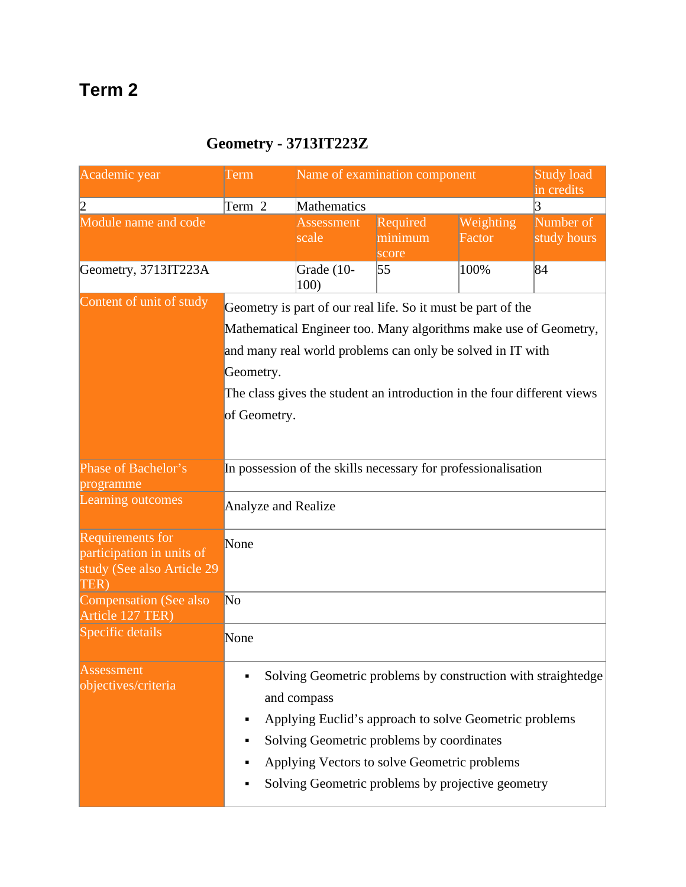# Term 2

## Geometry - 3713IT223Z

| Academic year | Term | Name of examination component | | | Study load in credits |
|---|---|---|---|---|---|
| 2 | Term 2 | Mathematics | | | 3 |
| Module name and code | | Assessment scale | Required minimum score | Weighting Factor | Number of study hours |
| Geometry, 3713IT223A | | Grade (10-100) | 55 | 100% | 84 |
| Content of unit of study | Geometry is part of our real life. So it must be part of the Mathematical Engineer too. Many algorithms make use of Geometry, and many real world problems can only be solved in IT with Geometry.<br>The class gives the student an introduction in the four different views of Geometry. | | | | |
| Phase of Bachelor's programme | In possession of the skills necessary for professionalisation | | | | |
| Learning outcomes | Analyze and Realize | | | | |
| Requirements for participation in units of study (See also Article 29 TER) | None | | | | |
| Compensation (See also Article 127 TER) | No | | | | |
| Specific details | None | | | | |
| Assessment objectives/criteria | ▪ Solving Geometric problems by construction with straightedge and compass<br>▪ Applying Euclid's approach to solve Geometric problems<br>▪ Solving Geometric problems by coordinates<br>▪ Applying Vectors to solve Geometric problems<br>▪ Solving Geometric problems by projective geometry | | | | |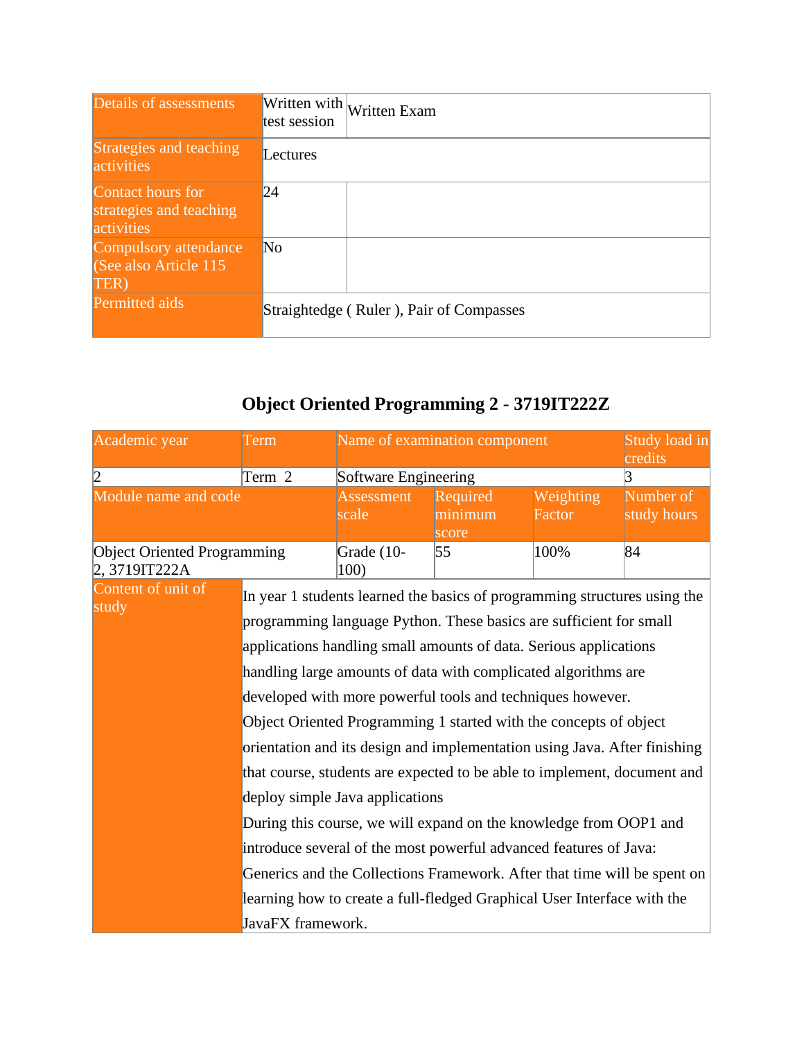| | | |
|---|---|---|
| Details of assessments | Written with test session | Written Exam |
| Strategies and teaching activities | Lectures | |
| Contact hours for strategies and teaching activities | 24 | |
| Compulsory attendance (See also Article 115 TER) | No | |
| Permitted aids | Straightedge ( Ruler ), Pair of Compasses | |

## Object Oriented Programming 2 - 3719IT222Z

| Academic year | Term | Name of examination component | | | Study load in credits |
|---|---|---|---|---|---|
| 2 | Term 2 | Software Engineering | | | 3 |
| Module name and code | | Assessment scale | Required minimum score | Weighting Factor | Number of study hours |
| Object Oriented Programming 2, 3719IT222A | | Grade (10-100) | 55 | 100% | 84 |
| Content of unit of study | In year 1 students learned the basics of programming structures using the programming language Python. These basics are sufficient for small applications handling small amounts of data. Serious applications handling large amounts of data with complicated algorithms are developed with more powerful tools and techniques however.<br>Object Oriented Programming 1 started with the concepts of object orientation and its design and implementation using Java. After finishing that course, students are expected to be able to implement, document and deploy simple Java applications<br>During this course, we will expand on the knowledge from OOP1 and introduce several of the most powerful advanced features of Java: Generics and the Collections Framework. After that time will be spent on learning how to create a full-fledged Graphical User Interface with the JavaFX framework. | | | | |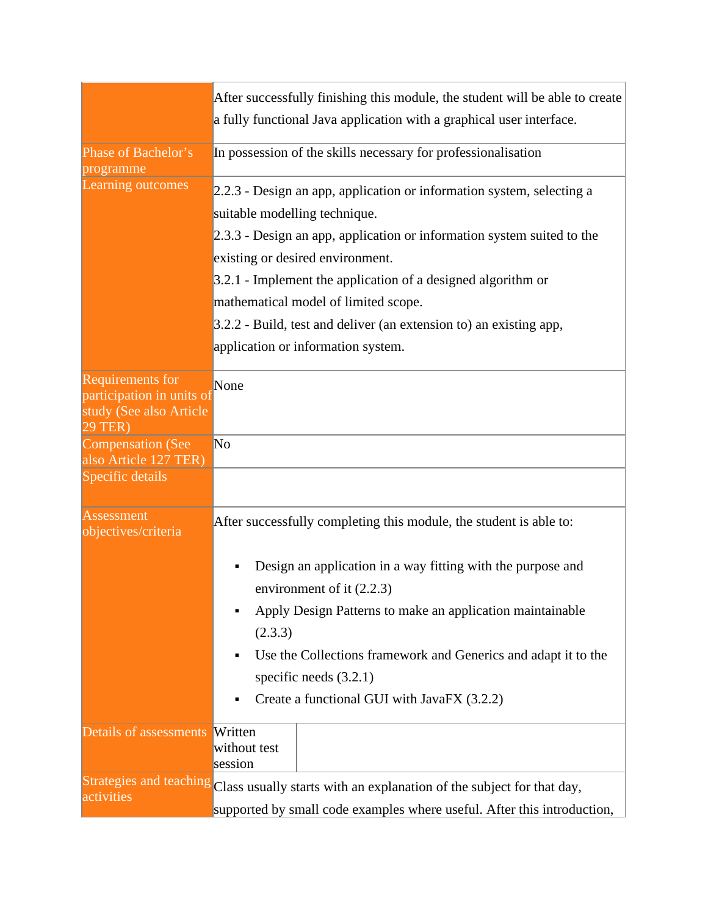| | |
|---|---|
| | After successfully finishing this module, the student will be able to create a fully functional Java application with a graphical user interface. |
| Phase of Bachelor's programme | In possession of the skills necessary for professionalisation |
| Learning outcomes | 2.2.3 - Design an app, application or information system, selecting a suitable modelling technique.<br>2.3.3 - Design an app, application or information system suited to the existing or desired environment.<br>3.2.1 - Implement the application of a designed algorithm or mathematical model of limited scope.<br>3.2.2 - Build, test and deliver (an extension to) an existing app, application or information system. |
| Requirements for participation in units of study (See also Article 29 TER) | None |
| Compensation (See also Article 127 TER) | No |
| Specific details | |
| Assessment objectives/criteria | After successfully completing this module, the student is able to:<br><br>▪ Design an application in a way fitting with the purpose and environment of it (2.2.3)<br>▪ Apply Design Patterns to make an application maintainable (2.3.3)<br>▪ Use the Collections framework and Generics and adapt it to the specific needs (3.2.1)<br>▪ Create a functional GUI with JavaFX (3.2.2) |
| Details of assessments | Written without test session |
| Strategies and teaching activities | Class usually starts with an explanation of the subject for that day, supported by small code examples where useful. After this introduction, |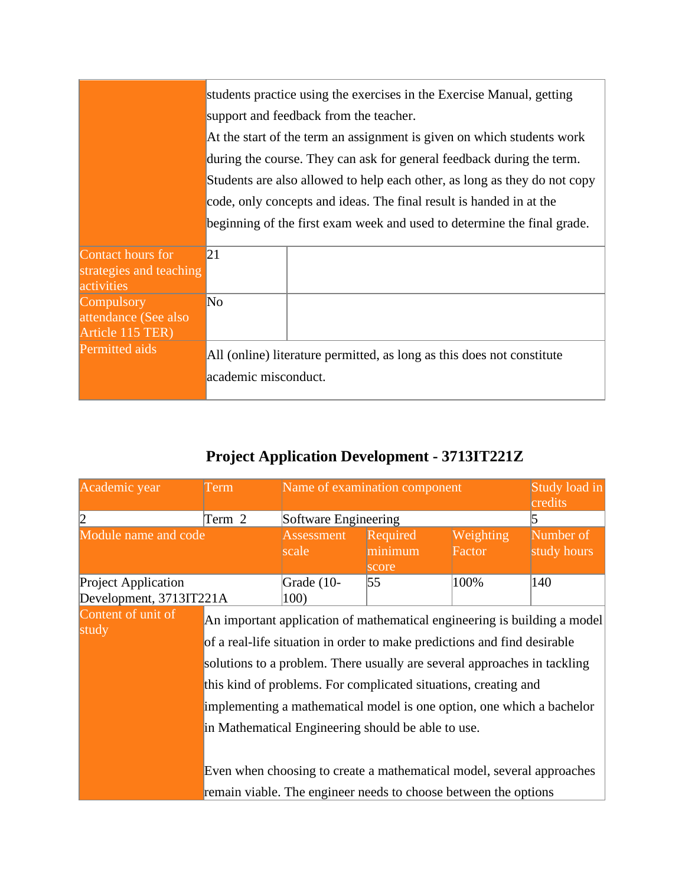| | | |
|---|---|---|
| | students practice using the exercises in the Exercise Manual, getting support and feedback from the teacher.<br>At the start of the term an assignment is given on which students work during the course. They can ask for general feedback during the term. Students are also allowed to help each other, as long as they do not copy code, only concepts and ideas. The final result is handed in at the beginning of the first exam week and used to determine the final grade. | |
| Contact hours for strategies and teaching activities | 21 | |
| Compulsory attendance (See also Article 115 TER) | No | |
| Permitted aids | All (online) literature permitted, as long as this does not constitute academic misconduct. | |

## Project Application Development - 3713IT221Z

| Academic year | Term | Name of examination component | | | Study load in credits |
|---|---|---|---|---|---|
| 2 | Term 2 | Software Engineering | | | 5 |
| Module name and code | | Assessment scale | Required minimum score | Weighting Factor | Number of study hours |
| Project Application Development, 3713IT221A | | Grade (10-100) | 55 | 100% | 140 |
| Content of unit of study | An important application of mathematical engineering is building a model of a real-life situation in order to make predictions and find desirable solutions to a problem. There usually are several approaches in tackling this kind of problems. For complicated situations, creating and implementing a mathematical model is one option, one which a bachelor in Mathematical Engineering should be able to use.<br><br>Even when choosing to create a mathematical model, several approaches remain viable. The engineer needs to choose between the options | | | | |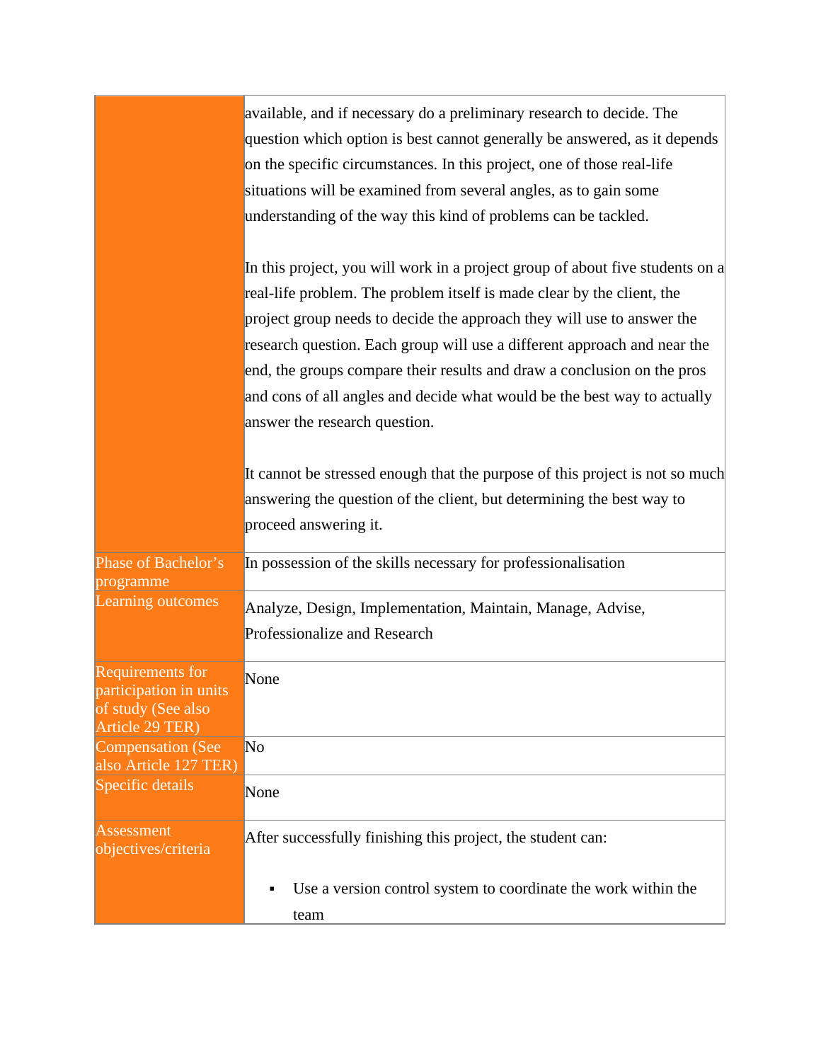| | |
|---|---|
| | available, and if necessary do a preliminary research to decide. The question which option is best cannot generally be answered, as it depends on the specific circumstances. In this project, one of those real-life situations will be examined from several angles, as to gain some understanding of the way this kind of problems can be tackled.<br><br>In this project, you will work in a project group of about five students on a real-life problem. The problem itself is made clear by the client, the project group needs to decide the approach they will use to answer the research question. Each group will use a different approach and near the end, the groups compare their results and draw a conclusion on the pros and cons of all angles and decide what would be the best way to actually answer the research question.<br><br>It cannot be stressed enough that the purpose of this project is not so much answering the question of the client, but determining the best way to proceed answering it. |
| Phase of Bachelor's programme | In possession of the skills necessary for professionalisation |
| Learning outcomes | Analyze, Design, Implementation, Maintain, Manage, Advise, Professionalize and Research |
| Requirements for participation in units of study (See also Article 29 TER) | None |
| Compensation (See also Article 127 TER) | No |
| Specific details | None |
| Assessment objectives/criteria | After successfully finishing this project, the student can:<br><br>▪ Use a version control system to coordinate the work within the team |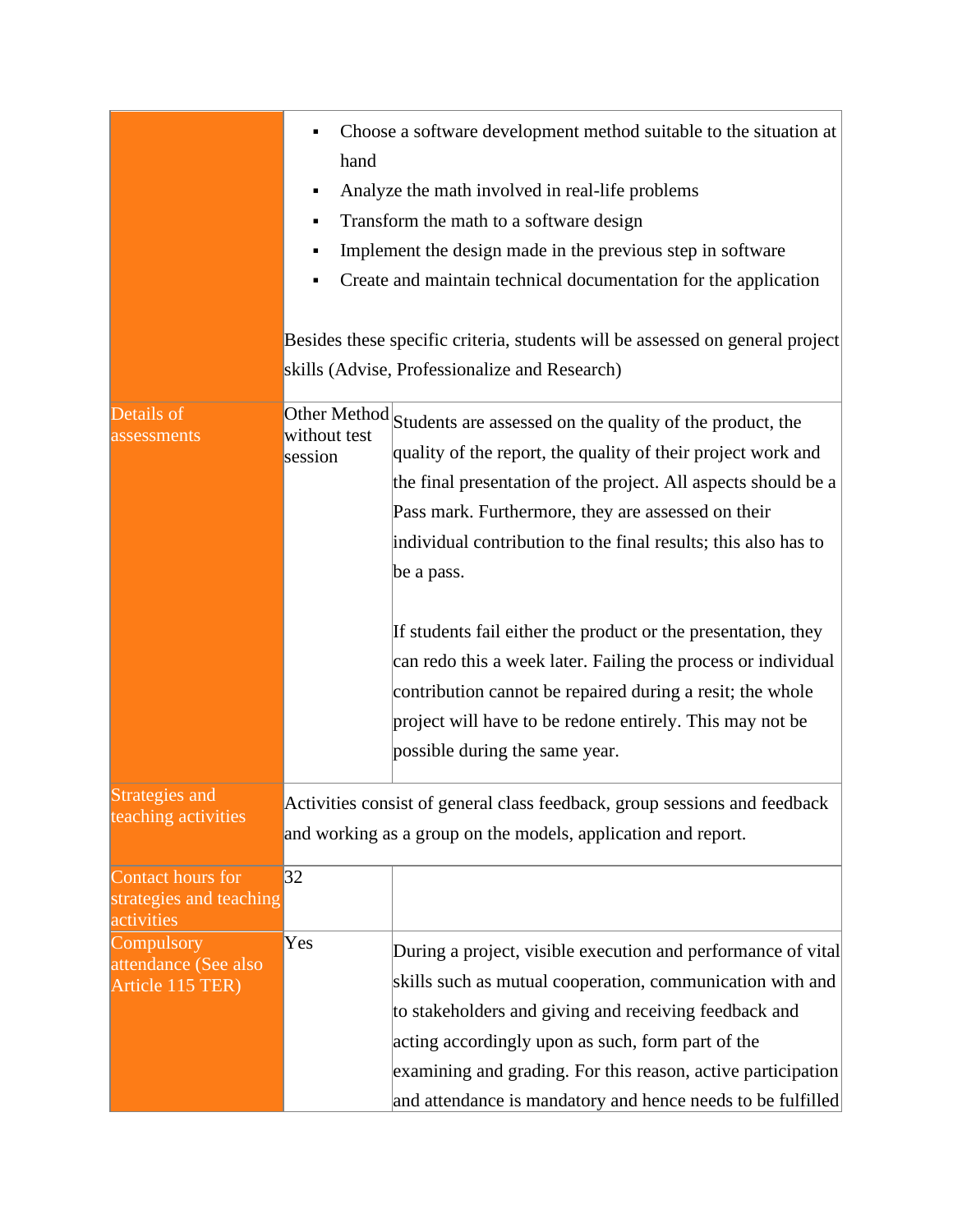| | | |
|---|---|---|
| | ▪ Choose a software development method suitable to the situation at hand<br>▪ Analyze the math involved in real-life problems<br>▪ Transform the math to a software design<br>▪ Implement the design made in the previous step in software<br>▪ Create and maintain technical documentation for the application<br><br>Besides these specific criteria, students will be assessed on general project skills (Advise, Professionalize and Research) | |
| Details of assessments | Other Method without test session | Students are assessed on the quality of the product, the quality of the report, the quality of their project work and the final presentation of the project. All aspects should be a Pass mark. Furthermore, they are assessed on their individual contribution to the final results; this also has to be a pass.<br><br>If students fail either the product or the presentation, they can redo this a week later. Failing the process or individual contribution cannot be repaired during a resit; the whole project will have to be redone entirely. This may not be possible during the same year. |
| Strategies and teaching activities | Activities consist of general class feedback, group sessions and feedback and working as a group on the models, application and report. | |
| Contact hours for strategies and teaching activities | 32 | |
| Compulsory attendance (See also Article 115 TER) | Yes | During a project, visible execution and performance of vital skills such as mutual cooperation, communication with and to stakeholders and giving and receiving feedback and acting accordingly upon as such, form part of the examining and grading. For this reason, active participation and attendance is mandatory and hence needs to be fulfilled |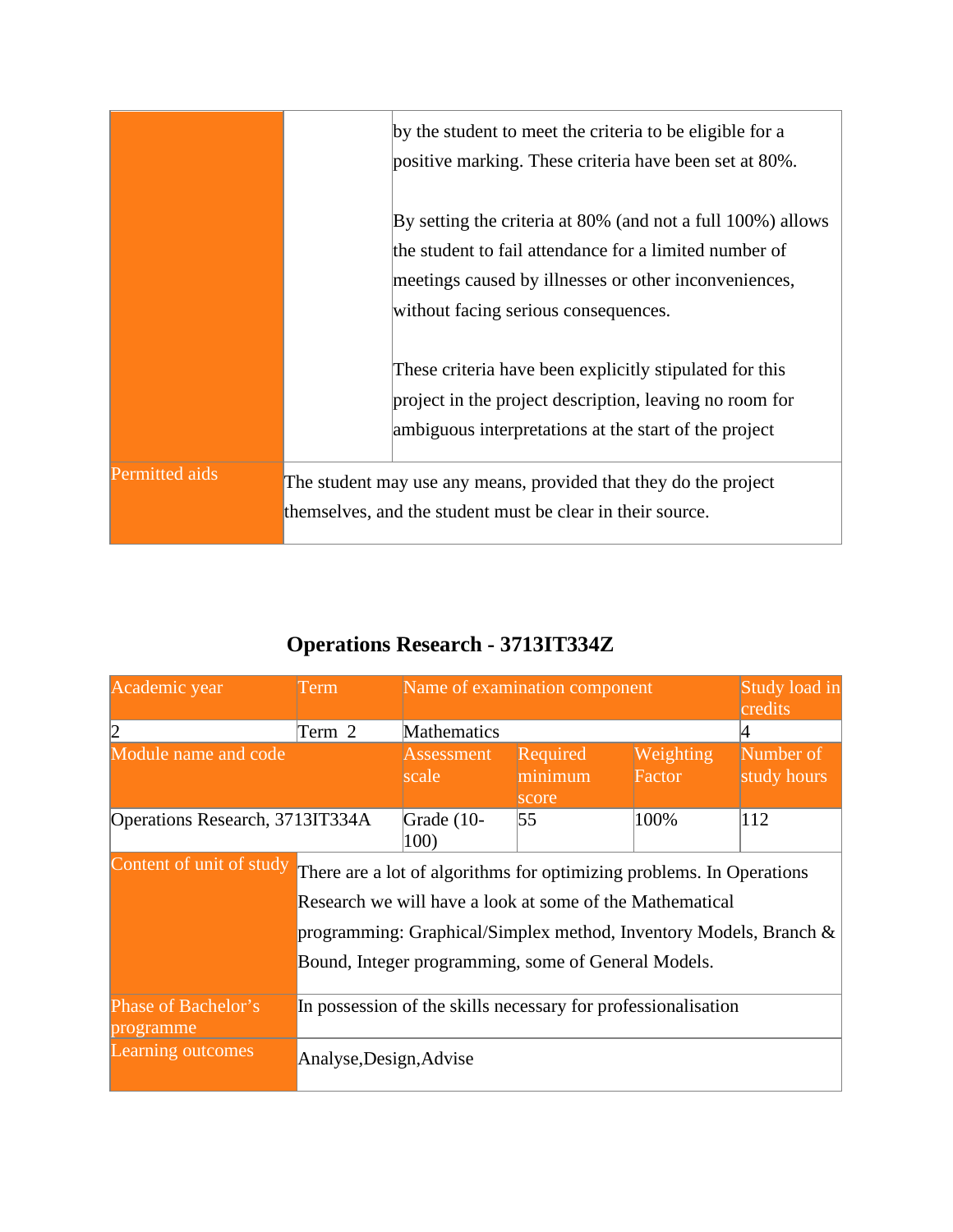| | | |
|---|---|---|
| | | by the student to meet the criteria to be eligible for a positive marking. These criteria have been set at 80%.<br><br>By setting the criteria at 80% (and not a full 100%) allows the student to fail attendance for a limited number of meetings caused by illnesses or other inconveniences, without facing serious consequences.<br><br>These criteria have been explicitly stipulated for this project in the project description, leaving no room for ambiguous interpretations at the start of the project |
| Permitted aids | The student may use any means, provided that they do the project themselves, and the student must be clear in their source. | |

## Operations Research - 3713IT334Z

| Academic year | Term | Name of examination component | | | Study load in credits |
|---|---|---|---|---|---|
| 2 | Term 2 | Mathematics | | | 4 |
| Module name and code | | Assessment scale | Required minimum score | Weighting Factor | Number of study hours |
| Operations Research, 3713IT334A | | Grade (10-100) | 55 | 100% | 112 |
| Content of unit of study | There are a lot of algorithms for optimizing problems. In Operations Research we will have a look at some of the Mathematical programming: Graphical/Simplex method, Inventory Models, Branch & Bound, Integer programming, some of General Models. | | | | |
| Phase of Bachelor's programme | In possession of the skills necessary for professionalisation | | | | |
| Learning outcomes | Analyse,Design,Advise | | | | |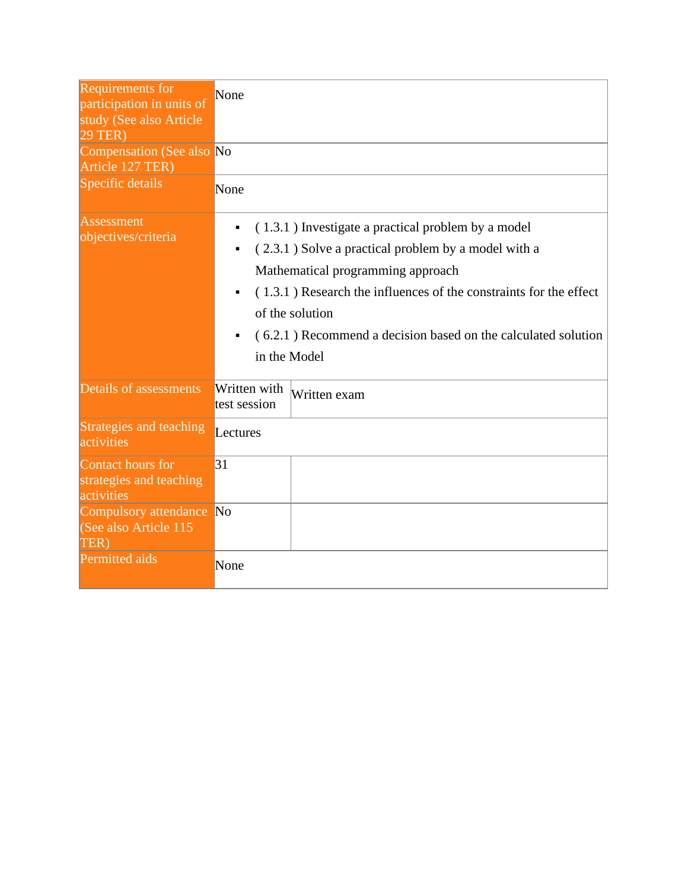| | | |
|---|---|---|
| Requirements for participation in units of study (See also Article 29 TER) | None | |
| Compensation (See also Article 127 TER) | No | |
| Specific details | None | |
| Assessment objectives/criteria | ▪ ( 1.3.1 ) Investigate a practical problem by a model<br>▪ ( 2.3.1 ) Solve a practical problem by a model with a Mathematical programming approach<br>▪ ( 1.3.1 ) Research the influences of the constraints for the effect of the solution<br>▪ ( 6.2.1 ) Recommend a decision based on the calculated solution in the Model | |
| Details of assessments | Written with test session | Written exam |
| Strategies and teaching activities | Lectures | |
| Contact hours for strategies and teaching activities | 31 | |
| Compulsory attendance (See also Article 115 TER) | No | |
| Permitted aids | None | |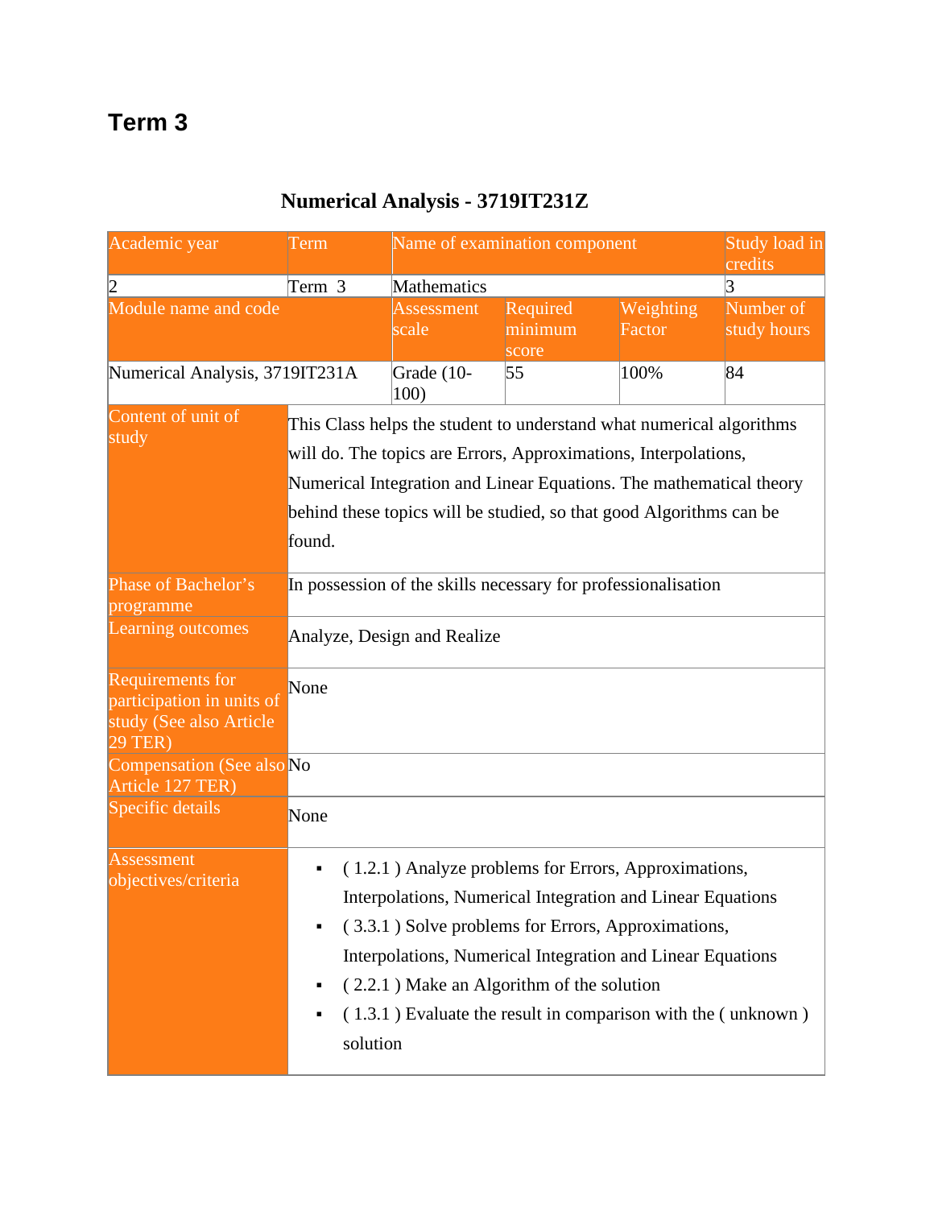# Term 3

## Numerical Analysis - 3719IT231Z

| Academic year | Term | Name of examination component | | | Study load in credits |
|---|---|---|---|---|---|
| 2 | Term 3 | Mathematics | | | 3 |
| Module name and code | | Assessment scale | Required minimum score | Weighting Factor | Number of study hours |
| Numerical Analysis, 3719IT231A | | Grade (10-100) | 55 | 100% | 84 |
| Content of unit of study | This Class helps the student to understand what numerical algorithms will do. The topics are Errors, Approximations, Interpolations, Numerical Integration and Linear Equations. The mathematical theory behind these topics will be studied, so that good Algorithms can be found. | | | | |
| Phase of Bachelor's programme | In possession of the skills necessary for professionalisation | | | | |
| Learning outcomes | Analyze, Design and Realize | | | | |
| Requirements for participation in units of study (See also Article 29 TER) | None | | | | |
| Compensation (See also Article 127 TER) | No | | | | |
| Specific details | None | | | | |
| Assessment objectives/criteria | ▪ ( 1.2.1 ) Analyze problems for Errors, Approximations, Interpolations, Numerical Integration and Linear Equations<br>▪ ( 3.3.1 ) Solve problems for Errors, Approximations, Interpolations, Numerical Integration and Linear Equations<br>▪ ( 2.2.1 ) Make an Algorithm of the solution<br>▪ ( 1.3.1 ) Evaluate the result in comparison with the ( unknown ) solution | | | | |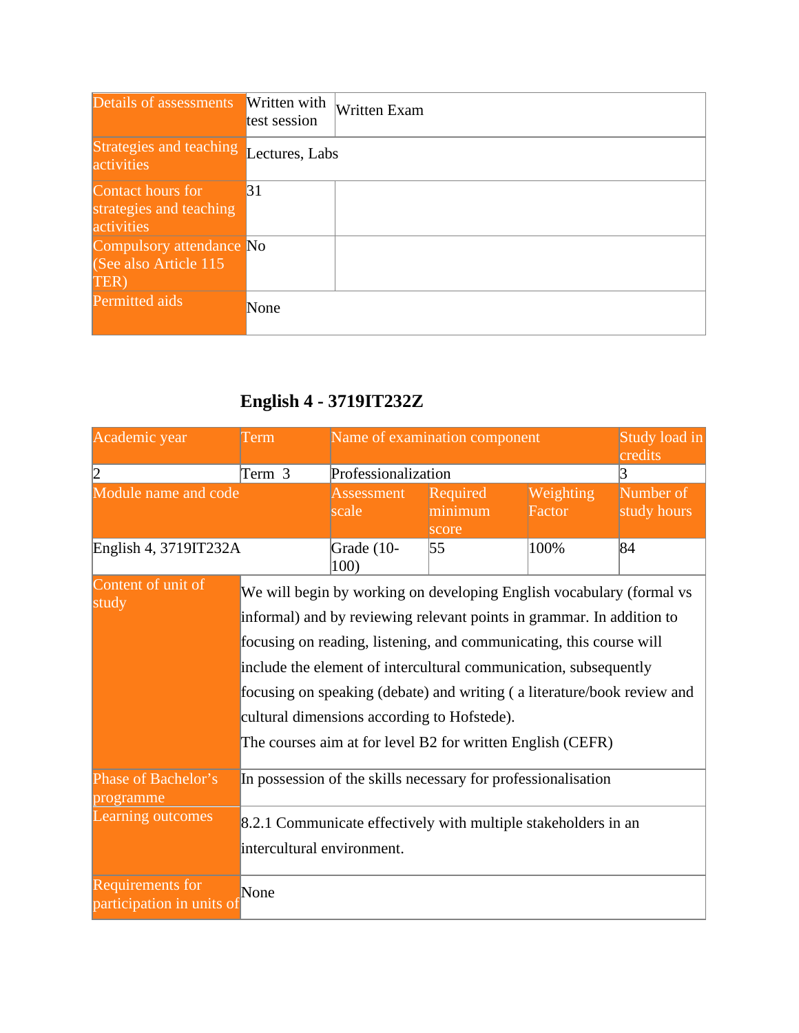| | | |
|---|---|---|
| Details of assessments | Written with test session | Written Exam |
| Strategies and teaching activities | Lectures, Labs | |
| Contact hours for strategies and teaching activities | 31 | |
| Compulsory attendance (See also Article 115 TER) | No | |
| Permitted aids | None | |

## English 4 - 3719IT232Z

| Academic year | Term | Name of examination component | | | Study load in credits |
|---|---|---|---|---|---|
| 2 | Term 3 | Professionalization | | | 3 |
| Module name and code | | Assessment scale | Required minimum score | Weighting Factor | Number of study hours |
| English 4, 3719IT232A | | Grade (10-100) | 55 | 100% | 84 |
| Content of unit of study | We will begin by working on developing English vocabulary (formal vs informal) and by reviewing relevant points in grammar. In addition to focusing on reading, listening, and communicating, this course will include the element of intercultural communication, subsequently focusing on speaking (debate) and writing ( a literature/book review and cultural dimensions according to Hofstede).<br>The courses aim at for level B2 for written English (CEFR) | | | | |
| Phase of Bachelor's programme | In possession of the skills necessary for professionalisation | | | | |
| Learning outcomes | 8.2.1 Communicate effectively with multiple stakeholders in an intercultural environment. | | | | |
| Requirements for participation in units of | None | | | | |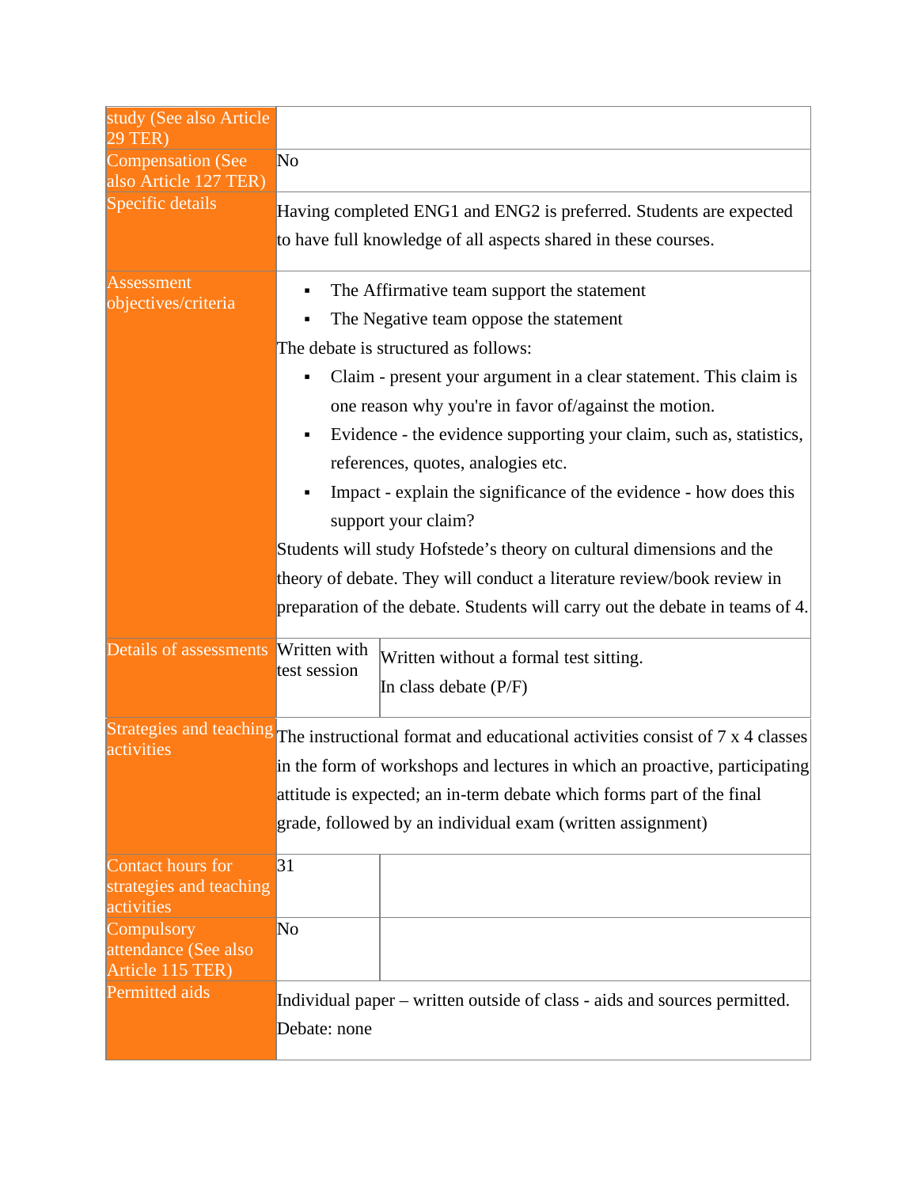| | | |
|---|---|---|
| study (See also Article 29 TER) | | |
| Compensation (See also Article 127 TER) | No | |
| Specific details | Having completed ENG1 and ENG2 is preferred. Students are expected to have full knowledge of all aspects shared in these courses. | |
| Assessment objectives/criteria | ▪ The Affirmative team support the statement<br>▪ The Negative team oppose the statement<br>The debate is structured as follows:<br>▪ Claim - present your argument in a clear statement. This claim is one reason why you're in favor of/against the motion.<br>▪ Evidence - the evidence supporting your claim, such as, statistics, references, quotes, analogies etc.<br>▪ Impact - explain the significance of the evidence - how does this support your claim?<br>Students will study Hofstede's theory on cultural dimensions and the theory of debate. They will conduct a literature review/book review in preparation of the debate. Students will carry out the debate in teams of 4. | |
| Details of assessments | Written with test session | Written without a formal test sitting.<br>In class debate (P/F) |
| Strategies and teaching activities | The instructional format and educational activities consist of 7 x 4 classes in the form of workshops and lectures in which an proactive, participating attitude is expected; an in-term debate which forms part of the final grade, followed by an individual exam (written assignment) | |
| Contact hours for strategies and teaching activities | 31 | |
| Compulsory attendance (See also Article 115 TER) | No | |
| Permitted aids | Individual paper – written outside of class - aids and sources permitted.<br>Debate: none | |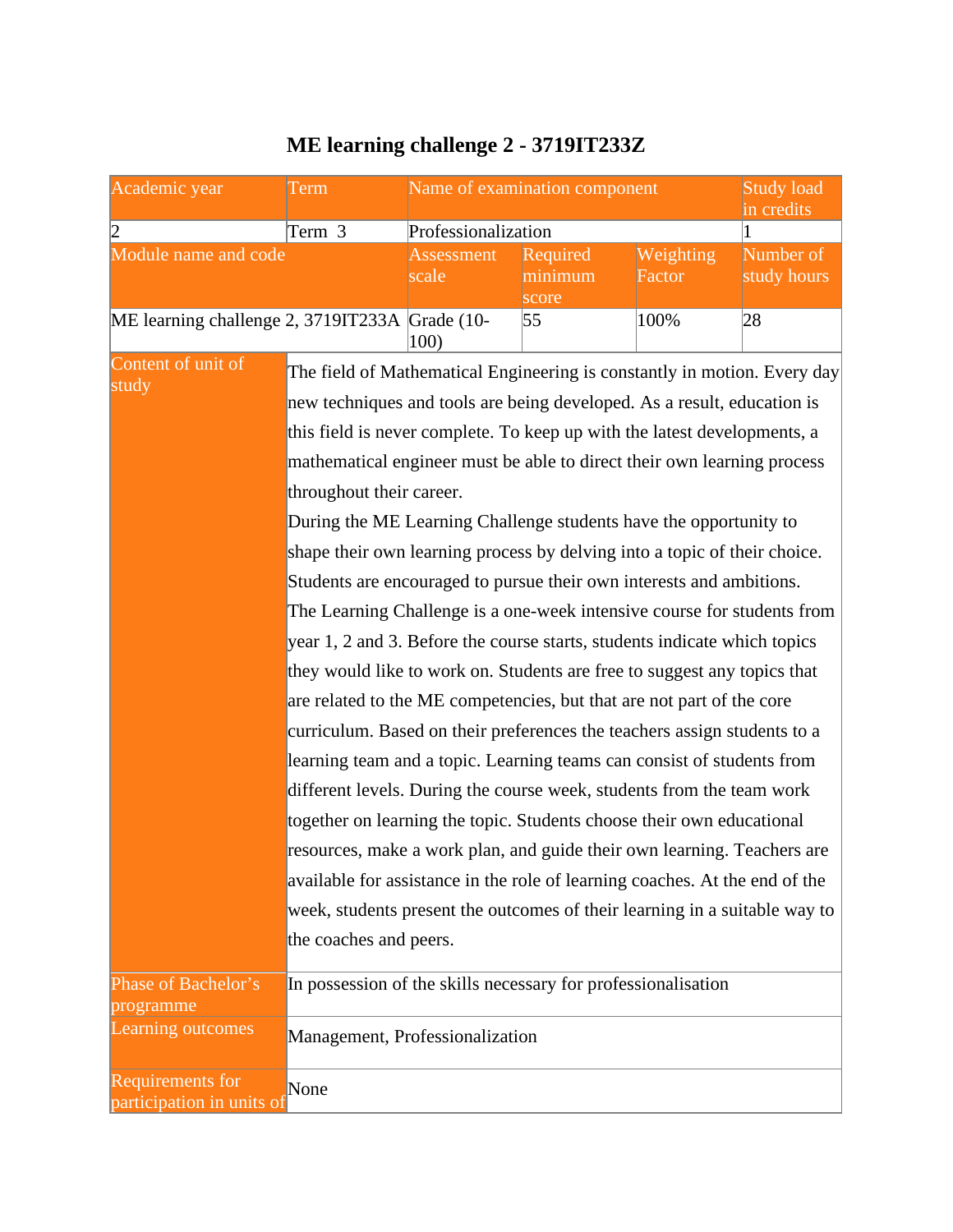# ME learning challenge 2 - 3719IT233Z

| Academic year | Term | Name of examination component | | | Study load in credits |
|---|---|---|---|---|---|
| 2 | Term 3 | Professionalization | | | 1 |
| Module name and code | | Assessment scale | Required minimum score | Weighting Factor | Number of study hours |
| ME learning challenge 2, 3719IT233A | | Grade (10-100) | 55 | 100% | 28 |
| Content of unit of study | The field of Mathematical Engineering is constantly in motion. Every day new techniques and tools are being developed. As a result, education is this field is never complete. To keep up with the latest developments, a mathematical engineer must be able to direct their own learning process throughout their career.<br>During the ME Learning Challenge students have the opportunity to shape their own learning process by delving into a topic of their choice. Students are encouraged to pursue their own interests and ambitions.<br>The Learning Challenge is a one-week intensive course for students from year 1, 2 and 3. Before the course starts, students indicate which topics they would like to work on. Students are free to suggest any topics that are related to the ME competencies, but that are not part of the core curriculum. Based on their preferences the teachers assign students to a learning team and a topic. Learning teams can consist of students from different levels. During the course week, students from the team work together on learning the topic. Students choose their own educational resources, make a work plan, and guide their own learning. Teachers are available for assistance in the role of learning coaches. At the end of the week, students present the outcomes of their learning in a suitable way to the coaches and peers. | | | | |
| Phase of Bachelor's programme | In possession of the skills necessary for professionalisation | | | | |
| Learning outcomes | Management, Professionalization | | | | |
| Requirements for participation in units of | None | | | | |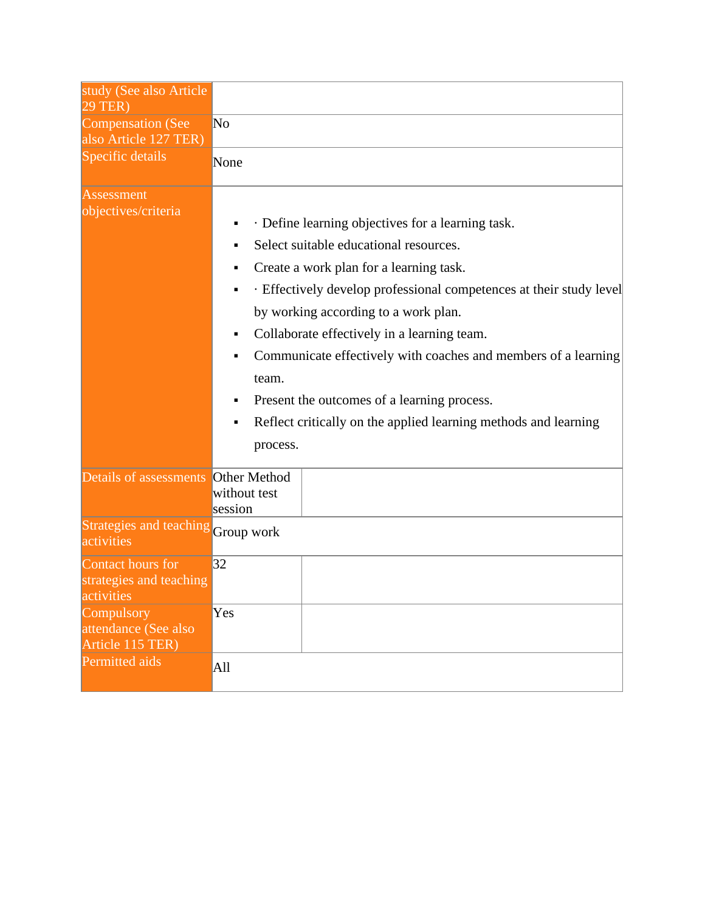| study (See also Article 29 TER) | | |
|---|---|---|
| Compensation (See also Article 127 TER) | No | |
| Specific details | None | |
| Assessment objectives/criteria | <ul><li>· Define learning objectives for a learning task.</li><li>Select suitable educational resources.</li><li>Create a work plan for a learning task.</li><li>· Effectively develop professional competences at their study level by working according to a work plan.</li><li>Collaborate effectively in a learning team.</li><li>Communicate effectively with coaches and members of a learning team.</li><li>Present the outcomes of a learning process.</li><li>Reflect critically on the applied learning methods and learning process.</li></ul> | |
| Details of assessments | Other Method without test session | |
| Strategies and teaching activities | Group work | |
| Contact hours for strategies and teaching activities | 32 | |
| Compulsory attendance (See also Article 115 TER) | Yes | |
| Permitted aids | All | |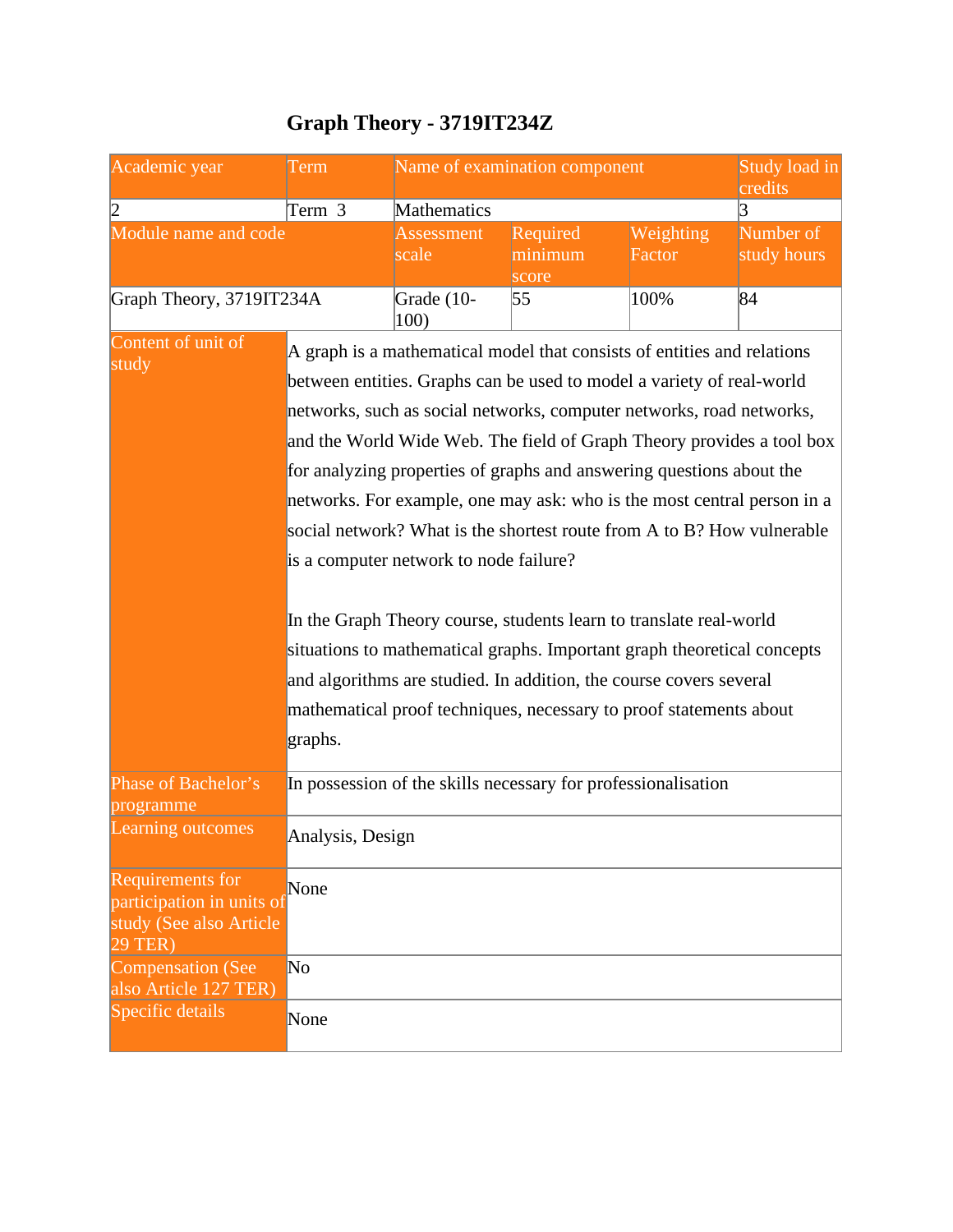## Graph Theory - 3719IT234Z

| Academic year | Term | Name of examination component | | | Study load in credits |
|---|---|---|---|---|---|
| 2 | Term 3 | Mathematics | | | 3 |
| Module name and code | | Assessment scale | Required minimum score | Weighting Factor | Number of study hours |
| Graph Theory, 3719IT234A | | Grade (10-100) | 55 | 100% | 84 |
| Content of unit of study | A graph is a mathematical model that consists of entities and relations between entities. Graphs can be used to model a variety of real-world networks, such as social networks, computer networks, road networks, and the World Wide Web. The field of Graph Theory provides a tool box for analyzing properties of graphs and answering questions about the networks. For example, one may ask: who is the most central person in a social network? What is the shortest route from A to B? How vulnerable is a computer network to node failure?<br><br>In the Graph Theory course, students learn to translate real-world situations to mathematical graphs. Important graph theoretical concepts and algorithms are studied. In addition, the course covers several mathematical proof techniques, necessary to proof statements about graphs. | | | | |
| Phase of Bachelor's programme | In possession of the skills necessary for professionalisation | | | | |
| Learning outcomes | Analysis, Design | | | | |
| Requirements for participation in units of study (See also Article 29 TER) | None | | | | |
| Compensation (See also Article 127 TER) | No | | | | |
| Specific details | None | | | | |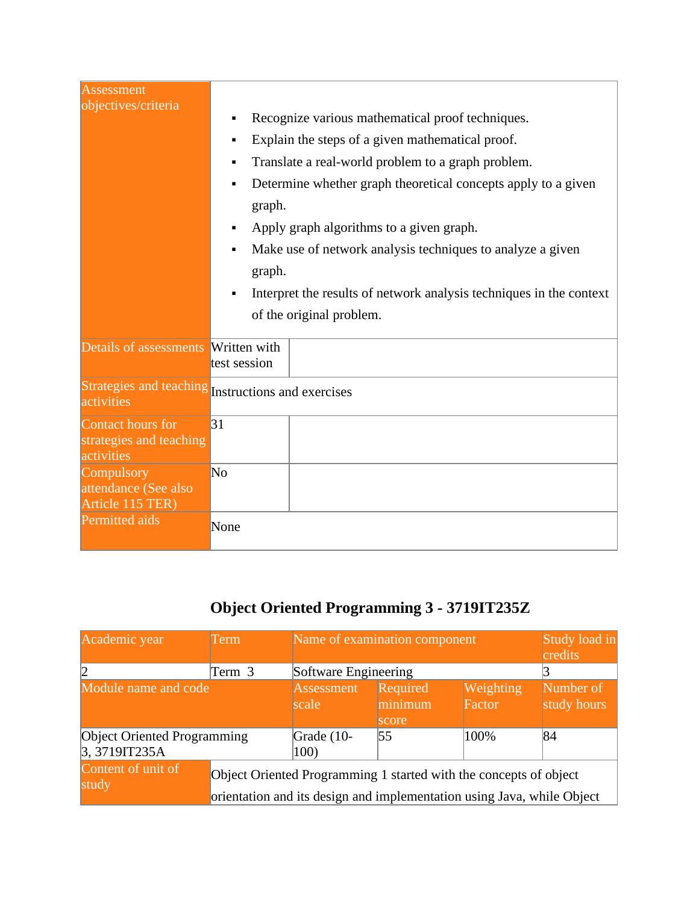| | | |
|---|---|---|
| Assessment objectives/criteria | <ul><li>Recognize various mathematical proof techniques.</li><li>Explain the steps of a given mathematical proof.</li><li>Translate a real-world problem to a graph problem.</li><li>Determine whether graph theoretical concepts apply to a given graph.</li><li>Apply graph algorithms to a given graph.</li><li>Make use of network analysis techniques to analyze a given graph.</li><li>Interpret the results of network analysis techniques in the context of the original problem.</li></ul> | |
| Details of assessments | Written with test session | |
| Strategies and teaching activities | Instructions and exercises | |
| Contact hours for strategies and teaching activities | 31 | |
| Compulsory attendance (See also Article 115 TER) | No | |
| Permitted aids | None | |

## Object Oriented Programming 3 - 3719IT235Z

| Academic year | Term | Name of examination component | | | Study load in credits |
|---|---|---|---|---|---|
| 2 | Term 3 | Software Engineering | | | 3 |
| Module name and code | | Assessment scale | Required minimum score | Weighting Factor | Number of study hours |
| Object Oriented Programming 3, 3719IT235A | | Grade (10-100) | 55 | 100% | 84 |
| Content of unit of study | Object Oriented Programming 1 started with the concepts of object orientation and its design and implementation using Java, while Object | | | | |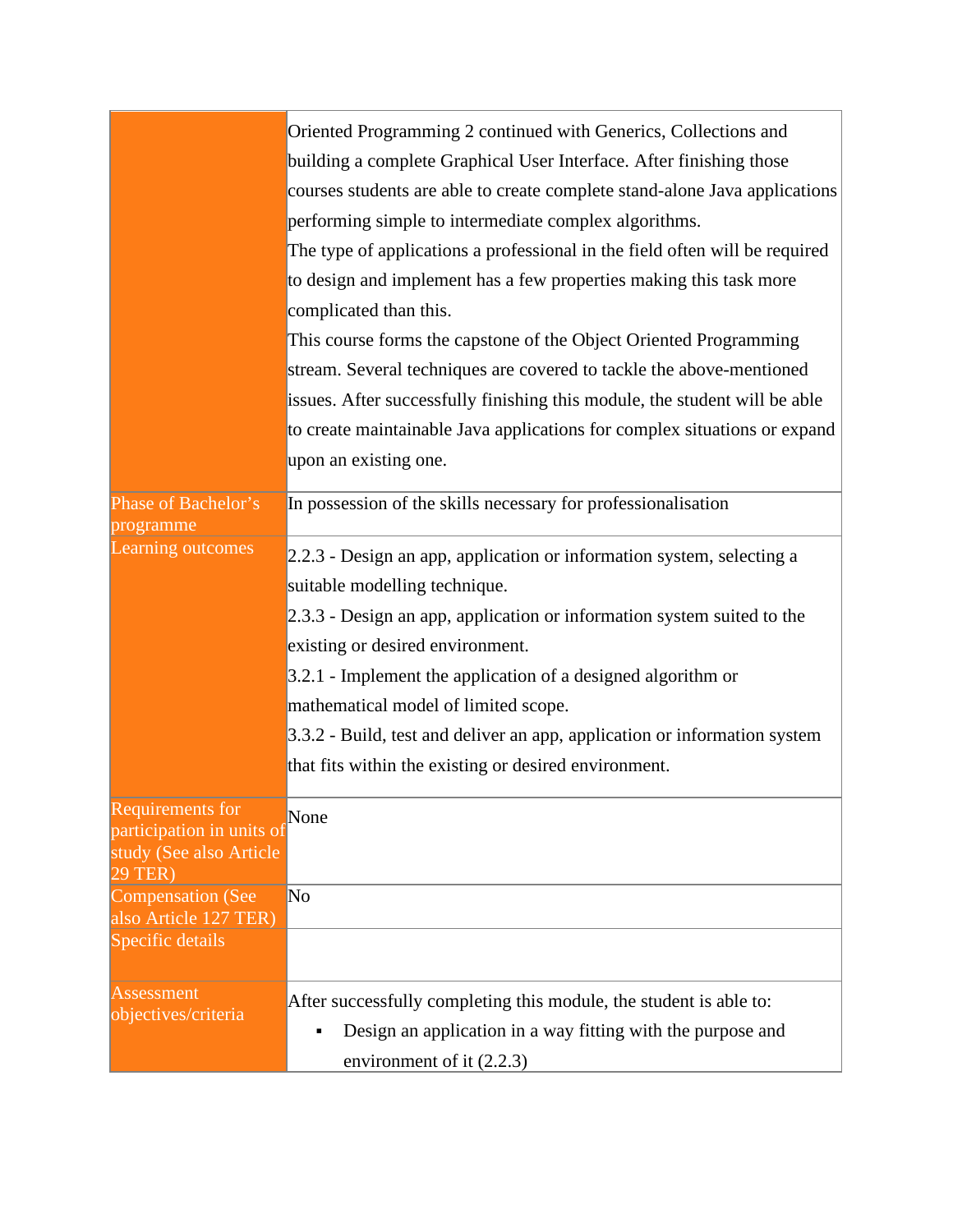| | |
|---|---|
| | Oriented Programming 2 continued with Generics, Collections and building a complete Graphical User Interface. After finishing those courses students are able to create complete stand-alone Java applications performing simple to intermediate complex algorithms.<br>The type of applications a professional in the field often will be required to design and implement has a few properties making this task more complicated than this.<br>This course forms the capstone of the Object Oriented Programming stream. Several techniques are covered to tackle the above-mentioned issues. After successfully finishing this module, the student will be able to create maintainable Java applications for complex situations or expand upon an existing one. |
| Phase of Bachelor's programme | In possession of the skills necessary for professionalisation |
| Learning outcomes | 2.2.3 - Design an app, application or information system, selecting a suitable modelling technique.<br>2.3.3 - Design an app, application or information system suited to the existing or desired environment.<br>3.2.1 - Implement the application of a designed algorithm or mathematical model of limited scope.<br>3.3.2 - Build, test and deliver an app, application or information system that fits within the existing or desired environment. |
| Requirements for participation in units of study (See also Article 29 TER) | None |
| Compensation (See also Article 127 TER) | No |
| Specific details | |
| Assessment objectives/criteria | After successfully completing this module, the student is able to:<br>▪ Design an application in a way fitting with the purpose and environment of it (2.2.3) |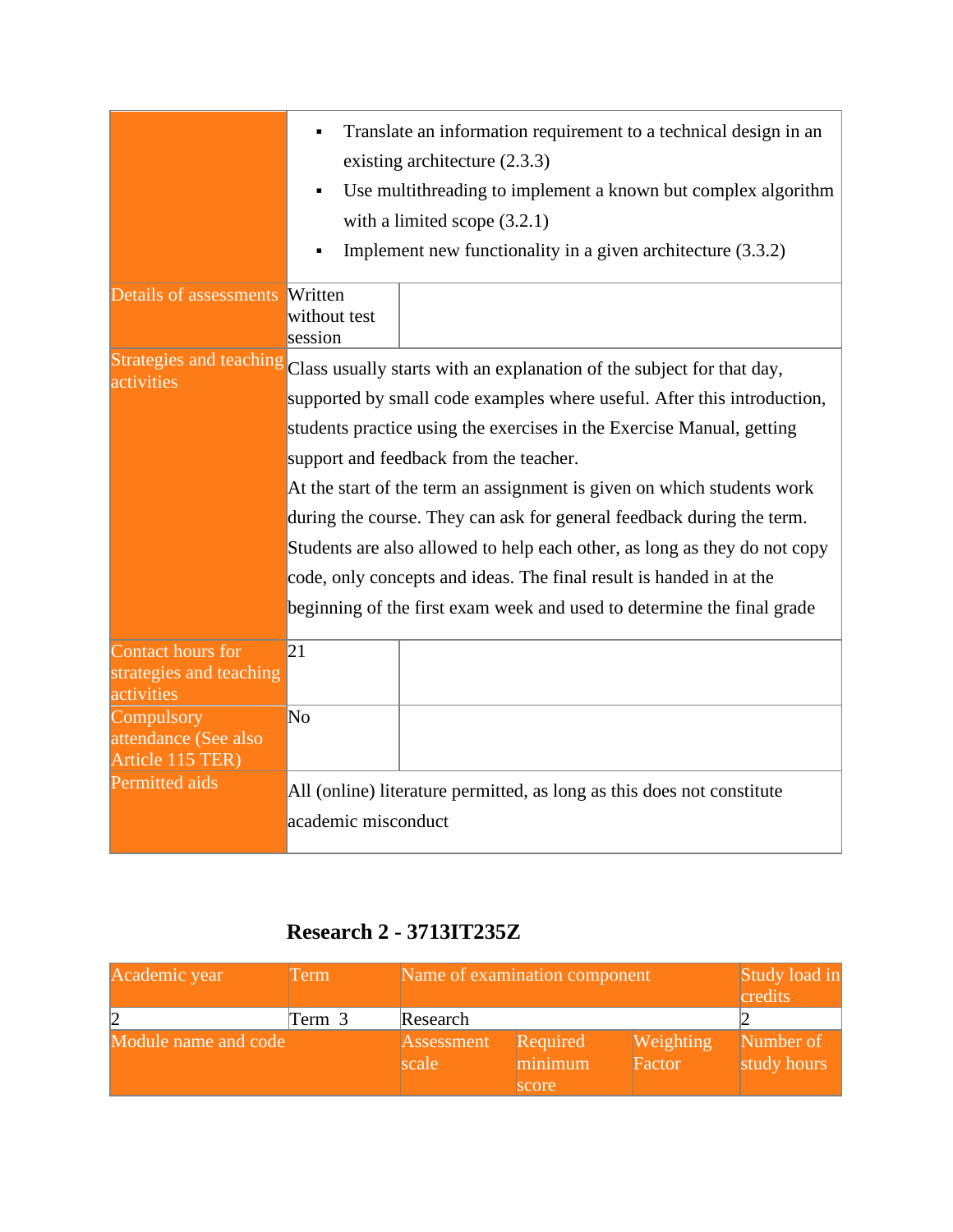| | | |
|---|---|---|
| | ▪ Translate an information requirement to a technical design in an existing architecture (2.3.3)<br>▪ Use multithreading to implement a known but complex algorithm with a limited scope (3.2.1)<br>▪ Implement new functionality in a given architecture (3.3.2) | |
| Details of assessments | Written without test session | |
| Strategies and teaching activities | Class usually starts with an explanation of the subject for that day, supported by small code examples where useful. After this introduction, students practice using the exercises in the Exercise Manual, getting support and feedback from the teacher.<br>At the start of the term an assignment is given on which students work during the course. They can ask for general feedback during the term. Students are also allowed to help each other, as long as they do not copy code, only concepts and ideas. The final result is handed in at the beginning of the first exam week and used to determine the final grade | |
| Contact hours for strategies and teaching activities | 21 | |
| Compulsory attendance (See also Article 115 TER) | No | |
| Permitted aids | All (online) literature permitted, as long as this does not constitute academic misconduct | |

## Research 2 - 3713IT235Z

| Academic year | Term | Name of examination component | | | Study load in credits |
|---|---|---|---|---|---|
| 2 | Term 3 | Research | | | 2 |
| Module name and code | | Assessment scale | Required minimum score | Weighting Factor | Number of study hours |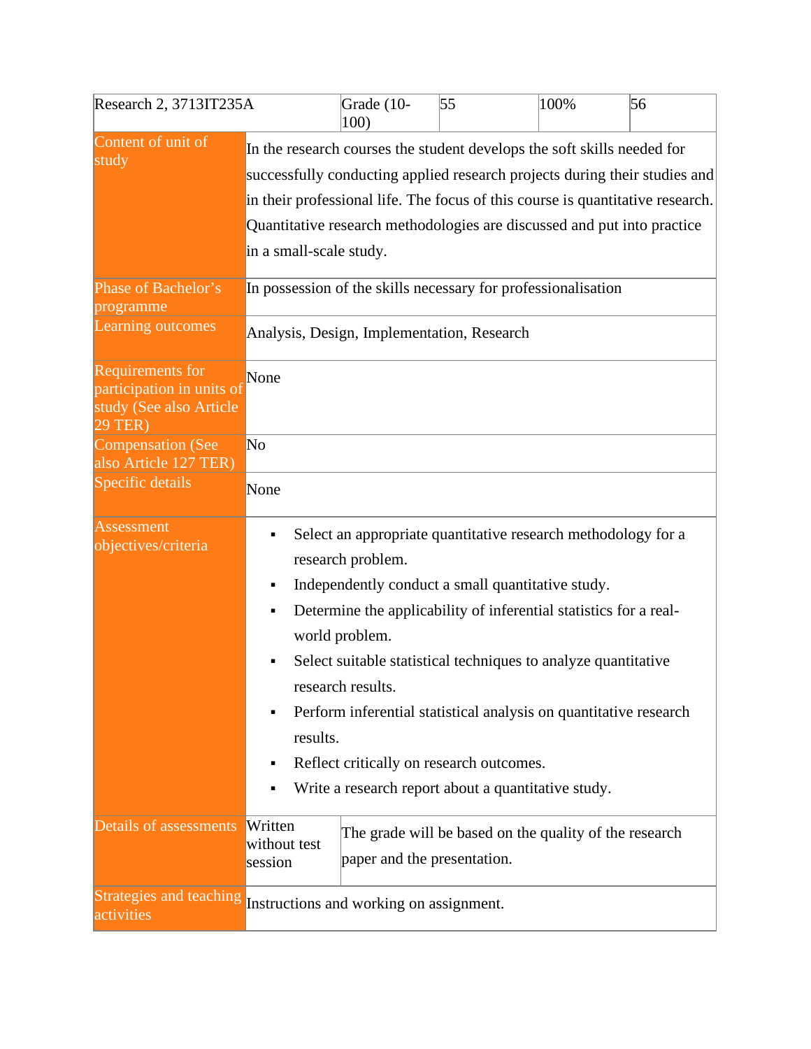| Research 2, 3713IT235A | | Grade (10-100) | 55 | 100% | 56 |
|---|---|---|---|---|---|
| Content of unit of study | In the research courses the student develops the soft skills needed for successfully conducting applied research projects during their studies and in their professional life. The focus of this course is quantitative research. Quantitative research methodologies are discussed and put into practice in a small-scale study. | | | | |
| Phase of Bachelor's programme | In possession of the skills necessary for professionalisation | | | | |
| Learning outcomes | Analysis, Design, Implementation, Research | | | | |
| Requirements for participation in units of study (See also Article 29 TER) | None | | | | |
| Compensation (See also Article 127 TER) | No | | | | |
| Specific details | None | | | | |
| Assessment objectives/criteria | ▪ Select an appropriate quantitative research methodology for a research problem.<br>▪ Independently conduct a small quantitative study.<br>▪ Determine the applicability of inferential statistics for a real-world problem.<br>▪ Select suitable statistical techniques to analyze quantitative research results.<br>▪ Perform inferential statistical analysis on quantitative research results.<br>▪ Reflect critically on research outcomes.<br>▪ Write a research report about a quantitative study. | | | | |
| Details of assessments | Written without test session | The grade will be based on the quality of the research paper and the presentation. | | | |
| Strategies and teaching activities | Instructions and working on assignment. | | | | |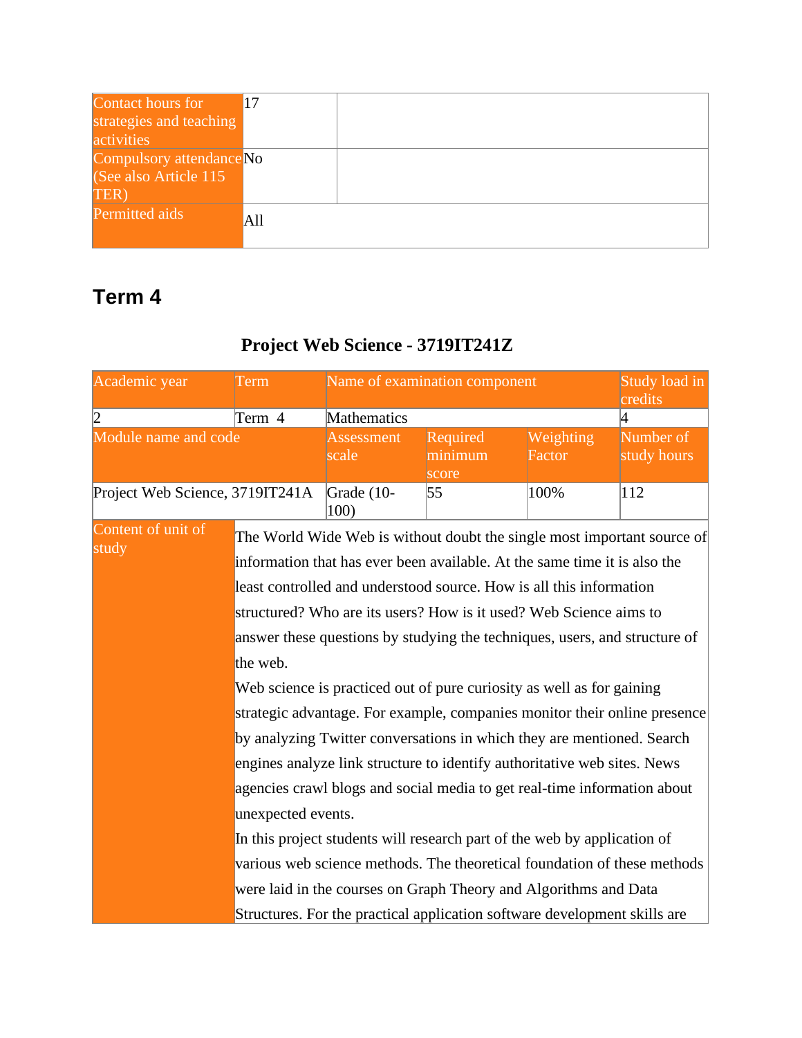| | | |
|---|---|---|
| Contact hours for strategies and teaching activities | 17 | |
| Compulsory attendance (See also Article 115 TER) | No | |
| Permitted aids | All | |

## Term 4

### Project Web Science - 3719IT241Z

| Academic year | Term | Name of examination component | | | Study load in credits |
|---|---|---|---|---|---|
| 2 | Term 4 | Mathematics | | | 4 |
| Module name and code | | Assessment scale | Required minimum score | Weighting Factor | Number of study hours |
| Project Web Science, 3719IT241A | | Grade (10-100) | 55 | 100% | 112 |
| Content of unit of study | The World Wide Web is without doubt the single most important source of information that has ever been available. At the same time it is also the least controlled and understood source. How is all this information structured? Who are its users? How is it used? Web Science aims to answer these questions by studying the techniques, users, and structure of the web.<br>Web science is practiced out of pure curiosity as well as for gaining strategic advantage. For example, companies monitor their online presence by analyzing Twitter conversations in which they are mentioned. Search engines analyze link structure to identify authoritative web sites. News agencies crawl blogs and social media to get real-time information about unexpected events.<br>In this project students will research part of the web by application of various web science methods. The theoretical foundation of these methods were laid in the courses on Graph Theory and Algorithms and Data Structures. For the practical application software development skills are | | | | |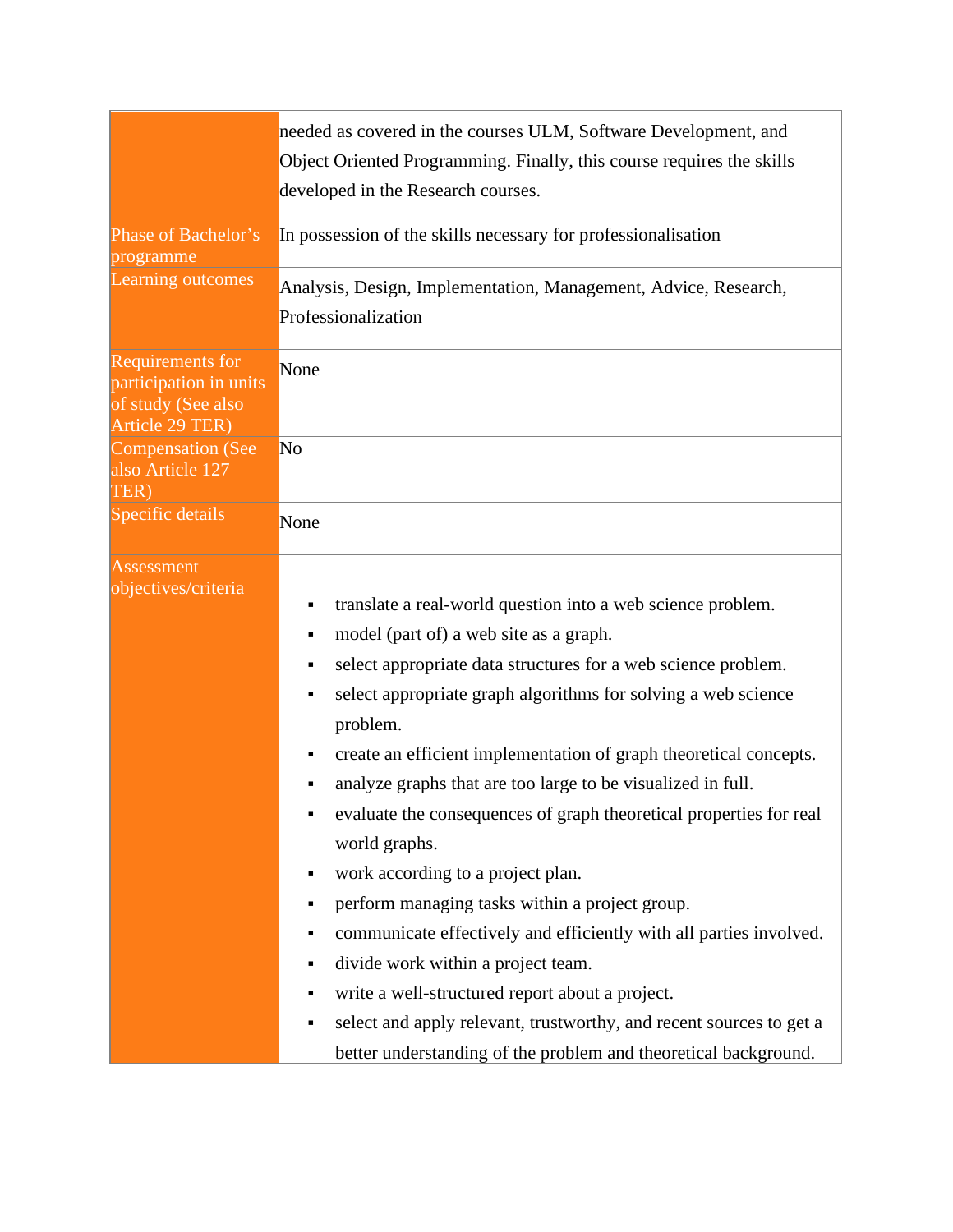| | |
|---|---|
| | needed as covered in the courses ULM, Software Development, and Object Oriented Programming. Finally, this course requires the skills developed in the Research courses. |
| Phase of Bachelor's programme | In possession of the skills necessary for professionalisation |
| Learning outcomes | Analysis, Design, Implementation, Management, Advice, Research, Professionalization |
| Requirements for participation in units of study (See also Article 29 TER) | None |
| Compensation (See also Article 127 TER) | No |
| Specific details | None |
| Assessment objectives/criteria | ▪ translate a real-world question into a web science problem.<br>▪ model (part of) a web site as a graph.<br>▪ select appropriate data structures for a web science problem.<br>▪ select appropriate graph algorithms for solving a web science problem.<br>▪ create an efficient implementation of graph theoretical concepts.<br>▪ analyze graphs that are too large to be visualized in full.<br>▪ evaluate the consequences of graph theoretical properties for real world graphs.<br>▪ work according to a project plan.<br>▪ perform managing tasks within a project group.<br>▪ communicate effectively and efficiently with all parties involved.<br>▪ divide work within a project team.<br>▪ write a well-structured report about a project.<br>▪ select and apply relevant, trustworthy, and recent sources to get a better understanding of the problem and theoretical background. |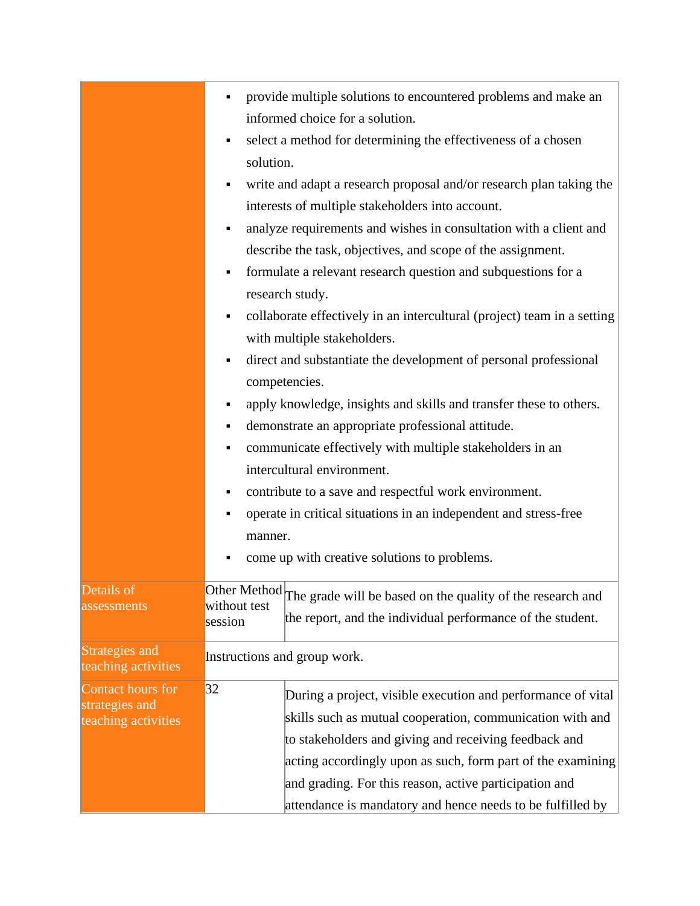| | | |
|---|---|---|
| | ▪ provide multiple solutions to encountered problems and make an informed choice for a solution.<br>▪ select a method for determining the effectiveness of a chosen solution.<br>▪ write and adapt a research proposal and/or research plan taking the interests of multiple stakeholders into account.<br>▪ analyze requirements and wishes in consultation with a client and describe the task, objectives, and scope of the assignment.<br>▪ formulate a relevant research question and subquestions for a research study.<br>▪ collaborate effectively in an intercultural (project) team in a setting with multiple stakeholders.<br>▪ direct and substantiate the development of personal professional competencies.<br>▪ apply knowledge, insights and skills and transfer these to others.<br>▪ demonstrate an appropriate professional attitude.<br>▪ communicate effectively with multiple stakeholders in an intercultural environment.<br>▪ contribute to a save and respectful work environment.<br>▪ operate in critical situations in an independent and stress-free manner.<br>▪ come up with creative solutions to problems. | |
| Details of assessments | Other Method without test session | The grade will be based on the quality of the research and the report, and the individual performance of the student. |
| Strategies and teaching activities | Instructions and group work. | |
| Contact hours for strategies and teaching activities | 32 | During a project, visible execution and performance of vital skills such as mutual cooperation, communication with and to stakeholders and giving and receiving feedback and acting accordingly upon as such, form part of the examining and grading. For this reason, active participation and attendance is mandatory and hence needs to be fulfilled by |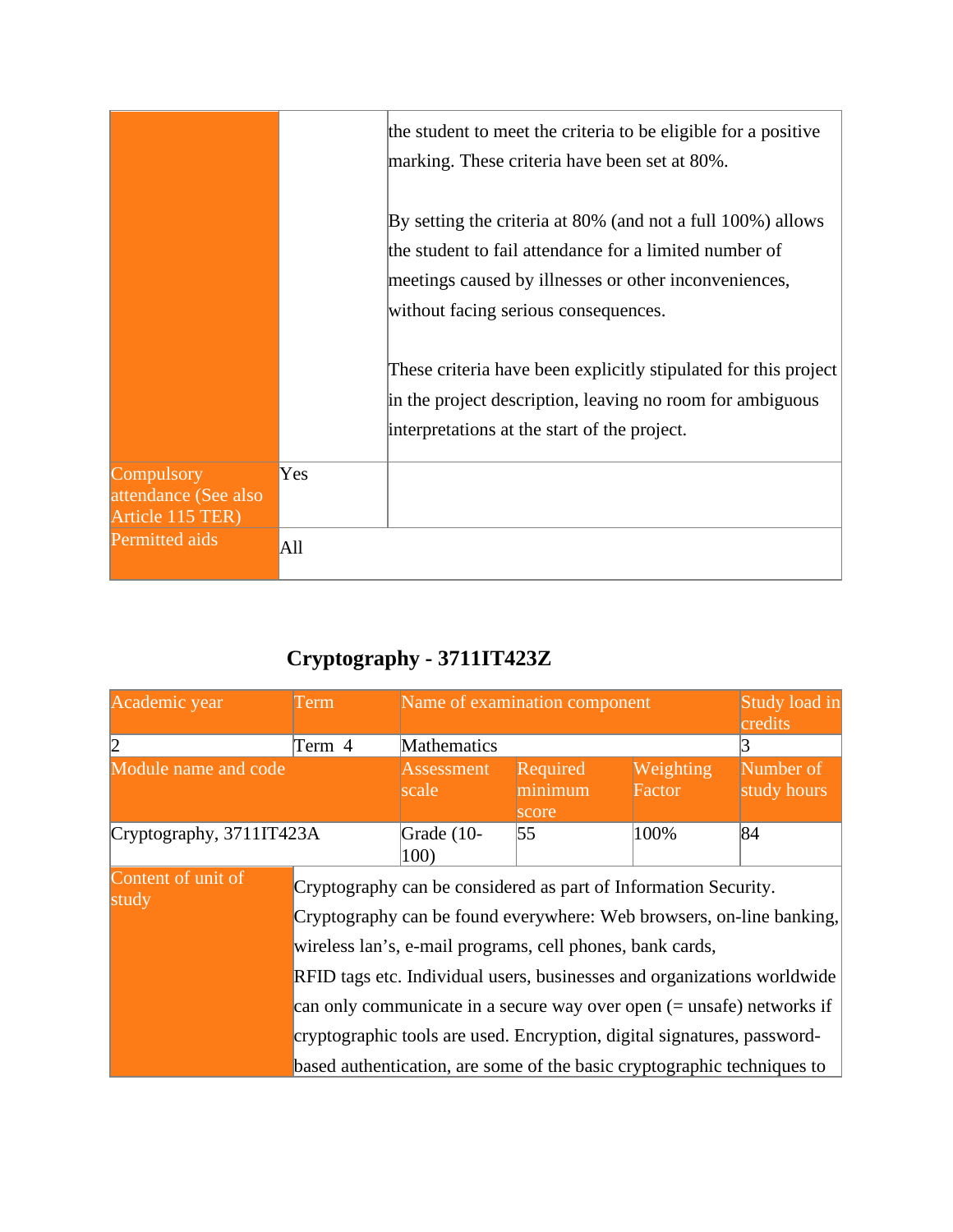| | | |
|---|---|---|
| | | the student to meet the criteria to be eligible for a positive marking. These criteria have been set at 80%.<br><br>By setting the criteria at 80% (and not a full 100%) allows the student to fail attendance for a limited number of meetings caused by illnesses or other inconveniences, without facing serious consequences.<br><br>These criteria have been explicitly stipulated for this project in the project description, leaving no room for ambiguous interpretations at the start of the project. |
| Compulsory attendance (See also Article 115 TER) | Yes | |
| Permitted aids | All | |

## Cryptography - 3711IT423Z

| Academic year | Term | Name of examination component | | | Study load in credits |
|---|---|---|---|---|---|
| 2 | Term 4 | Mathematics | | | 3 |
| Module name and code | | Assessment scale | Required minimum score | Weighting Factor | Number of study hours |
| Cryptography, 3711IT423A | | Grade (10-100) | 55 | 100% | 84 |
| Content of unit of study | Cryptography can be considered as part of Information Security. Cryptography can be found everywhere: Web browsers, on-line banking, wireless lan's, e-mail programs, cell phones, bank cards, RFID tags etc. Individual users, businesses and organizations worldwide can only communicate in a secure way over open (= unsafe) networks if cryptographic tools are used. Encryption, digital signatures, password-based authentication, are some of the basic cryptographic techniques to | | | | |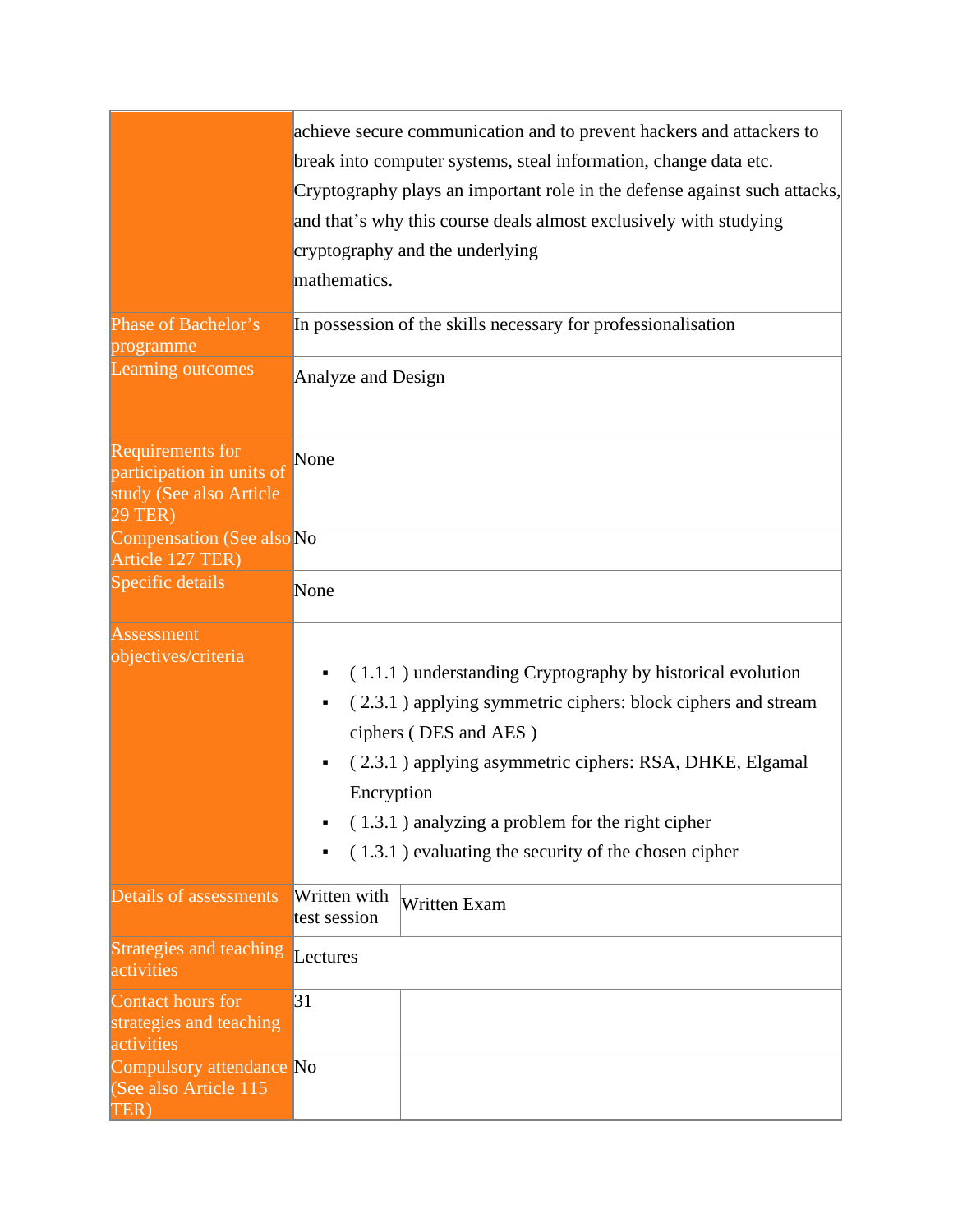| | | |
|---|---|---|
| | achieve secure communication and to prevent hackers and attackers to break into computer systems, steal information, change data etc. Cryptography plays an important role in the defense against such attacks, and that's why this course deals almost exclusively with studying cryptography and the underlying mathematics. | |
| Phase of Bachelor's programme | In possession of the skills necessary for professionalisation | |
| Learning outcomes | Analyze and Design | |
| Requirements for participation in units of study (See also Article 29 TER) | None | |
| Compensation (See also Article 127 TER) | No | |
| Specific details | None | |
| Assessment objectives/criteria | ▪ ( 1.1.1 ) understanding Cryptography by historical evolution<br>▪ ( 2.3.1 ) applying symmetric ciphers: block ciphers and stream ciphers ( DES and AES )<br>▪ ( 2.3.1 ) applying asymmetric ciphers: RSA, DHKE, Elgamal Encryption<br>▪ ( 1.3.1 ) analyzing a problem for the right cipher<br>▪ ( 1.3.1 ) evaluating the security of the chosen cipher | |
| Details of assessments | Written with test session | Written Exam |
| Strategies and teaching activities | Lectures | |
| Contact hours for strategies and teaching activities | 31 | |
| Compulsory attendance (See also Article 115 TER) | No | |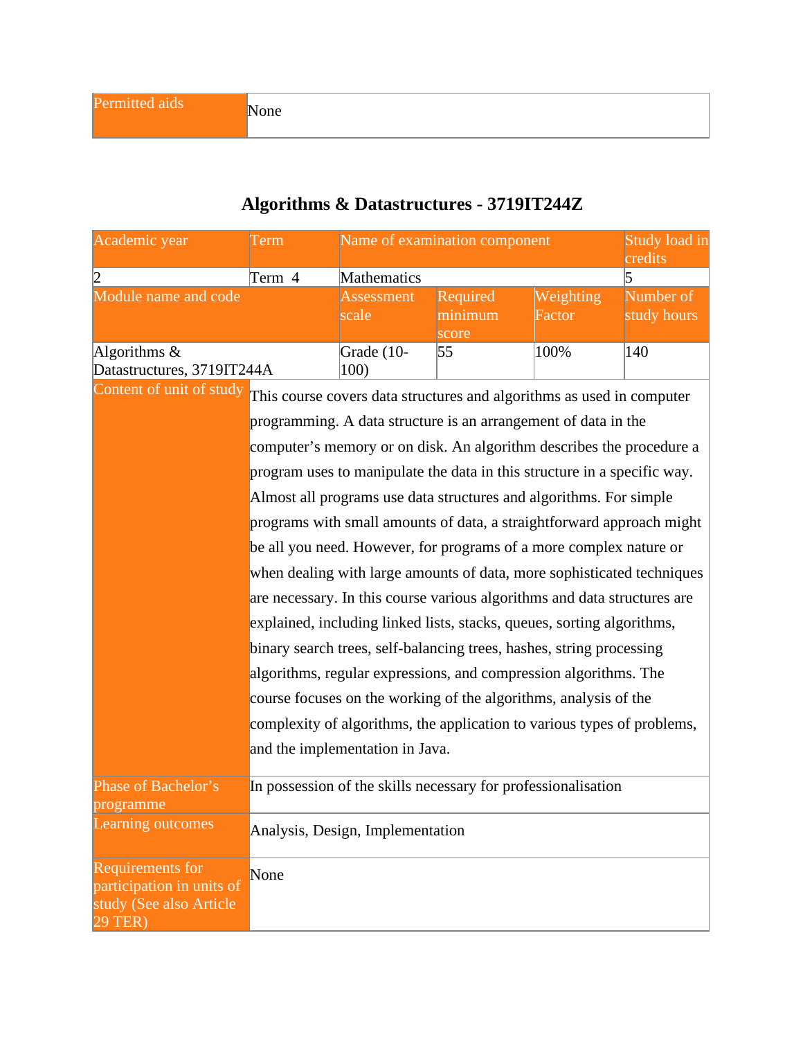| | |
|---|---|
| Permitted aids | None |

## Algorithms & Datastructures - 3719IT244Z

| Academic year | Term | Name of examination component | | | Study load in credits |
|---|---|---|---|---|---|
| 2 | Term 4 | Mathematics | | | 5 |
| Module name and code | | Assessment scale | Required minimum score | Weighting Factor | Number of study hours |
| Algorithms & Datastructures, 3719IT244A | | Grade (10-100) | 55 | 100% | 140 |
| Content of unit of study | This course covers data structures and algorithms as used in computer programming. A data structure is an arrangement of data in the computer's memory or on disk. An algorithm describes the procedure a program uses to manipulate the data in this structure in a specific way. Almost all programs use data structures and algorithms. For simple programs with small amounts of data, a straightforward approach might be all you need. However, for programs of a more complex nature or when dealing with large amounts of data, more sophisticated techniques are necessary. In this course various algorithms and data structures are explained, including linked lists, stacks, queues, sorting algorithms, binary search trees, self-balancing trees, hashes, string processing algorithms, regular expressions, and compression algorithms. The course focuses on the working of the algorithms, analysis of the complexity of algorithms, the application to various types of problems, and the implementation in Java. | | | | |
| Phase of Bachelor's programme | In possession of the skills necessary for professionalisation | | | | |
| Learning outcomes | Analysis, Design, Implementation | | | | |
| Requirements for participation in units of study (See also Article 29 TER) | None | | | | |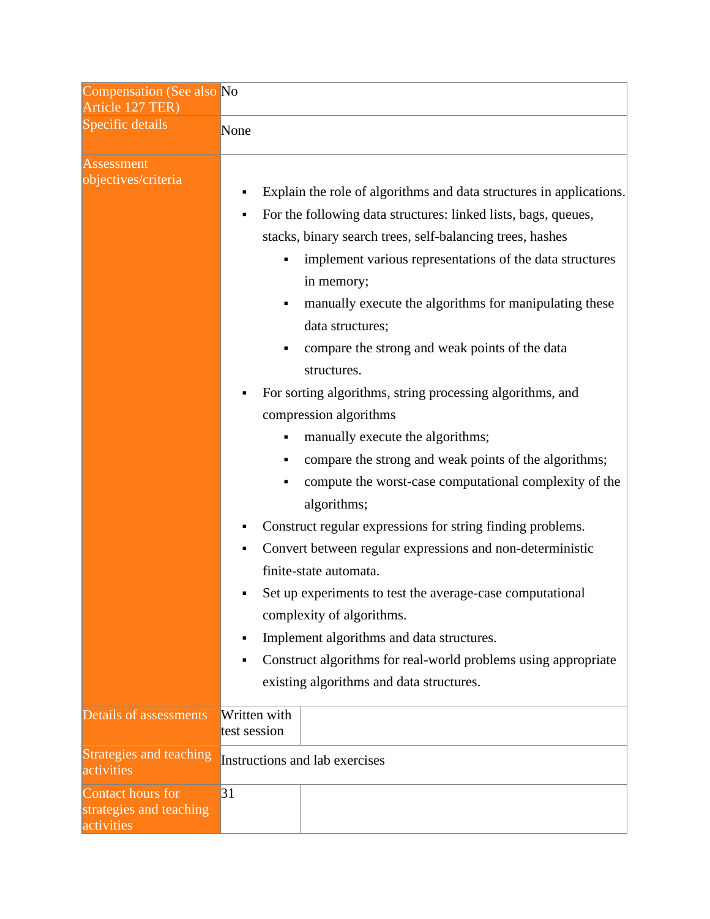| | | |
|---|---|---|
| Compensation (See also Article 127 TER) | No | |
| Specific details | None | |
| Assessment objectives/criteria | <ul><li>Explain the role of algorithms and data structures in applications.</li><li>For the following data structures: linked lists, bags, queues, stacks, binary search trees, self-balancing trees, hashes<ul><li>implement various representations of the data structures in memory;</li><li>manually execute the algorithms for manipulating these data structures;</li><li>compare the strong and weak points of the data structures.</li></ul></li><li>For sorting algorithms, string processing algorithms, and compression algorithms<ul><li>manually execute the algorithms;</li><li>compare the strong and weak points of the algorithms;</li><li>compute the worst-case computational complexity of the algorithms;</li></ul></li><li>Construct regular expressions for string finding problems.</li><li>Convert between regular expressions and non-deterministic finite-state automata.</li><li>Set up experiments to test the average-case computational complexity of algorithms.</li><li>Implement algorithms and data structures.</li><li>Construct algorithms for real-world problems using appropriate existing algorithms and data structures.</li></ul> | |
| Details of assessments | Written with test session | |
| Strategies and teaching activities | Instructions and lab exercises | |
| Contact hours for strategies and teaching activities | 31 | |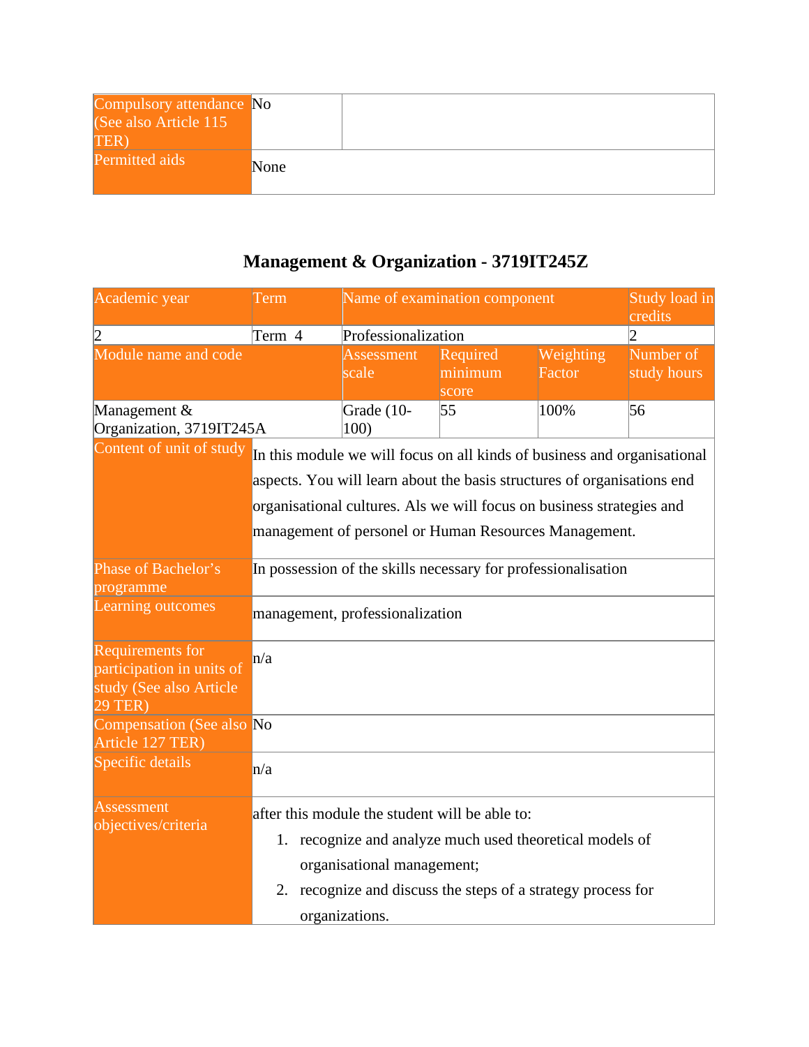| | | |
|---|---|---|
| Compulsory attendance (See also Article 115 TER) | No | |
| Permitted aids | None | |

## Management & Organization - 3719IT245Z

| Academic year | Term | Name of examination component | | | Study load in credits |
|---|---|---|---|---|---|
| 2 | Term 4 | Professionalization | | | 2 |
| Module name and code | | Assessment scale | Required minimum score | Weighting Factor | Number of study hours |
| Management & Organization, 3719IT245A | | Grade (10-100) | 55 | 100% | 56 |
| Content of unit of study | In this module we will focus on all kinds of business and organisational aspects. You will learn about the basis structures of organisations end organisational cultures. Als we will focus on business strategies and management of personel or Human Resources Management. | | | | |
| Phase of Bachelor's programme | In possession of the skills necessary for professionalisation | | | | |
| Learning outcomes | management, professionalization | | | | |
| Requirements for participation in units of study (See also Article 29 TER) | n/a | | | | |
| Compensation (See also Article 127 TER) | No | | | | |
| Specific details | n/a | | | | |
| Assessment objectives/criteria | after this module the student will be able to: 1. recognize and analyze much used theoretical models of organisational management; 2. recognize and discuss the steps of a strategy process for organizations. | | | | |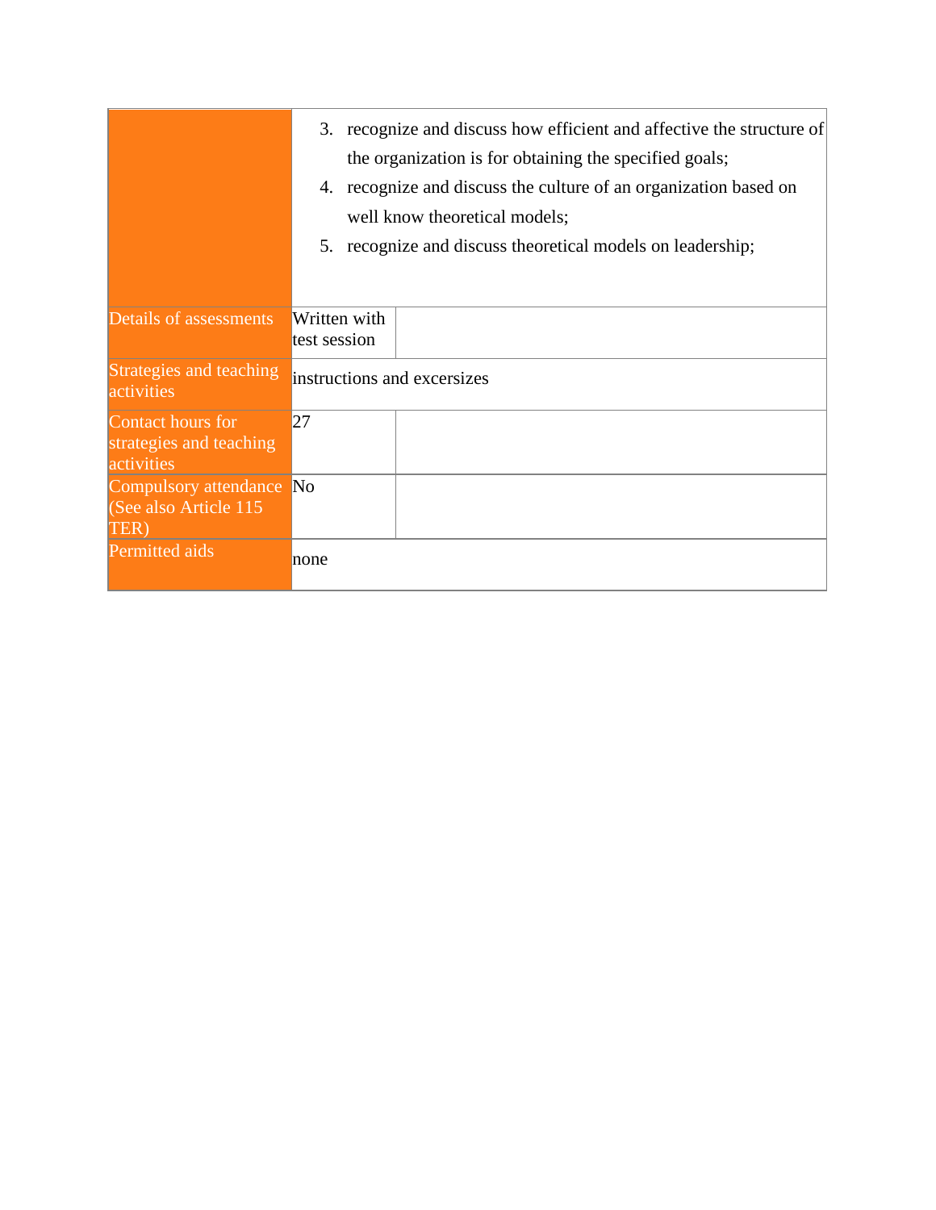| | | |
|---|---|---|
| | 3. recognize and discuss how efficient and affective the structure of the organization is for obtaining the specified goals;<br>4. recognize and discuss the culture of an organization based on well know theoretical models;<br>5. recognize and discuss theoretical models on leadership; | |
| Details of assessments | Written with test session | |
| Strategies and teaching activities | instructions and excersizes | |
| Contact hours for strategies and teaching activities | 27 | |
| Compulsory attendance (See also Article 115 TER) | No | |
| Permitted aids | none | |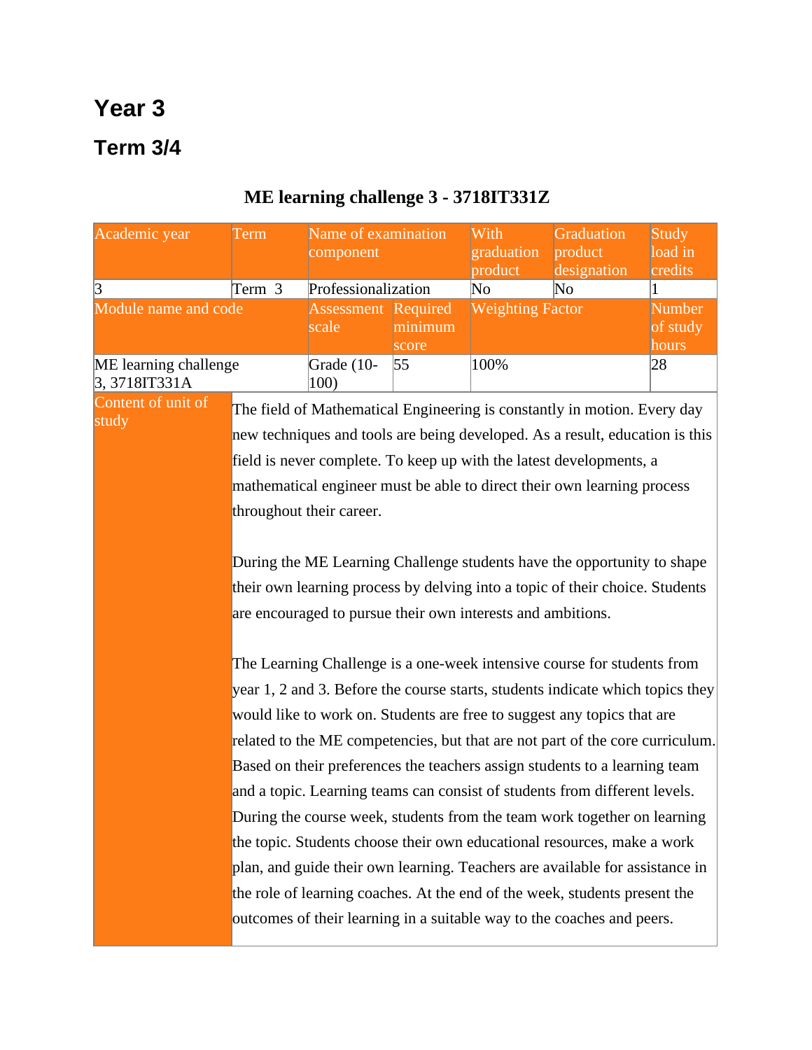# Year 3

## Term 3/4

### ME learning challenge 3 - 3718IT331Z

| Academic year | Term | Name of examination component | | With graduation product | Graduation product designation | Study load in credits |
|---|---|---|---|---|---|---|
| 3 | Term 3 | Professionalization | | No | No | 1 |
| Module name and code | | Assessment scale | Required minimum score | Weighting Factor | | Number of study hours |
| ME learning challenge 3, 3718IT331A | | Grade (10-100) | 55 | 100% | | 28 |

**Content of unit of study**

The field of Mathematical Engineering is constantly in motion. Every day new techniques and tools are being developed. As a result, education is this field is never complete. To keep up with the latest developments, a mathematical engineer must be able to direct their own learning process throughout their career.

During the ME Learning Challenge students have the opportunity to shape their own learning process by delving into a topic of their choice. Students are encouraged to pursue their own interests and ambitions.

The Learning Challenge is a one-week intensive course for students from year 1, 2 and 3. Before the course starts, students indicate which topics they would like to work on. Students are free to suggest any topics that are related to the ME competencies, but that are not part of the core curriculum. Based on their preferences the teachers assign students to a learning team and a topic. Learning teams can consist of students from different levels. During the course week, students from the team work together on learning the topic. Students choose their own educational resources, make a work plan, and guide their own learning. Teachers are available for assistance in the role of learning coaches. At the end of the week, students present the outcomes of their learning in a suitable way to the coaches and peers.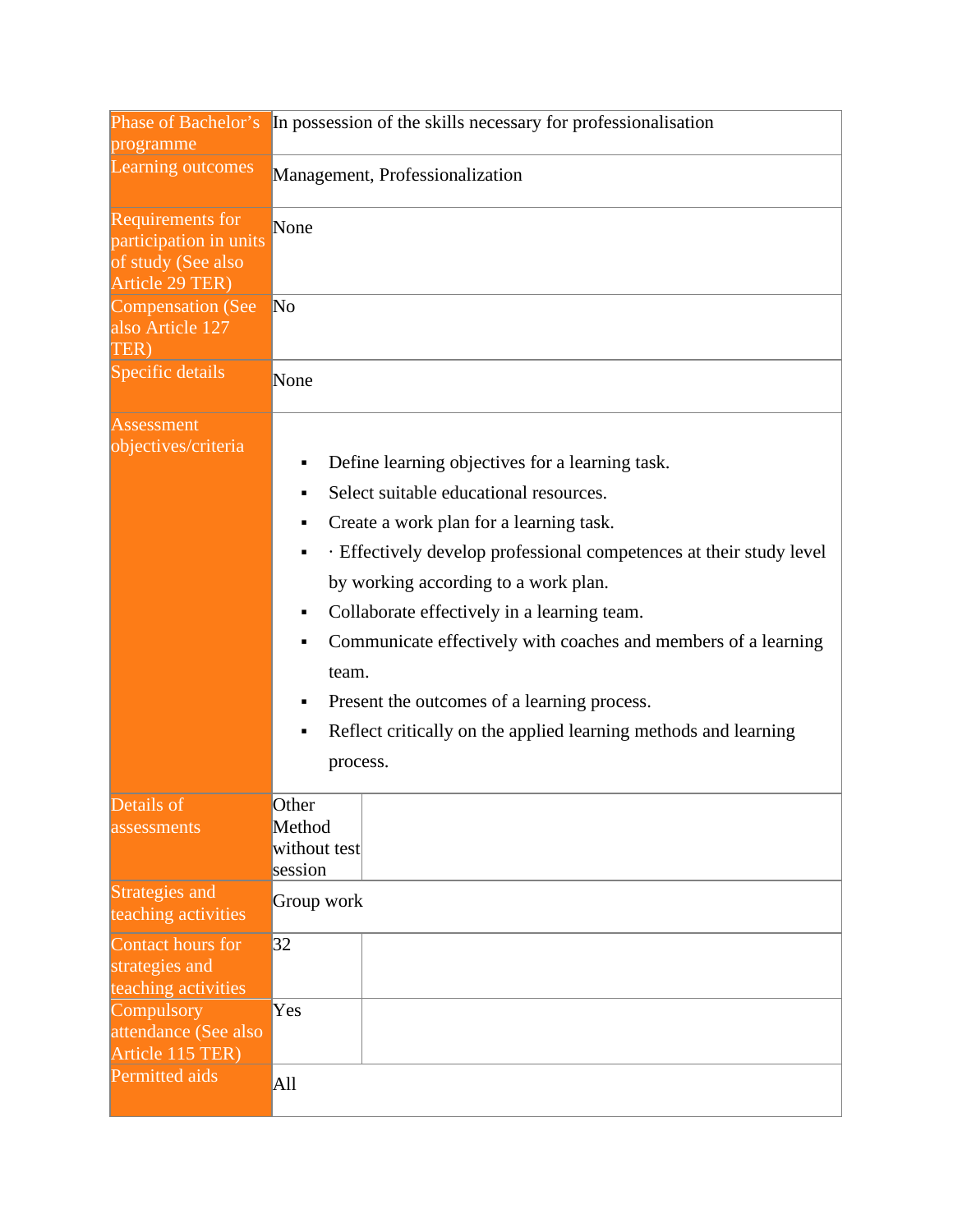| | | |
|---|---|---|
| Phase of Bachelor's programme | In possession of the skills necessary for professionalisation | |
| Learning outcomes | Management, Professionalization | |
| Requirements for participation in units of study (See also Article 29 TER) | None | |
| Compensation (See also Article 127 TER) | No | |
| Specific details | None | |
| Assessment objectives/criteria | ▪ Define learning objectives for a learning task.<br>▪ Select suitable educational resources.<br>▪ Create a work plan for a learning task.<br>▪ · Effectively develop professional competences at their study level by working according to a work plan.<br>▪ Collaborate effectively in a learning team.<br>▪ Communicate effectively with coaches and members of a learning team.<br>▪ Present the outcomes of a learning process.<br>▪ Reflect critically on the applied learning methods and learning process. | |
| Details of assessments | Other Method without test session | |
| Strategies and teaching activities | Group work | |
| Contact hours for strategies and teaching activities | 32 | |
| Compulsory attendance (See also Article 115 TER) | Yes | |
| Permitted aids | All | |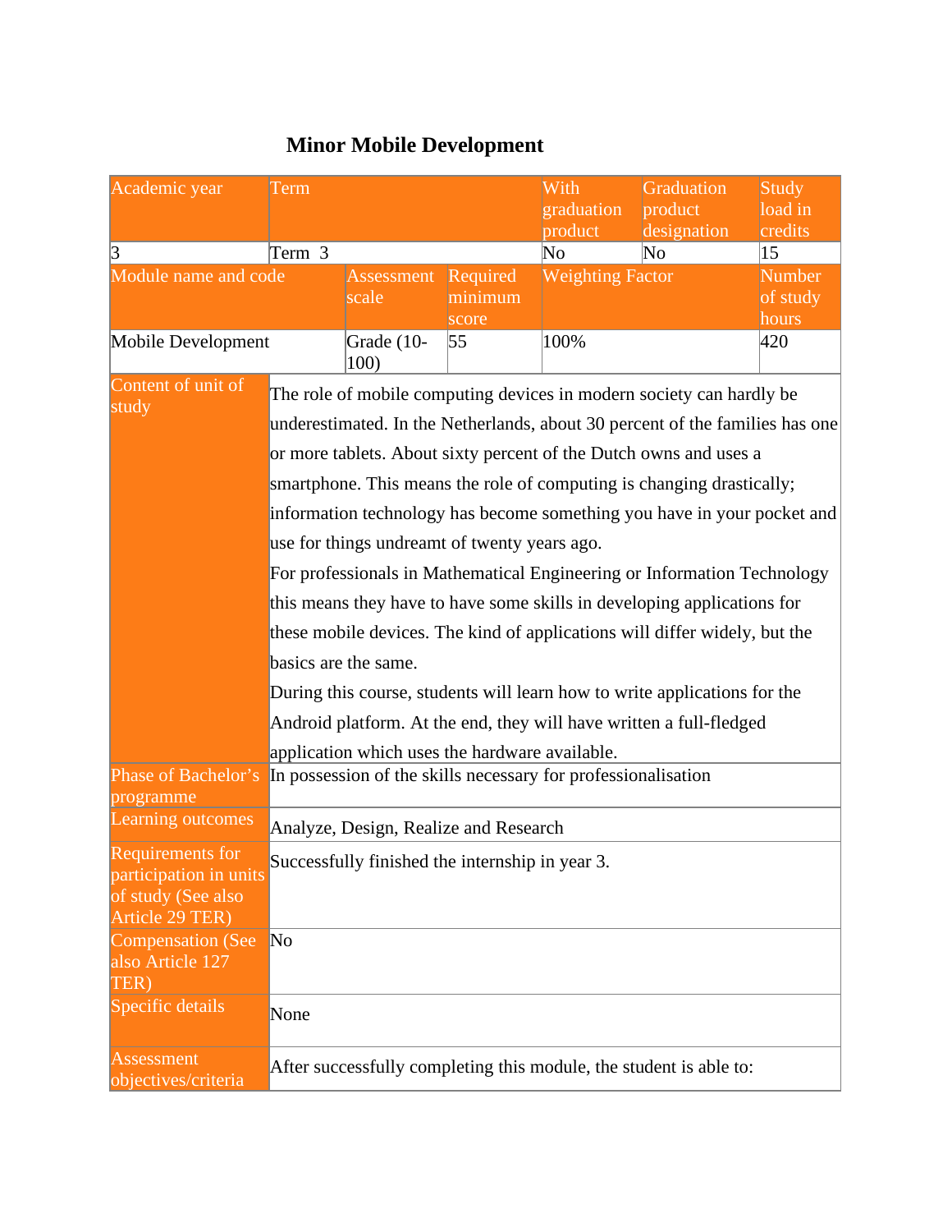# Minor Mobile Development

| Academic year | Term | | | With graduation product | Graduation product designation | Study load in credits |
|---|---|---|---|---|---|---|
| 3 | Term 3 | | | No | No | 15 |
| Module name and code | | Assessment scale | Required minimum score | Weighting Factor | | Number of study hours |
| Mobile Development | | Grade (10-100) | 55 | 100% | | 420 |
| Content of unit of study | The role of mobile computing devices in modern society can hardly be underestimated. In the Netherlands, about 30 percent of the families has one or more tablets. About sixty percent of the Dutch owns and uses a smartphone. This means the role of computing is changing drastically; information technology has become something you have in your pocket and use for things undreamt of twenty years ago.<br>For professionals in Mathematical Engineering or Information Technology this means they have to have some skills in developing applications for these mobile devices. The kind of applications will differ widely, but the basics are the same.<br>During this course, students will learn how to write applications for the Android platform. At the end, they will have written a full-fledged application which uses the hardware available. | | | | | |
| Phase of Bachelor's programme | In possession of the skills necessary for professionalisation | | | | | |
| Learning outcomes | Analyze, Design, Realize and Research | | | | | |
| Requirements for participation in units of study (See also Article 29 TER) | Successfully finished the internship in year 3. | | | | | |
| Compensation (See also Article 127 TER) | No | | | | | |
| Specific details | None | | | | | |
| Assessment objectives/criteria | After successfully completing this module, the student is able to: | | | | | |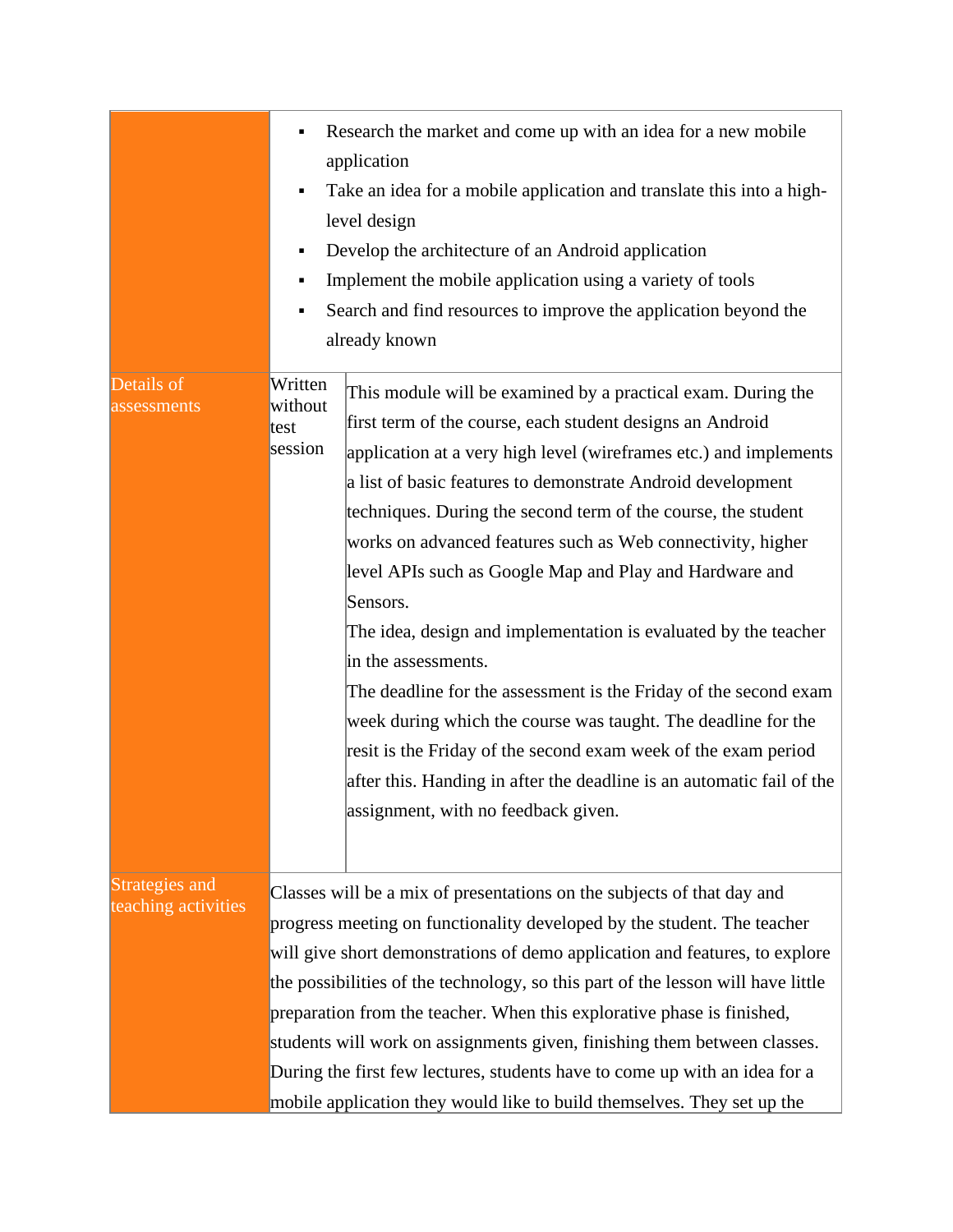| | | |
|---|---|---|
| | ▪ Research the market and come up with an idea for a new mobile application<br>▪ Take an idea for a mobile application and translate this into a high-level design<br>▪ Develop the architecture of an Android application<br>▪ Implement the mobile application using a variety of tools<br>▪ Search and find resources to improve the application beyond the already known | |
| Details of assessments | Written without test session | This module will be examined by a practical exam. During the first term of the course, each student designs an Android application at a very high level (wireframes etc.) and implements a list of basic features to demonstrate Android development techniques. During the second term of the course, the student works on advanced features such as Web connectivity, higher level APIs such as Google Map and Play and Hardware and Sensors.<br>The idea, design and implementation is evaluated by the teacher in the assessments.<br>The deadline for the assessment is the Friday of the second exam week during which the course was taught. The deadline for the resit is the Friday of the second exam week of the exam period after this. Handing in after the deadline is an automatic fail of the assignment, with no feedback given. |
| Strategies and teaching activities | Classes will be a mix of presentations on the subjects of that day and progress meeting on functionality developed by the student. The teacher will give short demonstrations of demo application and features, to explore the possibilities of the technology, so this part of the lesson will have little preparation from the teacher. When this explorative phase is finished, students will work on assignments given, finishing them between classes. During the first few lectures, students have to come up with an idea for a mobile application they would like to build themselves. They set up the | |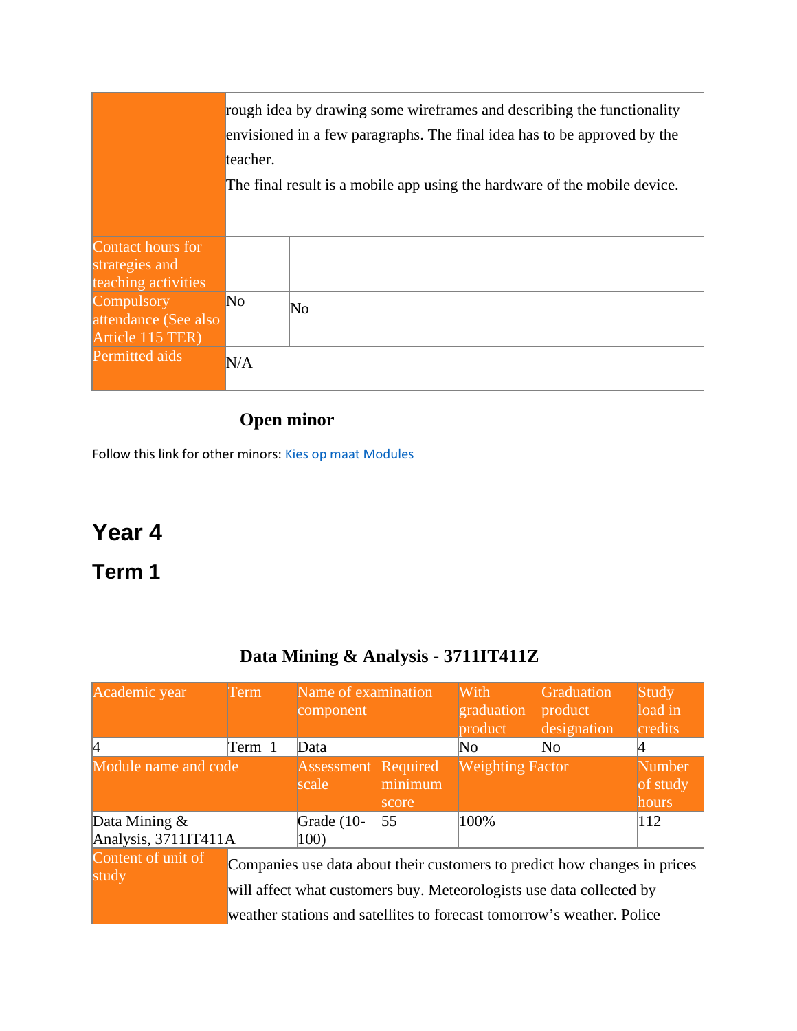| | | |
|---|---|---|
| | rough idea by drawing some wireframes and describing the functionality envisioned in a few paragraphs. The final idea has to be approved by the teacher.<br>The final result is a mobile app using the hardware of the mobile device. | |
| Contact hours for strategies and teaching activities | | |
| Compulsory attendance (See also Article 115 TER) | No | No |
| Permitted aids | N/A | |

### Open minor

Follow this link for other minors: [Kies op maat Modules]()

# Year 4

## Term 1

### Data Mining & Analysis - 3711IT411Z

| Academic year | Term | Name of examination component | | With graduation product | Graduation product designation | Study load in credits |
|---|---|---|---|---|---|---|
| 4 | Term 1 | Data | | No | No | 4 |
| Module name and code | | Assessment scale | Required minimum score | Weighting Factor | | Number of study hours |
| Data Mining & Analysis, 3711IT411A | | Grade (10-100) | 55 | 100% | | 112 |
| Content of unit of study | Companies use data about their customers to predict how changes in prices will affect what customers buy. Meteorologists use data collected by weather stations and satellites to forecast tomorrow's weather. Police | | | | | |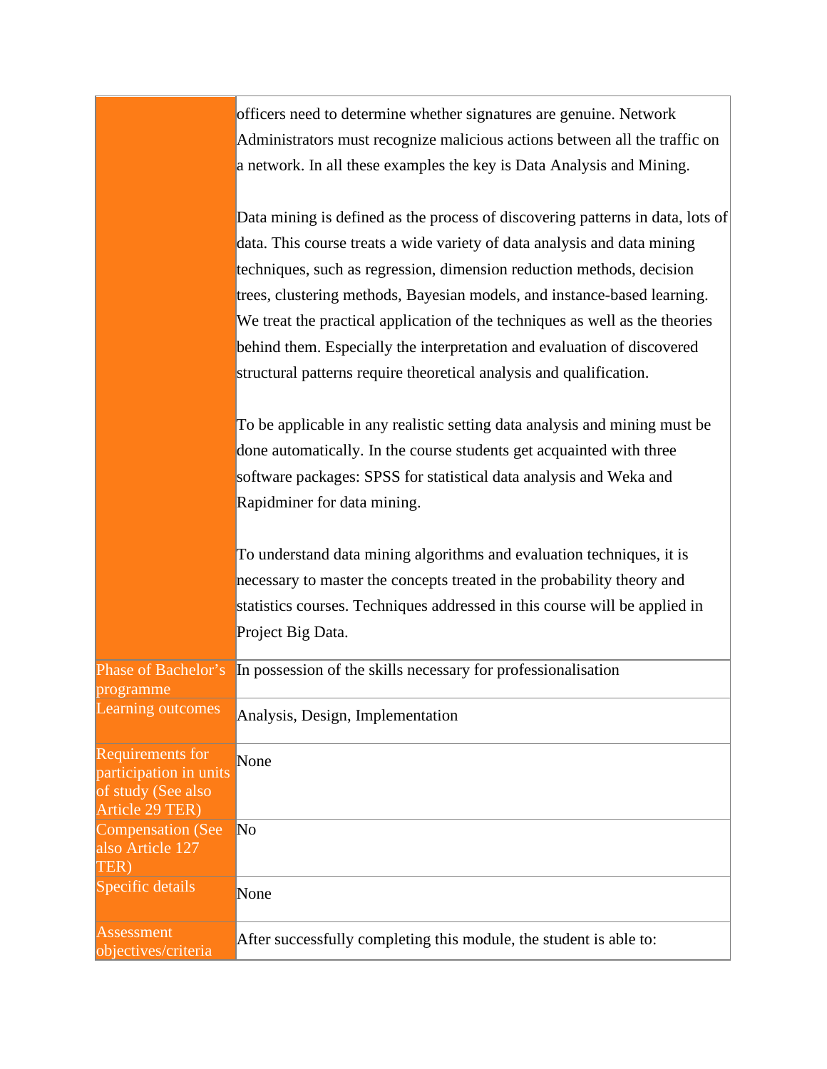| | |
|---|---|
| | officers need to determine whether signatures are genuine. Network Administrators must recognize malicious actions between all the traffic on a network. In all these examples the key is Data Analysis and Mining.<br><br>Data mining is defined as the process of discovering patterns in data, lots of data. This course treats a wide variety of data analysis and data mining techniques, such as regression, dimension reduction methods, decision trees, clustering methods, Bayesian models, and instance-based learning. We treat the practical application of the techniques as well as the theories behind them. Especially the interpretation and evaluation of discovered structural patterns require theoretical analysis and qualification.<br><br>To be applicable in any realistic setting data analysis and mining must be done automatically. In the course students get acquainted with three software packages: SPSS for statistical data analysis and Weka and Rapidminer for data mining.<br><br>To understand data mining algorithms and evaluation techniques, it is necessary to master the concepts treated in the probability theory and statistics courses. Techniques addressed in this course will be applied in Project Big Data. |
| Phase of Bachelor's programme | In possession of the skills necessary for professionalisation |
| Learning outcomes | Analysis, Design, Implementation |
| Requirements for participation in units of study (See also Article 29 TER) | None |
| Compensation (See also Article 127 TER) | No |
| Specific details | None |
| Assessment objectives/criteria | After successfully completing this module, the student is able to: |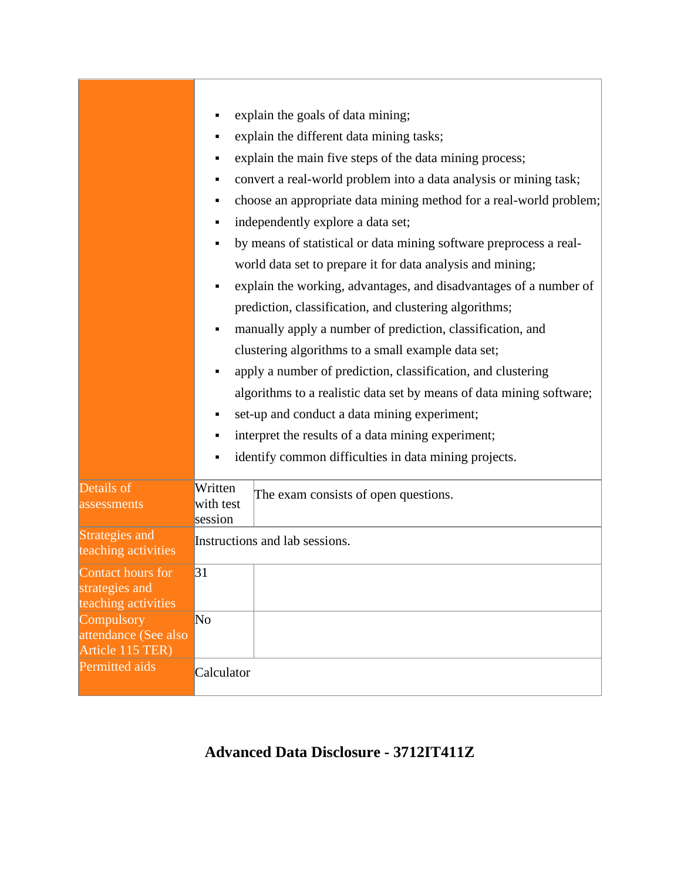| | | |
|---|---|---|
| | ▪ explain the goals of data mining;<br>▪ explain the different data mining tasks;<br>▪ explain the main five steps of the data mining process;<br>▪ convert a real-world problem into a data analysis or mining task;<br>▪ choose an appropriate data mining method for a real-world problem;<br>▪ independently explore a data set;<br>▪ by means of statistical or data mining software preprocess a real-world data set to prepare it for data analysis and mining;<br>▪ explain the working, advantages, and disadvantages of a number of prediction, classification, and clustering algorithms;<br>▪ manually apply a number of prediction, classification, and clustering algorithms to a small example data set;<br>▪ apply a number of prediction, classification, and clustering algorithms to a realistic data set by means of data mining software;<br>▪ set-up and conduct a data mining experiment;<br>▪ interpret the results of a data mining experiment;<br>▪ identify common difficulties in data mining projects. | |
| Details of assessments | Written with test session | The exam consists of open questions. |
| Strategies and teaching activities | Instructions and lab sessions. | |
| Contact hours for strategies and teaching activities | 31 | |
| Compulsory attendance (See also Article 115 TER) | No | |
| Permitted aids | Calculator | |

## Advanced Data Disclosure - 3712IT411Z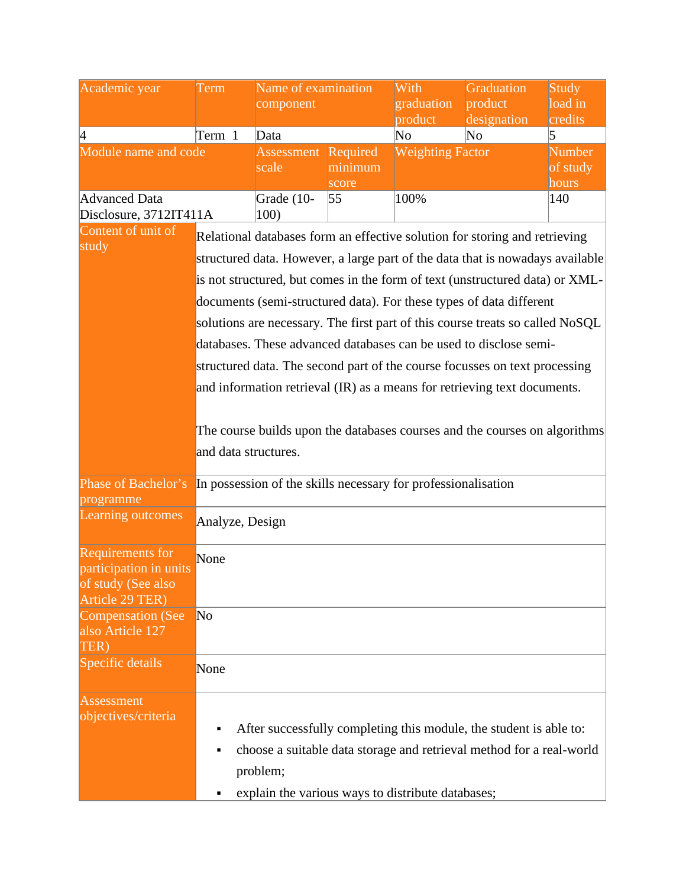| Academic year | Term | Name of examination component | | With graduation product | Graduation product designation | Study load in credits |
|---|---|---|---|---|---|---|
| 4 | Term 1 | Data | | No | No | 5 |
| Module name and code | | Assessment scale | Required minimum score | Weighting Factor | | Number of study hours |
| Advanced Data Disclosure, 3712IT411A | | Grade (10-100) | 55 | 100% | | 140 |

| | |
|---|---|
| Content of unit of study | Relational databases form an effective solution for storing and retrieving structured data. However, a large part of the data that is nowadays available is not structured, but comes in the form of text (unstructured data) or XML-documents (semi-structured data). For these types of data different solutions are necessary. The first part of this course treats so called NoSQL databases. These advanced databases can be used to disclose semi-structured data. The second part of the course focusses on text processing and information retrieval (IR) as a means for retrieving text documents.<br><br>The course builds upon the databases courses and the courses on algorithms and data structures. |
| Phase of Bachelor's programme | In possession of the skills necessary for professionalisation |
| Learning outcomes | Analyze, Design |
| Requirements for participation in units of study (See also Article 29 TER) | None |
| Compensation (See also Article 127 TER) | No |
| Specific details | None |
| Assessment objectives/criteria | ▪ After successfully completing this module, the student is able to:<br>▪ choose a suitable data storage and retrieval method for a real-world problem;<br>▪ explain the various ways to distribute databases; |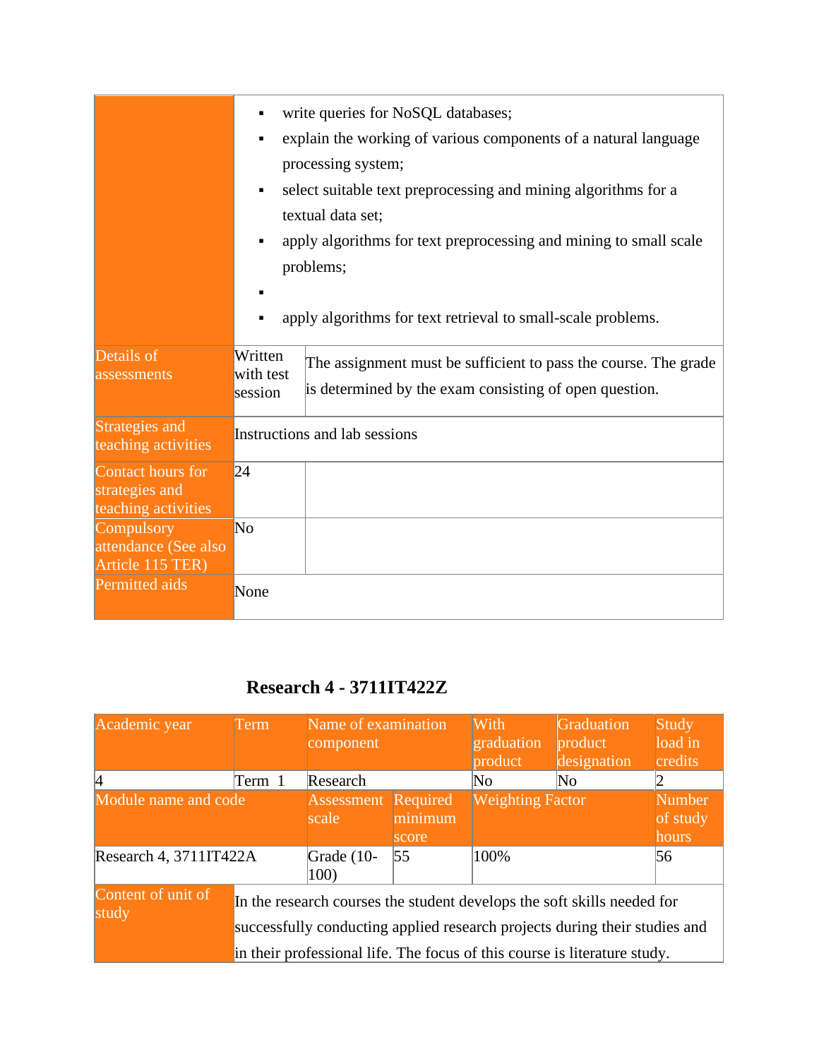| | | |
|---|---|---|
| | ▪ write queries for NoSQL databases;<br>▪ explain the working of various components of a natural language processing system;<br>▪ select suitable text preprocessing and mining algorithms for a textual data set;<br>▪ apply algorithms for text preprocessing and mining to small scale problems;<br>▪<br>▪ apply algorithms for text retrieval to small-scale problems. | |
| Details of assessments | Written with test session | The assignment must be sufficient to pass the course. The grade is determined by the exam consisting of open question. |
| Strategies and teaching activities | Instructions and lab sessions | |
| Contact hours for strategies and teaching activities | 24 | |
| Compulsory attendance (See also Article 115 TER) | No | |
| Permitted aids | None | |

## Research 4 - 3711IT422Z

| Academic year | Term | Name of examination component | | With graduation product | Graduation product designation | Study load in credits |
|---|---|---|---|---|---|---|
| 4 | Term 1 | Research | | No | No | 2 |
| Module name and code | | Assessment scale | Required minimum score | Weighting Factor | | Number of study hours |
| Research 4, 3711IT422A | | Grade (10-100) | 55 | 100% | | 56 |
| Content of unit of study | In the research courses the student develops the soft skills needed for successfully conducting applied research projects during their studies and in their professional life. The focus of this course is literature study. | | | | | |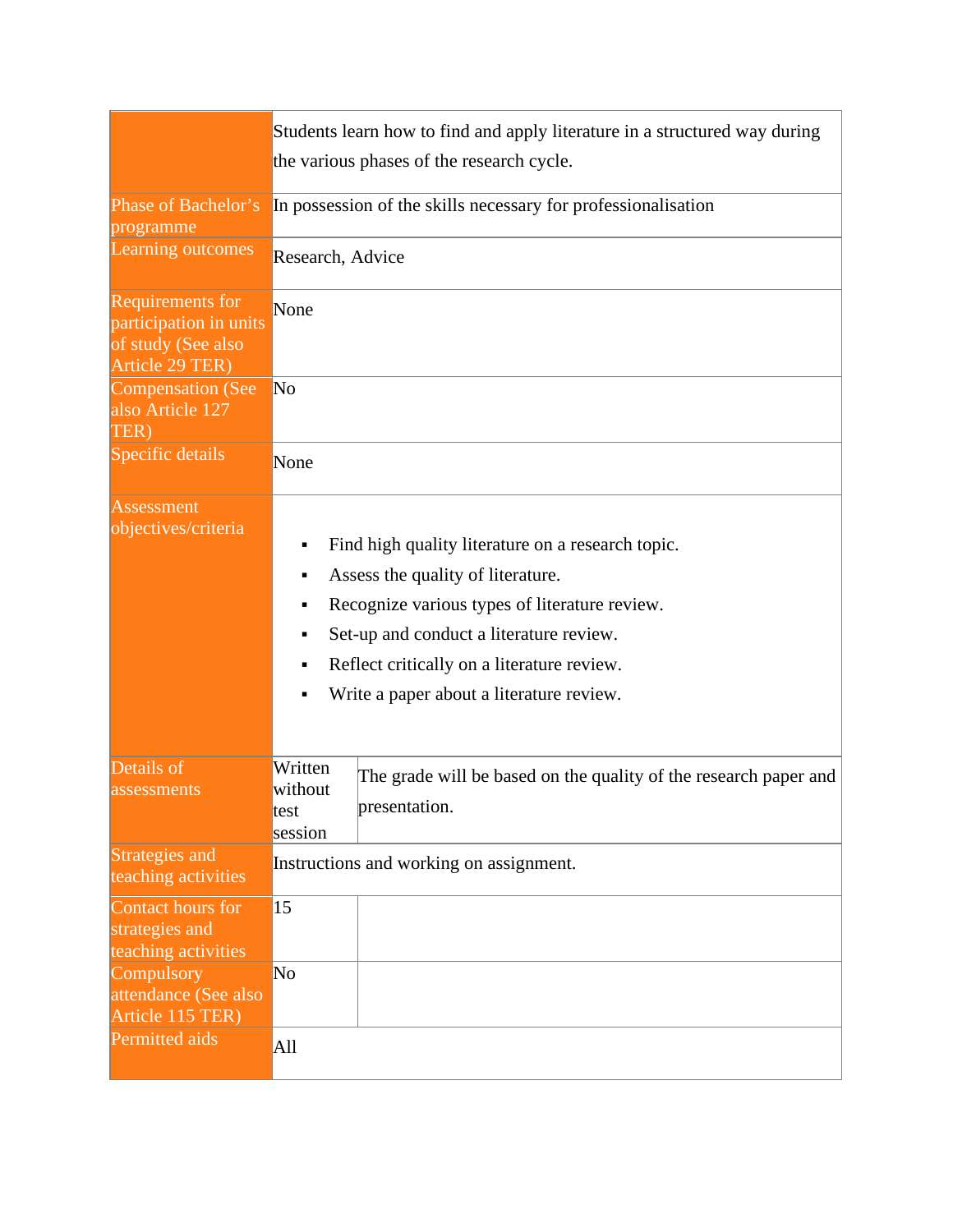| | | |
|---|---|---|
| | Students learn how to find and apply literature in a structured way during the various phases of the research cycle. | |
| Phase of Bachelor's programme | In possession of the skills necessary for professionalisation | |
| Learning outcomes | Research, Advice | |
| Requirements for participation in units of study (See also Article 29 TER) | None | |
| Compensation (See also Article 127 TER) | No | |
| Specific details | None | |
| Assessment objectives/criteria | <ul><li>Find high quality literature on a research topic.</li><li>Assess the quality of literature.</li><li>Recognize various types of literature review.</li><li>Set-up and conduct a literature review.</li><li>Reflect critically on a literature review.</li><li>Write a paper about a literature review.</li></ul> | |
| Details of assessments | Written without test session | The grade will be based on the quality of the research paper and presentation. |
| Strategies and teaching activities | Instructions and working on assignment. | |
| Contact hours for strategies and teaching activities | 15 | |
| Compulsory attendance (See also Article 115 TER) | No | |
| Permitted aids | All | |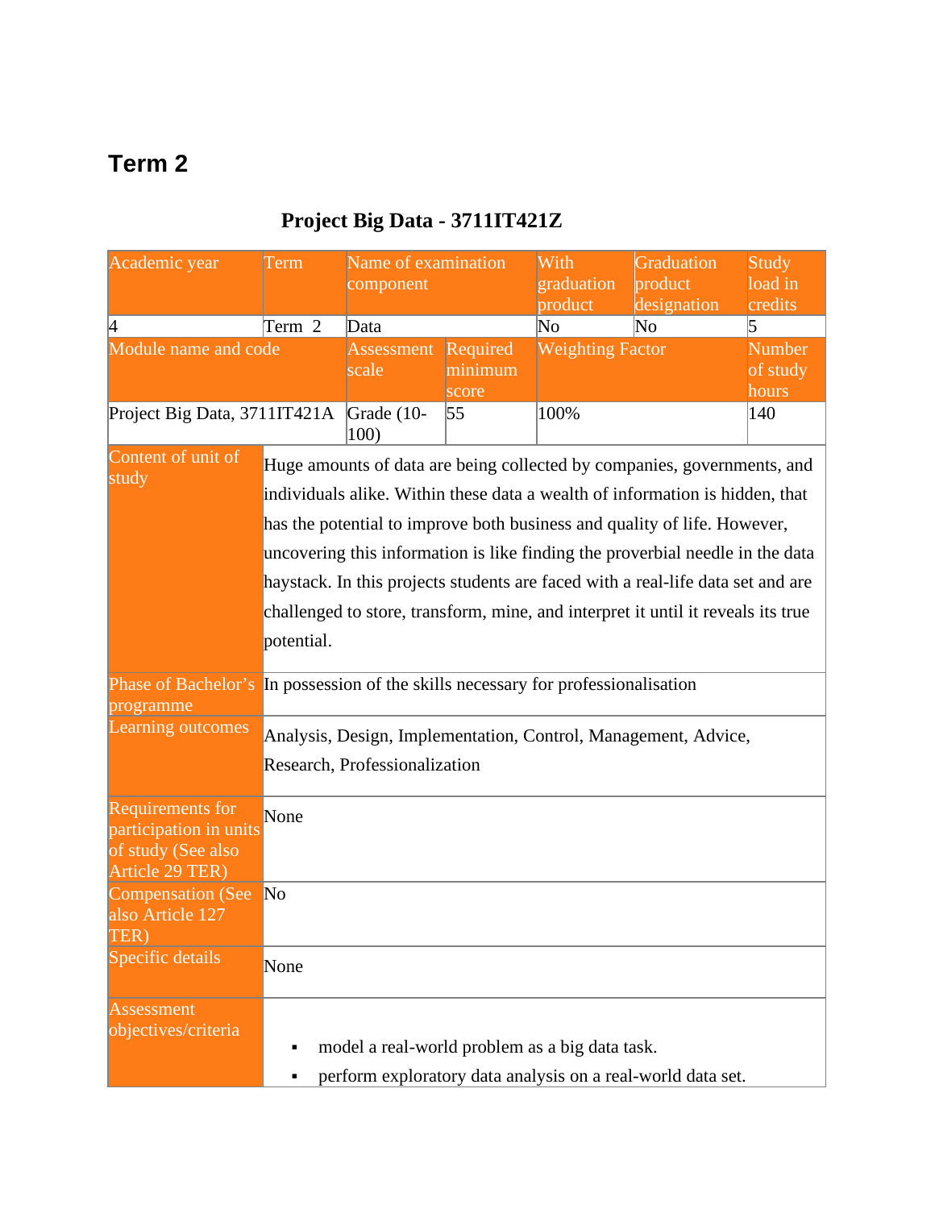# Term 2

**Project Big Data - 3711IT421Z**

| Academic year | Term | Name of examination component | | With graduation product | Graduation product designation | Study load in credits |
|---|---|---|---|---|---|---|
| 4 | Term 2 | Data | | No | No | 5 |
| Module name and code | | Assessment scale | Required minimum score | Weighting Factor | | Number of study hours |
| Project Big Data, 3711IT421A | | Grade (10-100) | 55 | 100% | | 140 |
| Content of unit of study | Huge amounts of data are being collected by companies, governments, and individuals alike. Within these data a wealth of information is hidden, that has the potential to improve both business and quality of life. However, uncovering this information is like finding the proverbial needle in the data haystack. In this projects students are faced with a real-life data set and are challenged to store, transform, mine, and interpret it until it reveals its true potential. | | | | | |
| Phase of Bachelor's programme | In possession of the skills necessary for professionalisation | | | | | |
| Learning outcomes | Analysis, Design, Implementation, Control, Management, Advice, Research, Professionalization | | | | | |
| Requirements for participation in units of study (See also Article 29 TER) | None | | | | | |
| Compensation (See also Article 127 TER) | No | | | | | |
| Specific details | None | | | | | |
| Assessment objectives/criteria | ▪ model a real-world problem as a big data task.<br>▪ perform exploratory data analysis on a real-world data set. | | | | | |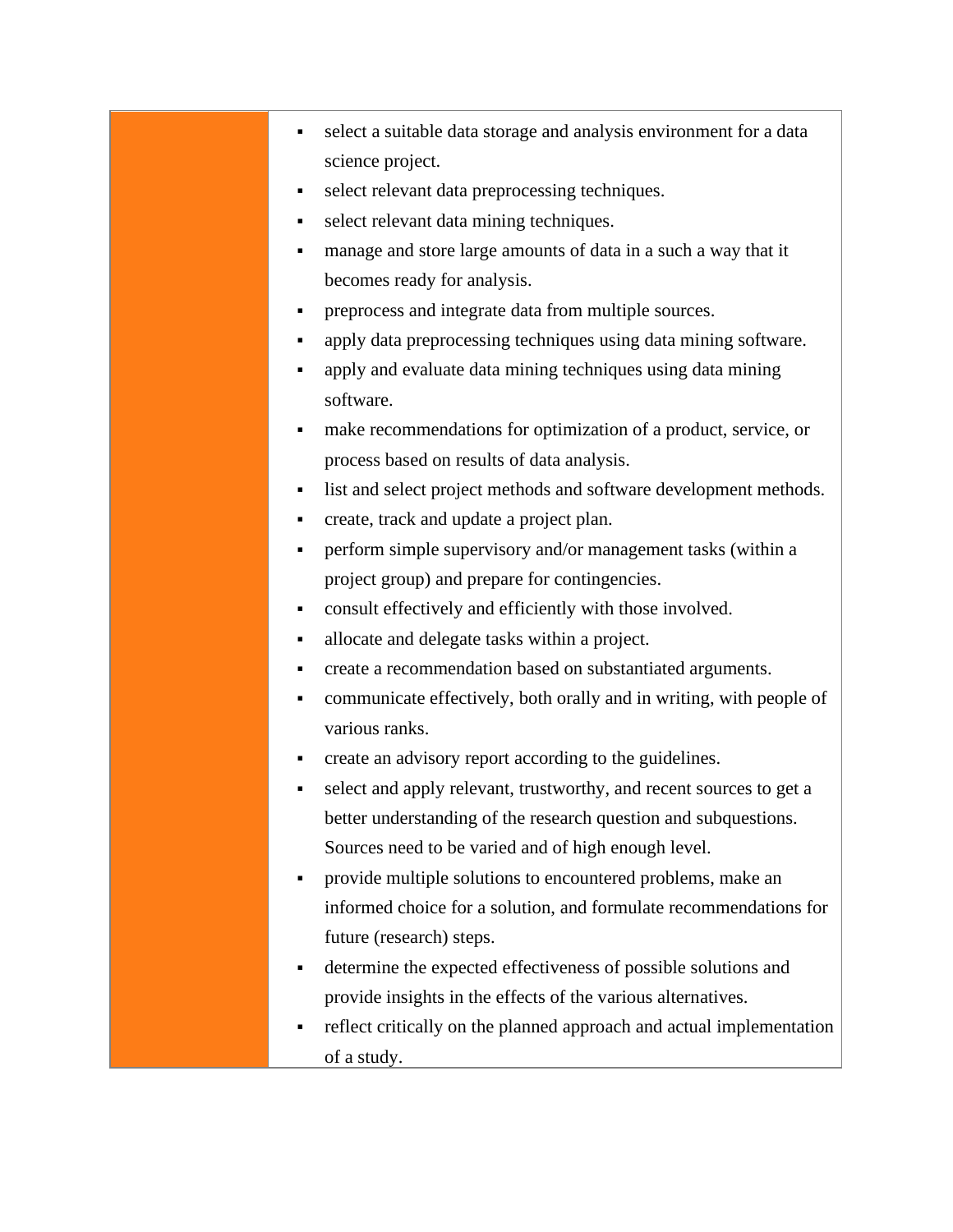| | |
|---|---|
| | - select a suitable data storage and analysis environment for a data science project.<br>- select relevant data preprocessing techniques.<br>- select relevant data mining techniques.<br>- manage and store large amounts of data in a such a way that it becomes ready for analysis.<br>- preprocess and integrate data from multiple sources.<br>- apply data preprocessing techniques using data mining software.<br>- apply and evaluate data mining techniques using data mining software.<br>- make recommendations for optimization of a product, service, or process based on results of data analysis.<br>- list and select project methods and software development methods.<br>- create, track and update a project plan.<br>- perform simple supervisory and/or management tasks (within a project group) and prepare for contingencies.<br>- consult effectively and efficiently with those involved.<br>- allocate and delegate tasks within a project.<br>- create a recommendation based on substantiated arguments.<br>- communicate effectively, both orally and in writing, with people of various ranks.<br>- create an advisory report according to the guidelines.<br>- select and apply relevant, trustworthy, and recent sources to get a better understanding of the research question and subquestions. Sources need to be varied and of high enough level.<br>- provide multiple solutions to encountered problems, make an informed choice for a solution, and formulate recommendations for future (research) steps.<br>- determine the expected effectiveness of possible solutions and provide insights in the effects of the various alternatives.<br>- reflect critically on the planned approach and actual implementation of a study. |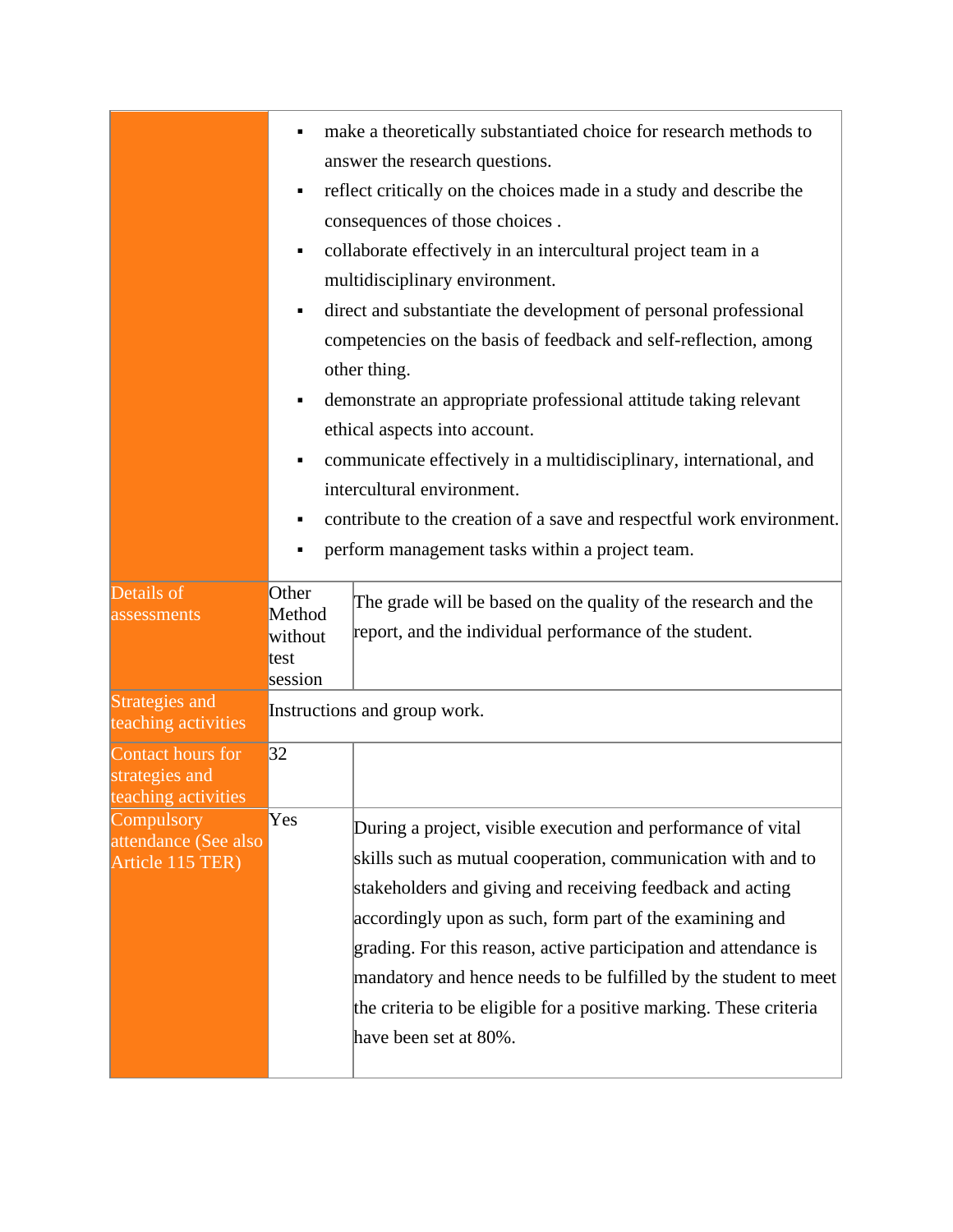| | | |
|---|---|---|
| | <ul><li>make a theoretically substantiated choice for research methods to answer the research questions.</li><li>reflect critically on the choices made in a study and describe the consequences of those choices .</li><li>collaborate effectively in an intercultural project team in a multidisciplinary environment.</li><li>direct and substantiate the development of personal professional competencies on the basis of feedback and self-reflection, among other thing.</li><li>demonstrate an appropriate professional attitude taking relevant ethical aspects into account.</li><li>communicate effectively in a multidisciplinary, international, and intercultural environment.</li><li>contribute to the creation of a save and respectful work environment.</li><li>perform management tasks within a project team.</li></ul> | |
| Details of assessments | Other Method without test session | The grade will be based on the quality of the research and the report, and the individual performance of the student. |
| Strategies and teaching activities | Instructions and group work. | |
| Contact hours for strategies and teaching activities | 32 | |
| Compulsory attendance (See also Article 115 TER) | Yes | During a project, visible execution and performance of vital skills such as mutual cooperation, communication with and to stakeholders and giving and receiving feedback and acting accordingly upon as such, form part of the examining and grading. For this reason, active participation and attendance is mandatory and hence needs to be fulfilled by the student to meet the criteria to be eligible for a positive marking. These criteria have been set at 80%. |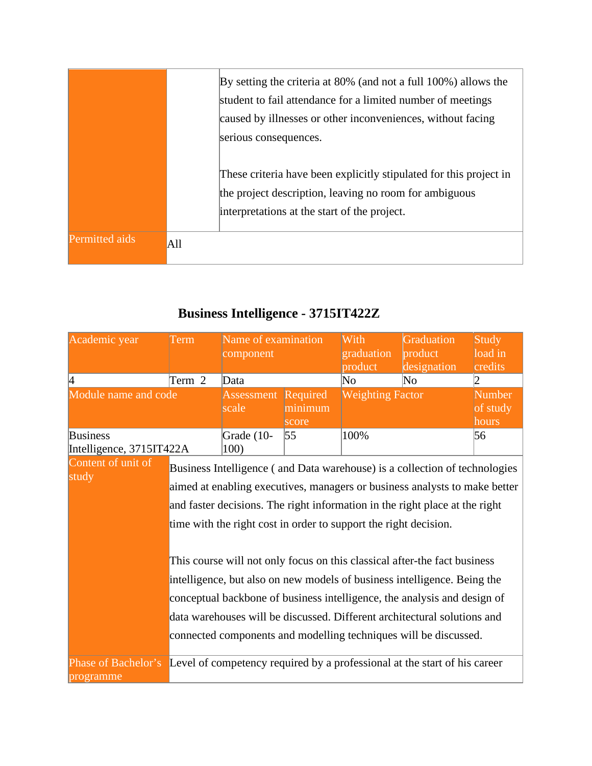| | | |
|---|---|---|
| | | By setting the criteria at 80% (and not a full 100%) allows the student to fail attendance for a limited number of meetings caused by illnesses or other inconveniences, without facing serious consequences.<br><br>These criteria have been explicitly stipulated for this project in the project description, leaving no room for ambiguous interpretations at the start of the project. |
| Permitted aids | All | |

## Business Intelligence - 3715IT422Z

| Academic year | Term | Name of examination component | | With graduation product | Graduation product designation | Study load in credits |
|---|---|---|---|---|---|---|
| 4 | Term 2 | Data | | No | No | 2 |
| Module name and code | | Assessment scale | Required minimum score | Weighting Factor | | Number of study hours |
| Business Intelligence, 3715IT422A | | Grade (10-100) | 55 | 100% | | 56 |
| Content of unit of study | Business Intelligence ( and Data warehouse) is a collection of technologies aimed at enabling executives, managers or business analysts to make better and faster decisions. The right information in the right place at the right time with the right cost in order to support the right decision.<br><br>This course will not only focus on this classical after-the fact business intelligence, but also on new models of business intelligence. Being the conceptual backbone of business intelligence, the analysis and design of data warehouses will be discussed. Different architectural solutions and connected components and modelling techniques will be discussed. | | | | | |
| Phase of Bachelor's programme | Level of competency required by a professional at the start of his career | | | | | |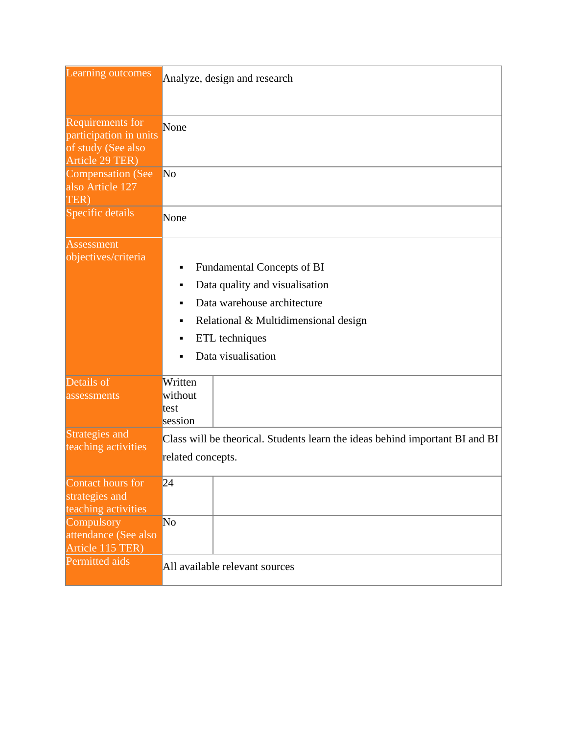| | | |
|---|---|---|
| Learning outcomes | Analyze, design and research | |
| Requirements for participation in units of study (See also Article 29 TER) | None | |
| Compensation (See also Article 127 TER) | No | |
| Specific details | None | |
| Assessment objectives/criteria | ▪ Fundamental Concepts of BI<br>▪ Data quality and visualisation<br>▪ Data warehouse architecture<br>▪ Relational & Multidimensional design<br>▪ ETL techniques<br>▪ Data visualisation | |
| Details of assessments | Written without test session | |
| Strategies and teaching activities | Class will be theorical. Students learn the ideas behind important BI and BI related concepts. | |
| Contact hours for strategies and teaching activities | 24 | |
| Compulsory attendance (See also Article 115 TER) | No | |
| Permitted aids | All available relevant sources | |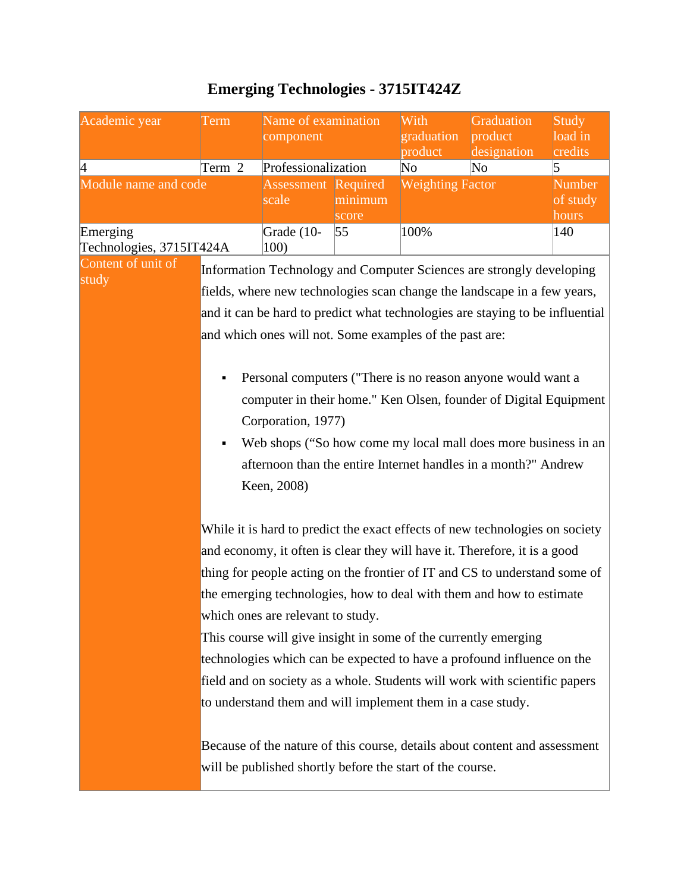# Emerging Technologies - 3715IT424Z

| Academic year | Term | Name of examination component | | With graduation product | Graduation product designation | Study load in credits |
|---|---|---|---|---|---|---|
| 4 | Term 2 | Professionalization | | No | No | 5 |
| Module name and code | | Assessment scale | Required minimum score | Weighting Factor | | Number of study hours |
| Emerging Technologies, 3715IT424A | | Grade (10-100) | 55 | 100% | | 140 |

**Content of unit of study**

Information Technology and Computer Sciences are strongly developing fields, where new technologies scan change the landscape in a few years, and it can be hard to predict what technologies are staying to be influential and which ones will not. Some examples of the past are:

- Personal computers ("There is no reason anyone would want a computer in their home." Ken Olsen, founder of Digital Equipment Corporation, 1977)
- Web shops ("So how come my local mall does more business in an afternoon than the entire Internet handles in a month?" Andrew Keen, 2008)

While it is hard to predict the exact effects of new technologies on society and economy, it often is clear they will have it. Therefore, it is a good thing for people acting on the frontier of IT and CS to understand some of the emerging technologies, how to deal with them and how to estimate which ones are relevant to study.

This course will give insight in some of the currently emerging technologies which can be expected to have a profound influence on the field and on society as a whole. Students will work with scientific papers to understand them and will implement them in a case study.

Because of the nature of this course, details about content and assessment will be published shortly before the start of the course.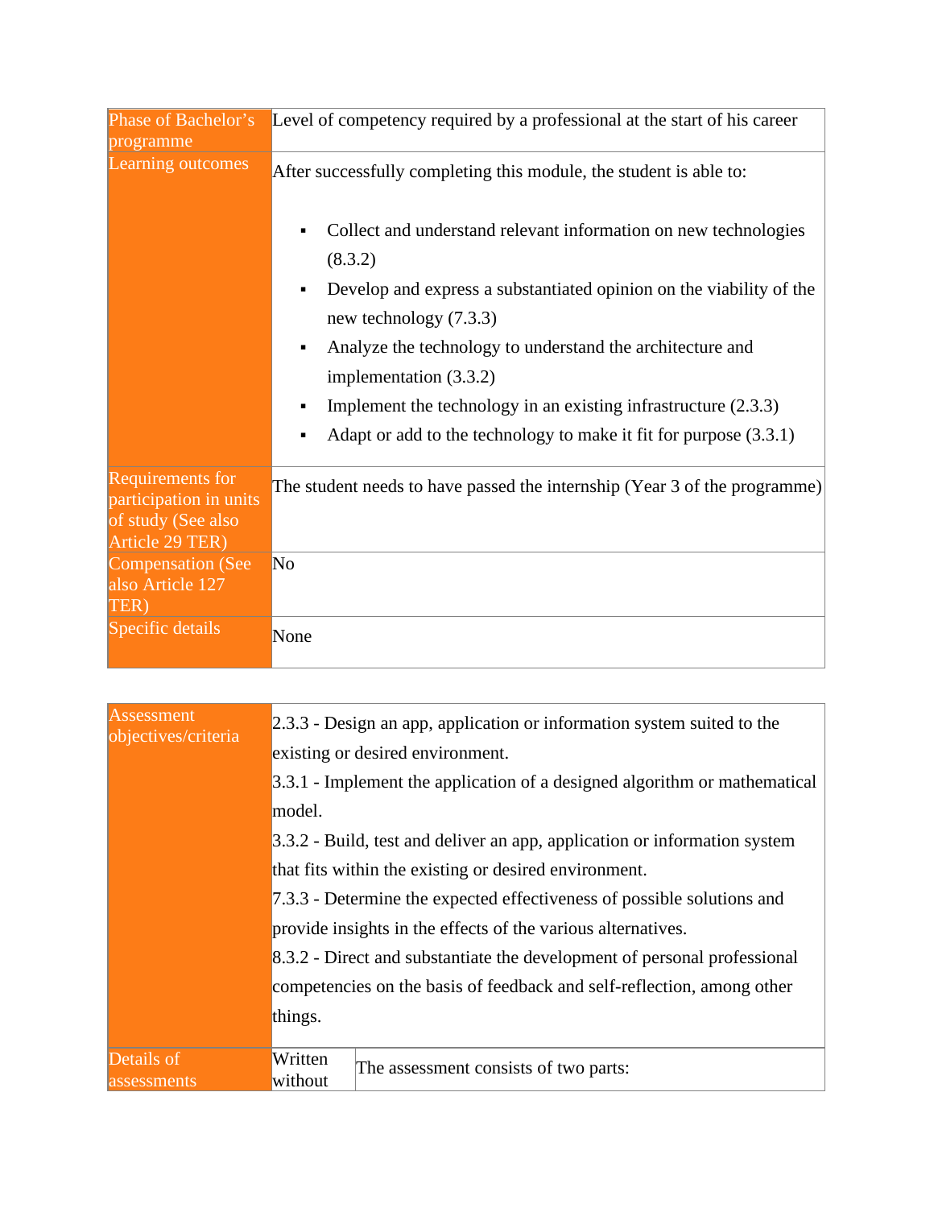| | |
|---|---|
| Phase of Bachelor's programme | Level of competency required by a professional at the start of his career |
| Learning outcomes | After successfully completing this module, the student is able to:<br><br>▪ Collect and understand relevant information on new technologies (8.3.2)<br>▪ Develop and express a substantiated opinion on the viability of the new technology (7.3.3)<br>▪ Analyze the technology to understand the architecture and implementation (3.3.2)<br>▪ Implement the technology in an existing infrastructure (2.3.3)<br>▪ Adapt or add to the technology to make it fit for purpose (3.3.1) |
| Requirements for participation in units of study (See also Article 29 TER) | The student needs to have passed the internship (Year 3 of the programme) |
| Compensation (See also Article 127 TER) | No |
| Specific details | None |

| | | |
|---|---|---|
| Assessment objectives/criteria | 2.3.3 - Design an app, application or information system suited to the existing or desired environment.<br>3.3.1 - Implement the application of a designed algorithm or mathematical model.<br>3.3.2 - Build, test and deliver an app, application or information system that fits within the existing or desired environment.<br>7.3.3 - Determine the expected effectiveness of possible solutions and provide insights in the effects of the various alternatives.<br>8.3.2 - Direct and substantiate the development of personal professional competencies on the basis of feedback and self-reflection, among other things. | |
| Details of assessments | Written without | The assessment consists of two parts: |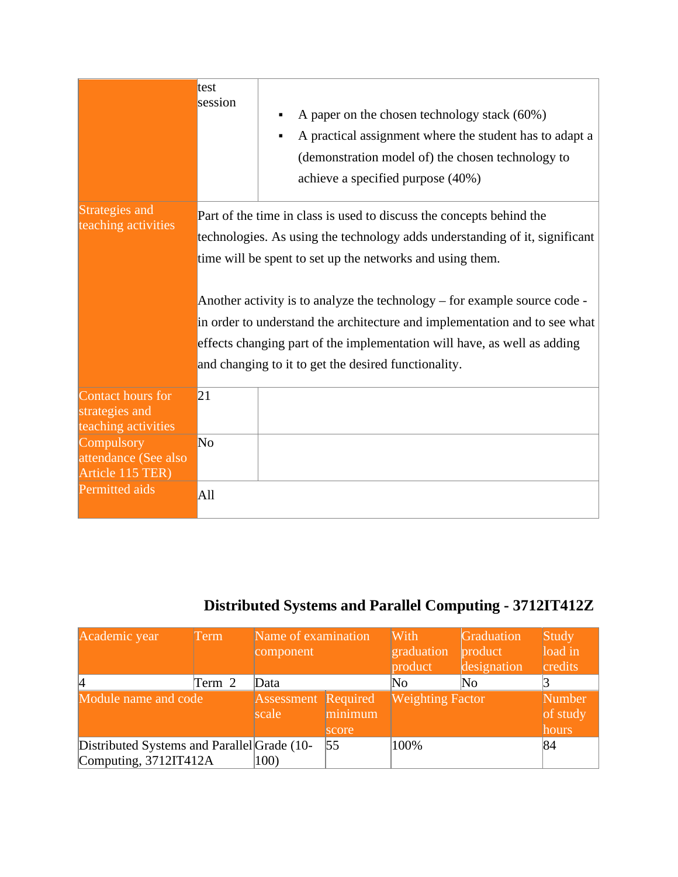| | | |
|---|---|---|
| | test session | ▪ A paper on the chosen technology stack (60%) <br> ▪ A practical assignment where the student has to adapt a (demonstration model of) the chosen technology to achieve a specified purpose (40%) |
| Strategies and teaching activities | Part of the time in class is used to discuss the concepts behind the technologies. As using the technology adds understanding of it, significant time will be spent to set up the networks and using them.<br><br>Another activity is to analyze the technology – for example source code - in order to understand the architecture and implementation and to see what effects changing part of the implementation will have, as well as adding and changing to it to get the desired functionality. | |
| Contact hours for strategies and teaching activities | 21 | |
| Compulsory attendance (See also Article 115 TER) | No | |
| Permitted aids | All | |

## Distributed Systems and Parallel Computing - 3712IT412Z

| Academic year | Term | Name of examination component | | With graduation product | Graduation product designation | Study load in credits |
|---|---|---|---|---|---|---|
| 4 | Term 2 | Data | | No | No | 3 |
| Module name and code | | Assessment scale | Required minimum score | Weighting Factor | | Number of study hours |
| Distributed Systems and Parallel Computing, 3712IT412A | | Grade (10-100) | 55 | 100% | | 84 |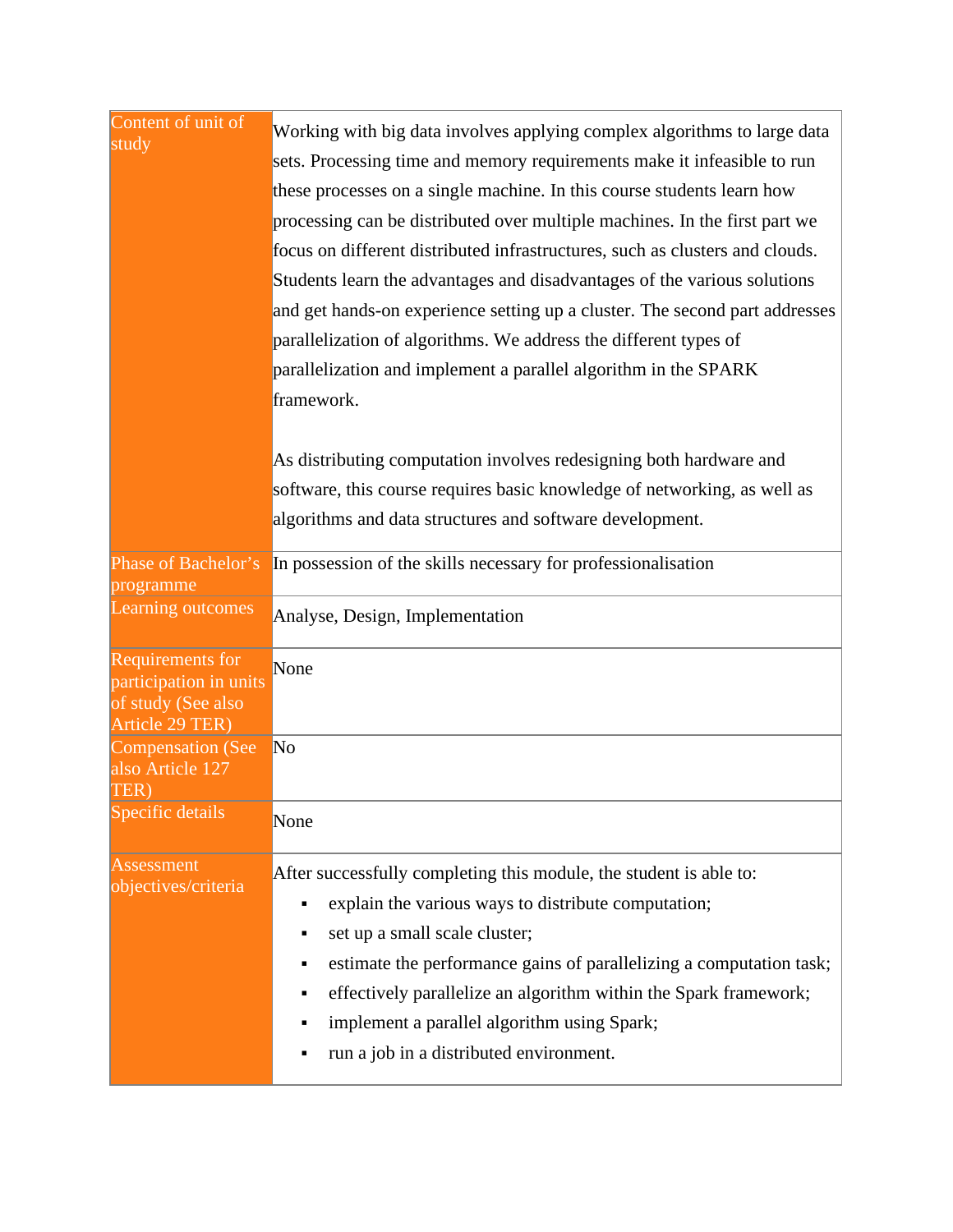| | |
|---|---|
| Content of unit of study | Working with big data involves applying complex algorithms to large data sets. Processing time and memory requirements make it infeasible to run these processes on a single machine. In this course students learn how processing can be distributed over multiple machines. In the first part we focus on different distributed infrastructures, such as clusters and clouds. Students learn the advantages and disadvantages of the various solutions and get hands-on experience setting up a cluster. The second part addresses parallelization of algorithms. We address the different types of parallelization and implement a parallel algorithm in the SPARK framework.<br><br>As distributing computation involves redesigning both hardware and software, this course requires basic knowledge of networking, as well as algorithms and data structures and software development. |
| Phase of Bachelor's programme | In possession of the skills necessary for professionalisation |
| Learning outcomes | Analyse, Design, Implementation |
| Requirements for participation in units of study (See also Article 29 TER) | None |
| Compensation (See also Article 127 TER) | No |
| Specific details | None |
| Assessment objectives/criteria | After successfully completing this module, the student is able to:<br>▪ explain the various ways to distribute computation;<br>▪ set up a small scale cluster;<br>▪ estimate the performance gains of parallelizing a computation task;<br>▪ effectively parallelize an algorithm within the Spark framework;<br>▪ implement a parallel algorithm using Spark;<br>▪ run a job in a distributed environment. |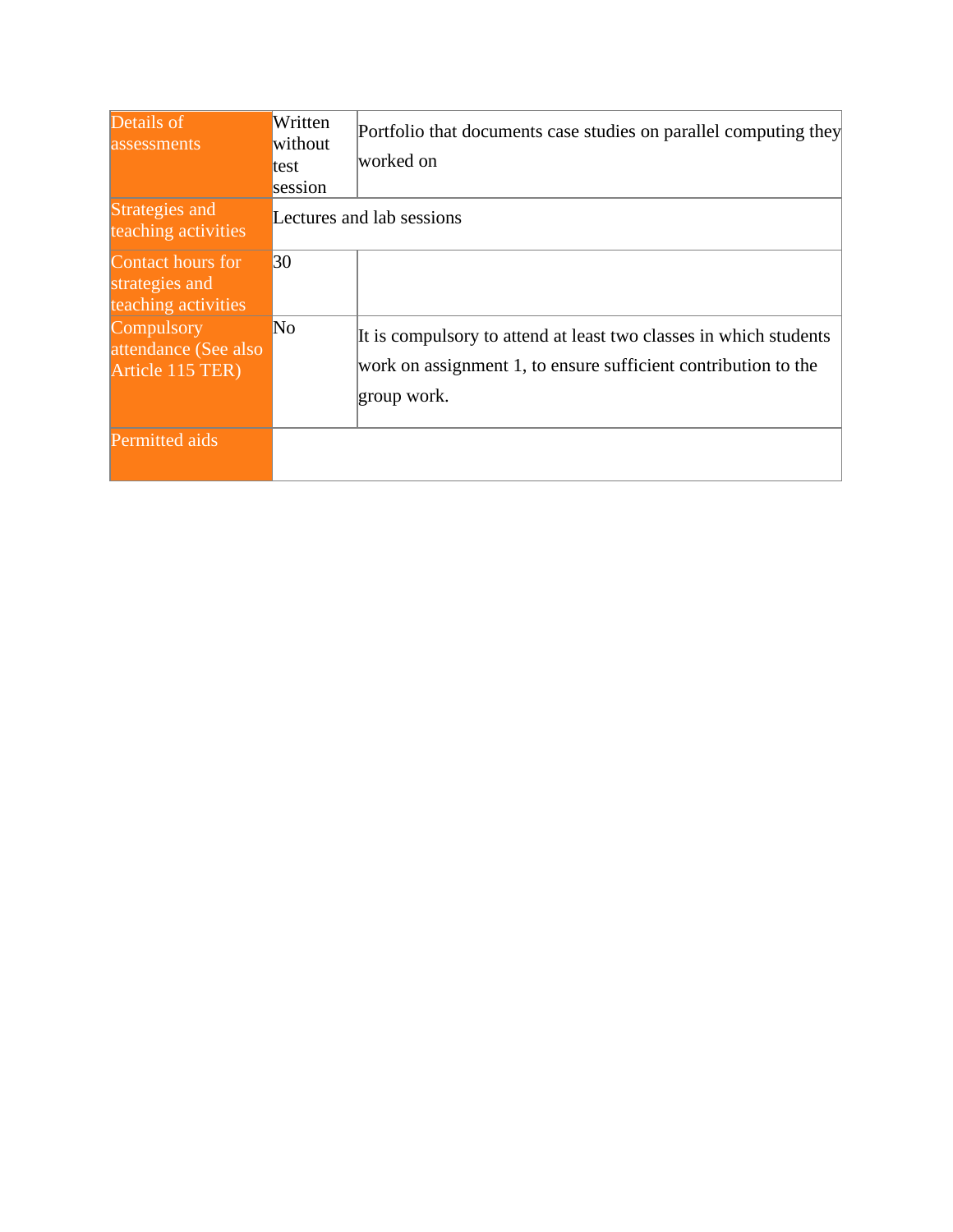| | | |
|---|---|---|
| Details of assessments | Written without test session | Portfolio that documents case studies on parallel computing they worked on |
| Strategies and teaching activities | Lectures and lab sessions | |
| Contact hours for strategies and teaching activities | 30 | |
| Compulsory attendance (See also Article 115 TER) | No | It is compulsory to attend at least two classes in which students work on assignment 1, to ensure sufficient contribution to the group work. |
| Permitted aids | | |